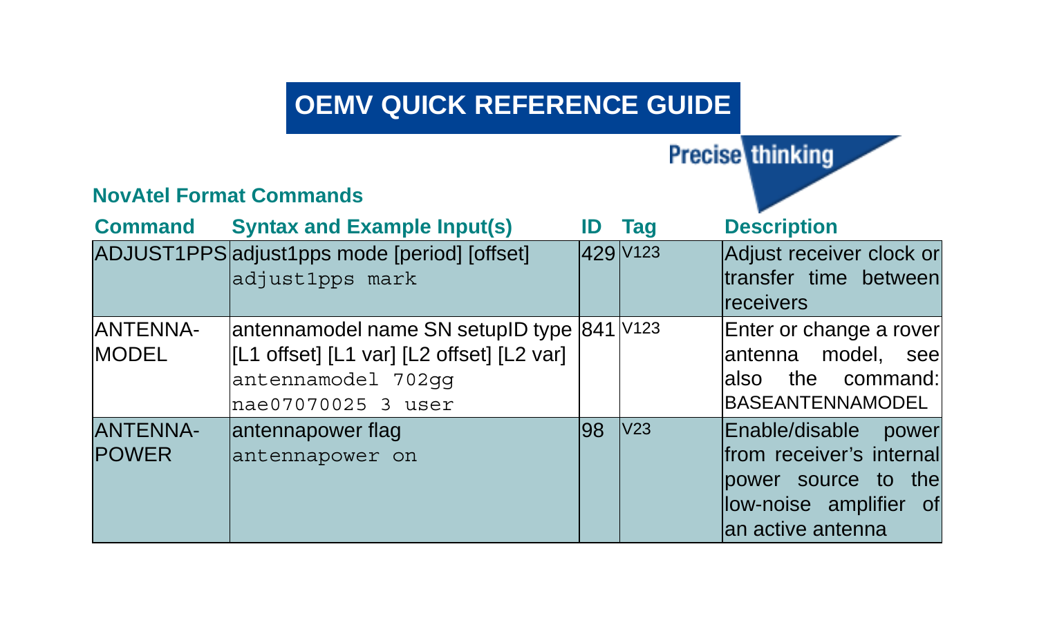# OEMV QUICK REFERENCE GUIDE

Precise thinking

## NovAtel Format Commands

| Command | Syntax and Example Input(s) | ID | Tag | Description |
|---|---|---|---|---|
| ADJUST1PPS | adjust1pps mode [period] [offset]<br>`adjust1pps mark` | 429 | V123 | Adjust receiver clock or transfer time between receivers |
| ANTENNA-MODEL | antennamodel name SN setupID type [L1 offset] [L1 var] [L2 offset] [L2 var]<br>`antennamodel 702gg nae07070025 3 user` | 841 | V123 | Enter or change a rover antenna model, see also the command: BASEANTENNAMODEL |
| ANTENNA-POWER | antennapower flag<br>`antennapower on` | 98 | V23 | Enable/disable power from receiver's internal power source to the low-noise amplifier of an active antenna |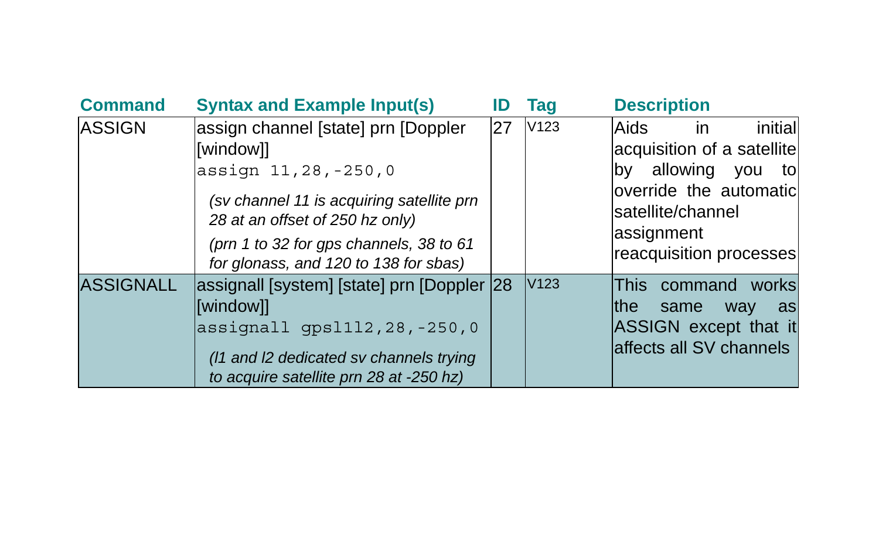| Command | Syntax and Example Input(s) | ID | Tag | Description |
| --- | --- | --- | --- | --- |
| ASSIGN | assign channel [state] prn [Doppler [window]]<br>`assign 11,28,-250,0`<br>*(sv channel 11 is acquiring satellite prn 28 at an offset of 250 hz only)*<br>*(prn 1 to 32 for gps channels, 38 to 61 for glonass, and 120 to 138 for sbas)* | 27 | V123 | Aids in initial acquisition of a satellite by allowing you to override the automatic satellite/channel assignment reacquisition processes |
| ASSIGNALL | assignall [system] [state] prn [Doppler [window]]<br>`assignall gpsl1l2,28,-250,0`<br>*(l1 and l2 dedicated sv channels trying to acquire satellite prn 28 at -250 hz)* | 28 | V123 | This command works the same way as ASSIGN except that it affects all SV channels |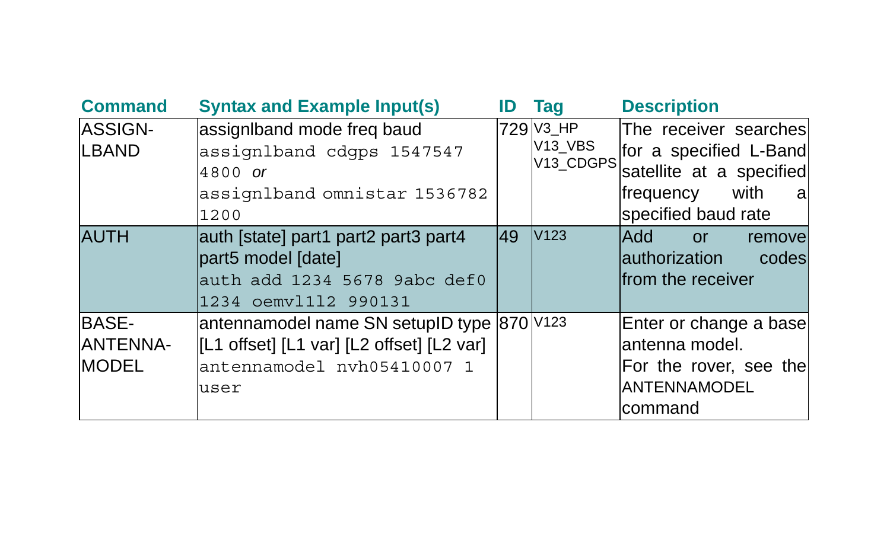| Command | Syntax and Example Input(s) | ID | Tag | Description |
| --- | --- | --- | --- | --- |
| ASSIGN-LBAND | assignlband mode freq baud<br>`assignlband cdgps 1547547 4800` *or*<br>`assignlband omnistar 1536782 1200` | 729 | V3_HP<br>V13_VBS<br>V13_CDGPS | The receiver searches for a specified L-Band satellite at a specified frequency with a specified baud rate |
| AUTH | auth [state] part1 part2 part3 part4 part5 model [date]<br>`auth add 1234 5678 9abc def0 1234 oemv1l2 990131` | 49 | V123 | Add or remove authorization codes from the receiver |
| BASE-ANTENNA-MODEL | antennamodel name SN setupID type [L1 offset] [L1 var] [L2 offset] [L2 var]<br>`antennamodel nvh05410007 1 user` | 870 | V123 | Enter or change a base antenna model.<br>For the rover, see the ANTENNAMODEL command |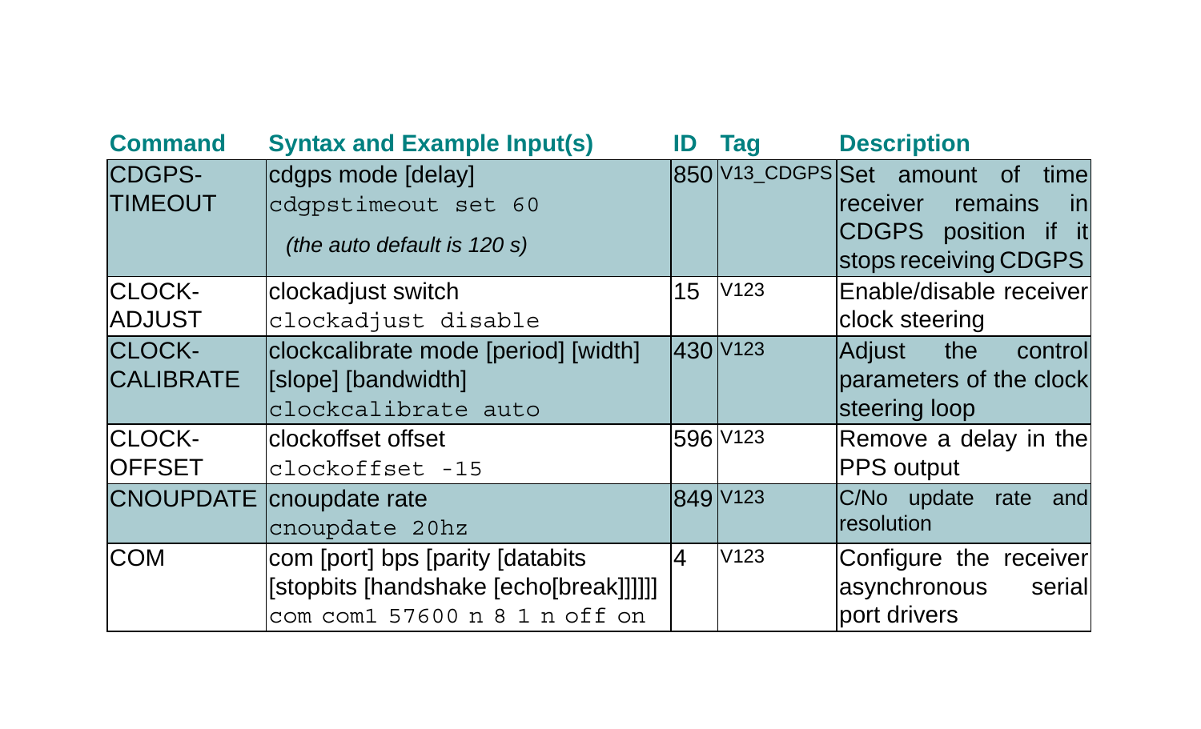| Command | Syntax and Example Input(s) | ID | Tag | Description |
|---|---|---|---|---|
| CDGPS-TIMEOUT | cdgps mode [delay]<br>`cdgpstimeout set 60`<br>*(the auto default is 120 s)* | 850 | V13_CDGPS | Set amount of time receiver remains in CDGPS position if it stops receiving CDGPS |
| CLOCK-ADJUST | clockadjust switch<br>`clockadjust disable` | 15 | V123 | Enable/disable receiver clock steering |
| CLOCK-CALIBRATE | clockcalibrate mode [period] [width] [slope] [bandwidth]<br>`clockcalibrate auto` | 430 | V123 | Adjust the control parameters of the clock steering loop |
| CLOCK-OFFSET | clockoffset offset<br>`clockoffset -15` | 596 | V123 | Remove a delay in the PPS output |
| CNOUPDATE | cnoupdate rate<br>`cnoupdate 20hz` | 849 | V123 | C/No update rate and resolution |
| COM | com [port] bps [parity [databits [stopbits [handshake [echo[break]]]]]]<br>`com com1 57600 n 8 1 n off on` | 4 | V123 | Configure the receiver asynchronous serial port drivers |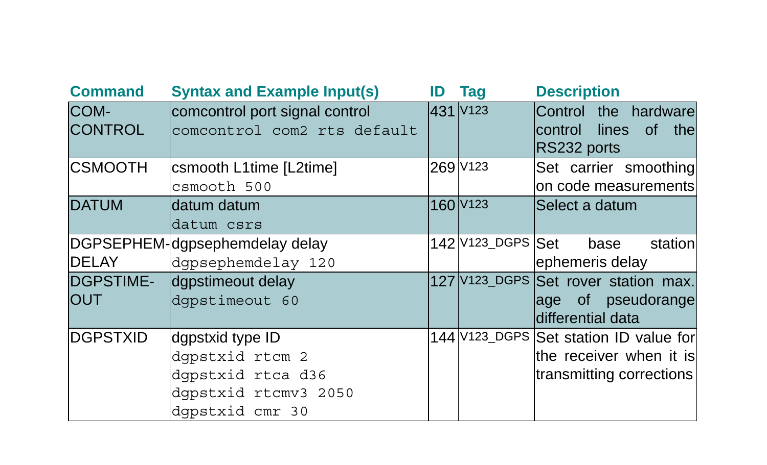| Command | Syntax and Example Input(s) | ID | Tag | Description |
|---|---|---|---|---|
| COM-CONTROL | comcontrol port signal control<br>`comcontrol com2 rts default` | 431 | V123 | Control the hardware control lines of the RS232 ports |
| CSMOOTH | csmooth L1time [L2time]<br>`csmooth 500` | 269 | V123 | Set carrier smoothing on code measurements |
| DATUM | datum datum<br>`datum csrs` | 160 | V123 | Select a datum |
| DGPSEPHEM-DELAY | dgpsephemdelay delay<br>`dgpsephemdelay 120` | 142 | V123_DGPS | Set base station ephemeris delay |
| DGPSTIME-OUT | dgpstimeout delay<br>`dgpstimeout 60` | 127 | V123_DGPS | Set rover station max. age of pseudorange differential data |
| DGPSTXID | dgpstxid type ID<br>`dgpstxid rtcm 2`<br>`dgpstxid rtca d36`<br>`dgpstxid rtcmv3 2050`<br>`dgpstxid cmr 30` | 144 | V123_DGPS | Set station ID value for the receiver when it is transmitting corrections |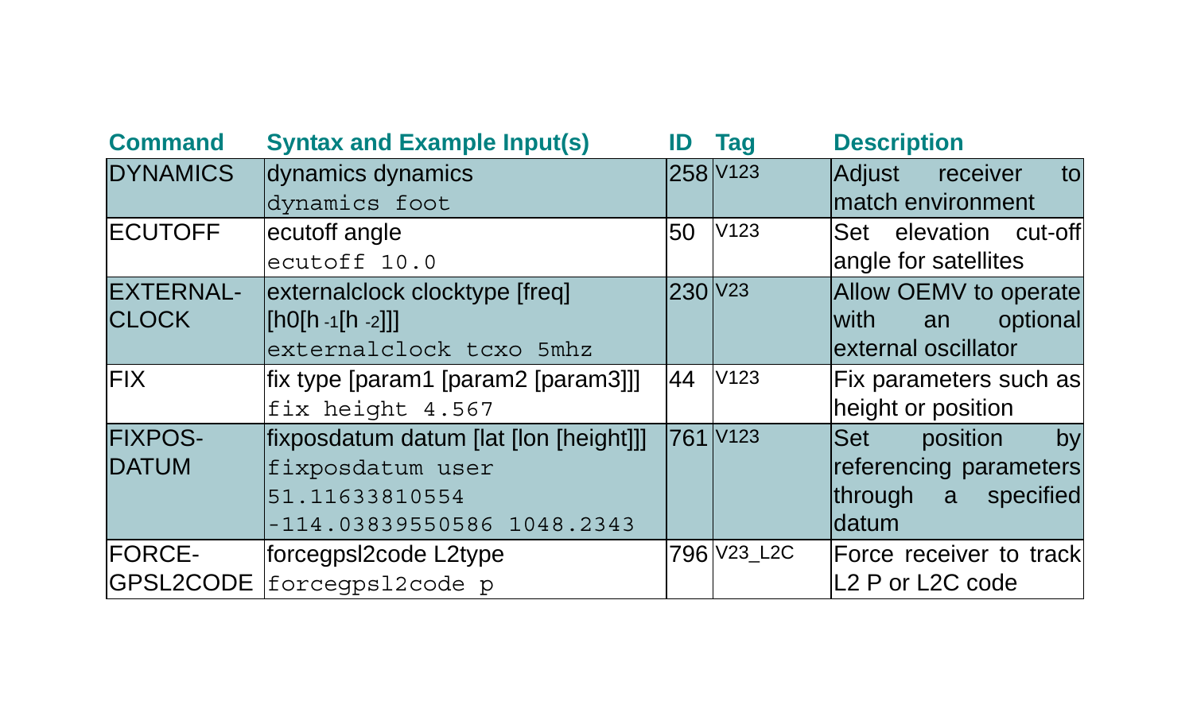| Command | Syntax and Example Input(s) | ID | Tag | Description |
|---|---|---|---|---|
| DYNAMICS | dynamics dynamics<br>`dynamics foot` | 258 | V123 | Adjust receiver to match environment |
| ECUTOFF | ecutoff angle<br>`ecutoff 10.0` | 50 | V123 | Set elevation cut-off angle for satellites |
| EXTERNAL-CLOCK | externalclock clocktype [freq] [h0[h $_{-1}$[h $_{-2}$]]]<br>`externalclock tcxo 5mhz` | 230 | V23 | Allow OEMV to operate with an optional external oscillator |
| FIX | fix type [param1 [param2 [param3]]]<br>`fix height 4.567` | 44 | V123 | Fix parameters such as height or position |
| FIXPOS-DATUM | fixposdatum datum [lat [lon [height]]]<br>`fixposdatum user 51.11633810554 -114.03839550586 1048.2343` | 761 | V123 | Set position by referencing parameters through a specified datum |
| FORCE-GPSL2CODE | forcegpsl2code L2type<br>`forcegpsl2code p` | 796 | V23_L2C | Force receiver to track L2 P or L2C code |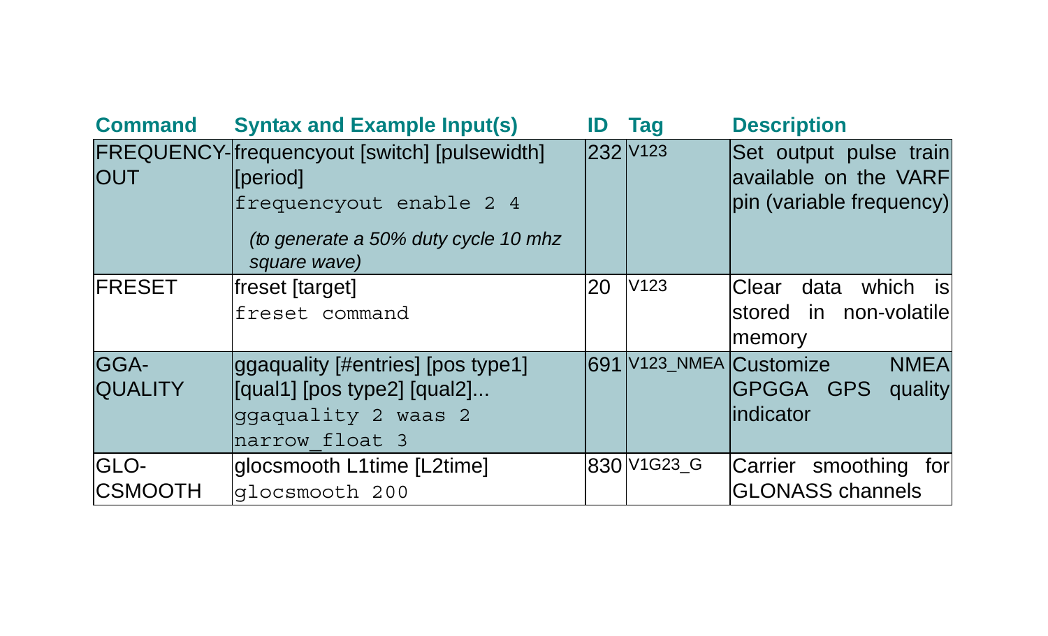| Command | Syntax and Example Input(s) | ID | Tag | Description |
|---|---|---|---|---|
| FREQUENCY-OUT | frequencyout [switch] [pulsewidth] [period]<br>`frequencyout enable 2 4`<br>*(to generate a 50% duty cycle 10 mhz square wave)* | 232 | V123 | Set output pulse train available on the VARF pin (variable frequency) |
| FRESET | freset [target]<br>`freset command` | 20 | V123 | Clear data which is stored in non-volatile memory |
| GGA-QUALITY | ggaquality [#entries] [pos type1] [qual1] [pos type2] [qual2]...<br>`ggaquality 2 waas 2 narrow_float 3` | 691 | V123_NMEA | Customize NMEA GPGGA GPS quality indicator |
| GLO-CSMOOTH | glocsmooth L1time [L2time]<br>`glocsmooth 200` | 830 | V1G23_G | Carrier smoothing for GLONASS channels |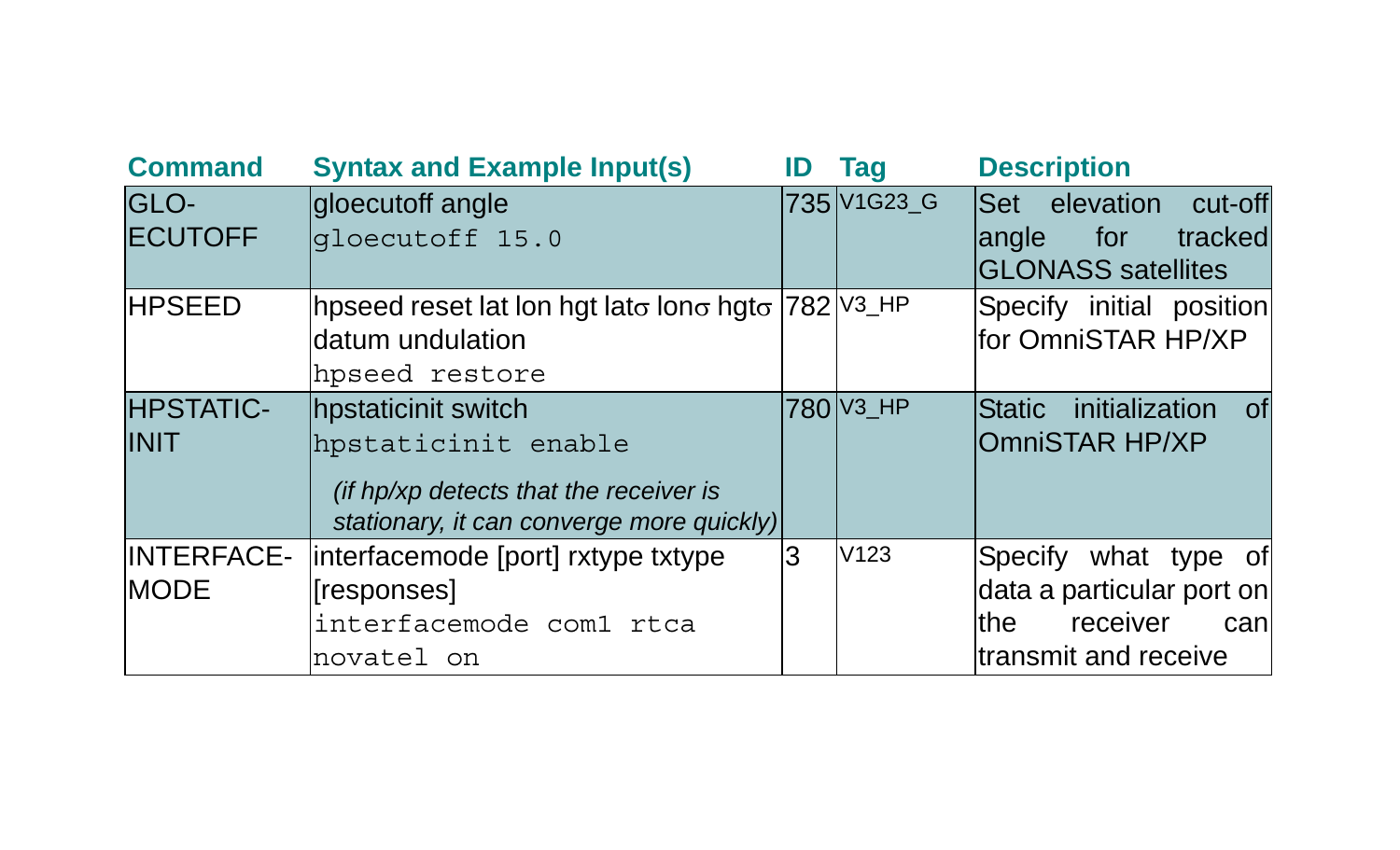| Command | Syntax and Example Input(s) | ID | Tag | Description |
|---|---|---|---|---|
| GLO-ECUTOFF | gloecutoff angle<br>`gloecutoff 15.0` | 735 | V1G23_G | Set elevation cut-off angle for tracked GLONASS satellites |
| HPSEED | hpseed reset lat lon hgt latσ lonσ hgtσ datum undulation<br>`hpseed restore` | 782 | V3_HP | Specify initial position for OmniSTAR HP/XP |
| HPSTATIC-INIT | hpstaticinit switch<br>`hpstaticinit enable`<br>*(if hp/xp detects that the receiver is stationary, it can converge more quickly)* | 780 | V3_HP | Static initialization of OmniSTAR HP/XP |
| INTERFACE-MODE | interfacemode [port] rxtype txtype [responses]<br>`interfacemode com1 rtca novatel on` | 3 | V123 | Specify what type of data a particular port on the receiver can transmit and receive |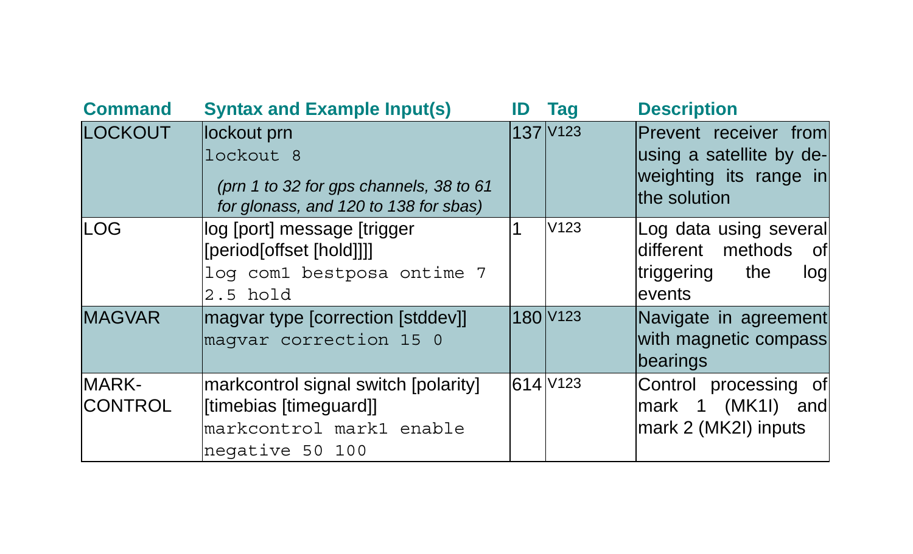| Command | Syntax and Example Input(s) | ID | Tag | Description |
|---|---|---|---|---|
| LOCKOUT | lockout prn<br>`lockout 8`<br>*(prn 1 to 32 for gps channels, 38 to 61 for glonass, and 120 to 138 for sbas)* | 137 | V123 | Prevent receiver from using a satellite by de-weighting its range in the solution |
| LOG | log [port] message [trigger [period[offset [hold]]]]<br>`log com1 bestposa ontime 7 2.5 hold` | 1 | V123 | Log data using several different methods of triggering the log events |
| MAGVAR | magvar type [correction [stddev]]<br>`magvar correction 15 0` | 180 | V123 | Navigate in agreement with magnetic compass bearings |
| MARK-CONTROL | markcontrol signal switch [polarity] [timebias [timeguard]]<br>`markcontrol mark1 enable negative 50 100` | 614 | V123 | Control processing of mark 1 (MK1I) and mark 2 (MK2I) inputs |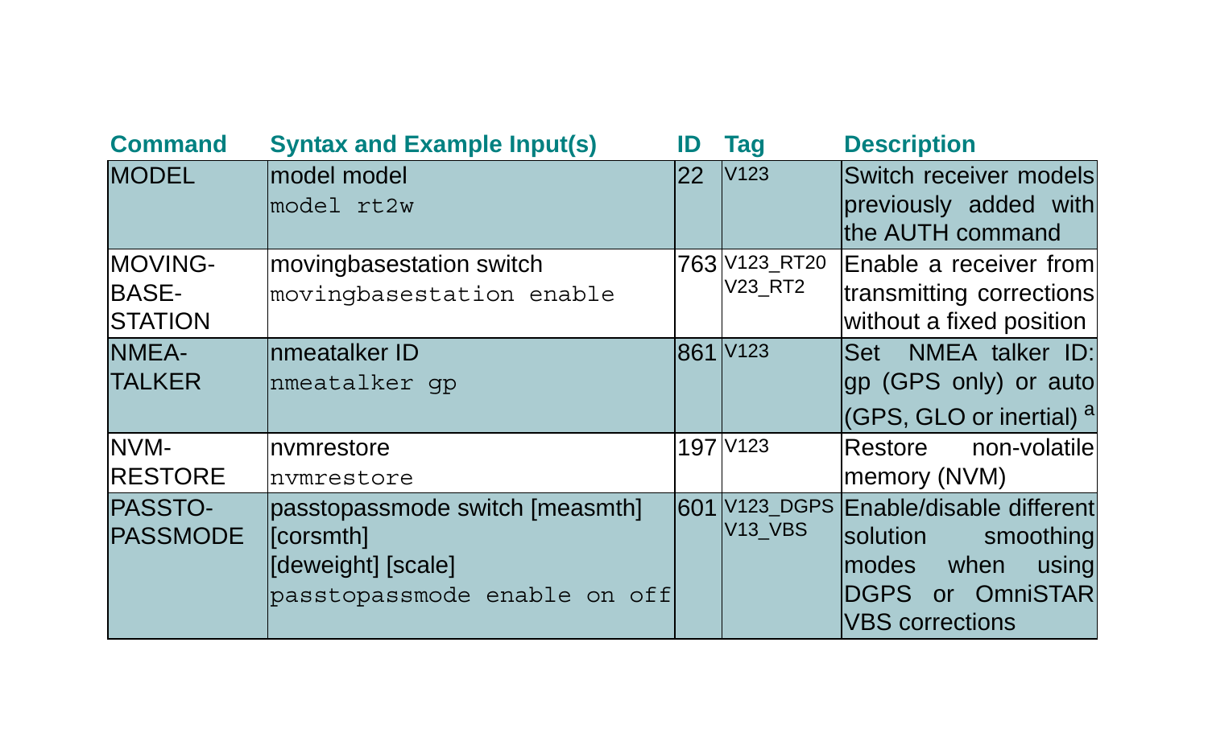| Command | Syntax and Example Input(s) | ID | Tag | Description |
|---|---|---|---|---|
| MODEL | model model<br>`model rt2w` | 22 | V123 | Switch receiver models previously added with the AUTH command |
| MOVING-BASE-STATION | movingbasestation switch<br>`movingbasestation enable` | 763 | V123_RT20<br>V23_RT2 | Enable a receiver from transmitting corrections without a fixed position |
| NMEA-TALKER | nmeatalker ID<br>`nmeatalker gp` | 861 | V123 | Set NMEA talker ID: gp (GPS only) or auto (GPS, GLO or inertial) [a] |
| NVM-RESTORE | nvmrestore<br>`nvmrestore` | 197 | V123 | Restore non-volatile memory (NVM) |
| PASSTO-PASSMODE | passtopassmode switch [measmth] [corsmth]<br>[deweight] [scale]<br>`passtopassmode enable on off` | 601 | V123_DGPS<br>V13_VBS | Enable/disable different solution smoothing modes when using DGPS or OmniSTAR VBS corrections |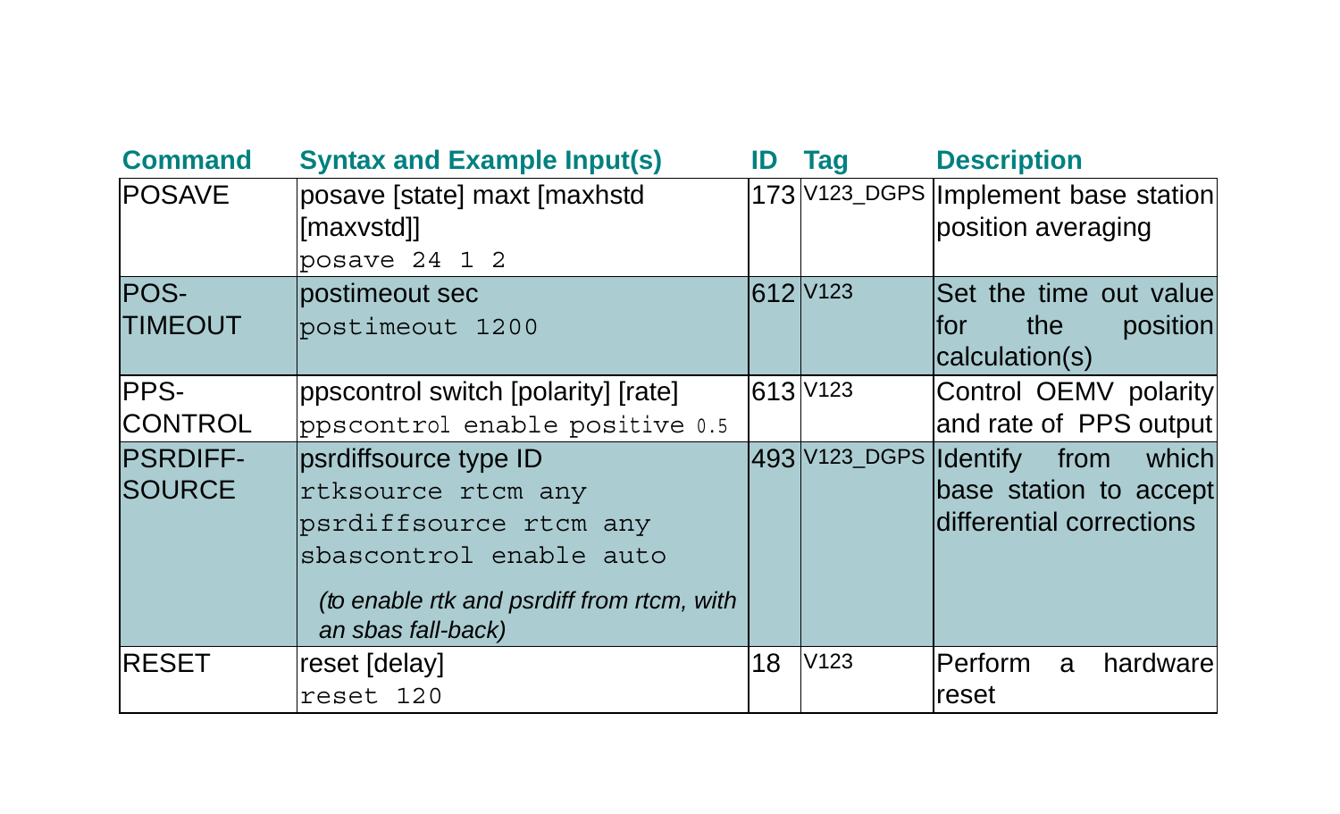| Command | Syntax and Example Input(s) | ID | Tag | Description |
|---|---|---|---|---|
| POSAVE | posave [state] maxt [maxhstd [maxvstd]]<br>`posave 24 1 2` | 173 | V123_DGPS | Implement base station position averaging |
| POS-TIMEOUT | postimeout sec<br>`postimeout 1200` | 612 | V123 | Set the time out value for the position calculation(s) |
| PPS-CONTROL | ppscontrol switch [polarity] [rate]<br>`ppscontrol enable positive 0.5` | 613 | V123 | Control OEMV polarity and rate of PPS output |
| PSRDIFF-SOURCE | psrdiffsource type ID<br>`rtksource rtcm any`<br>`psrdiffsource rtcm any`<br>`sbascontrol enable auto`<br>*(to enable rtk and psrdiff from rtcm, with an sbas fall-back)* | 493 | V123_DGPS | Identify from which base station to accept differential corrections |
| RESET | reset [delay]<br>`reset 120` | 18 | V123 | Perform a hardware reset |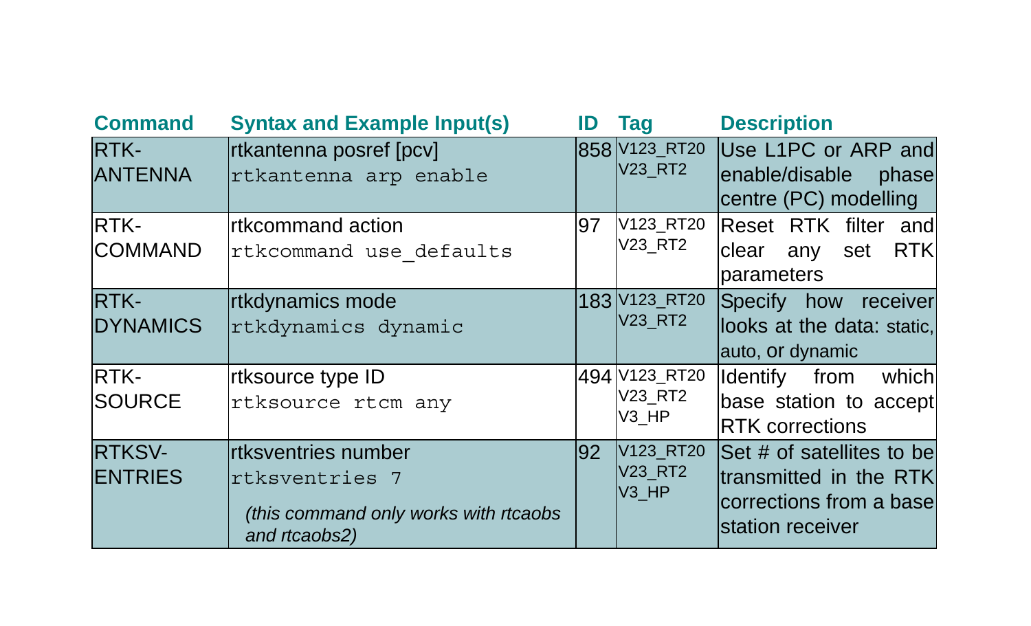| Command | Syntax and Example Input(s) | ID | Tag | Description |
| --- | --- | --- | --- | --- |
| RTK-ANTENNA | rtkantenna posref [pcv]<br>`rtkantenna arp enable` | 858 | V123_RT20<br>V23_RT2 | Use L1PC or ARP and enable/disable phase centre (PC) modelling |
| RTK-COMMAND | rtkcommand action<br>`rtkcommand use_defaults` | 97 | V123_RT20<br>V23_RT2 | Reset RTK filter and clear any set RTK parameters |
| RTK-DYNAMICS | rtkdynamics mode<br>`rtkdynamics dynamic` | 183 | V123_RT20<br>V23_RT2 | Specify how receiver looks at the data: static, auto, or dynamic |
| RTK-SOURCE | rtksource type ID<br>`rtksource rtcm any` | 494 | V123_RT20<br>V23_RT2<br>V3_HP | Identify from which base station to accept RTK corrections |
| RTKSV-ENTRIES | rtksventries number<br>`rtksventries 7`<br>*(this command only works with rtcaobs and rtcaobs2)* | 92 | V123_RT20<br>V23_RT2<br>V3_HP | Set # of satellites to be transmitted in the RTK corrections from a base station receiver |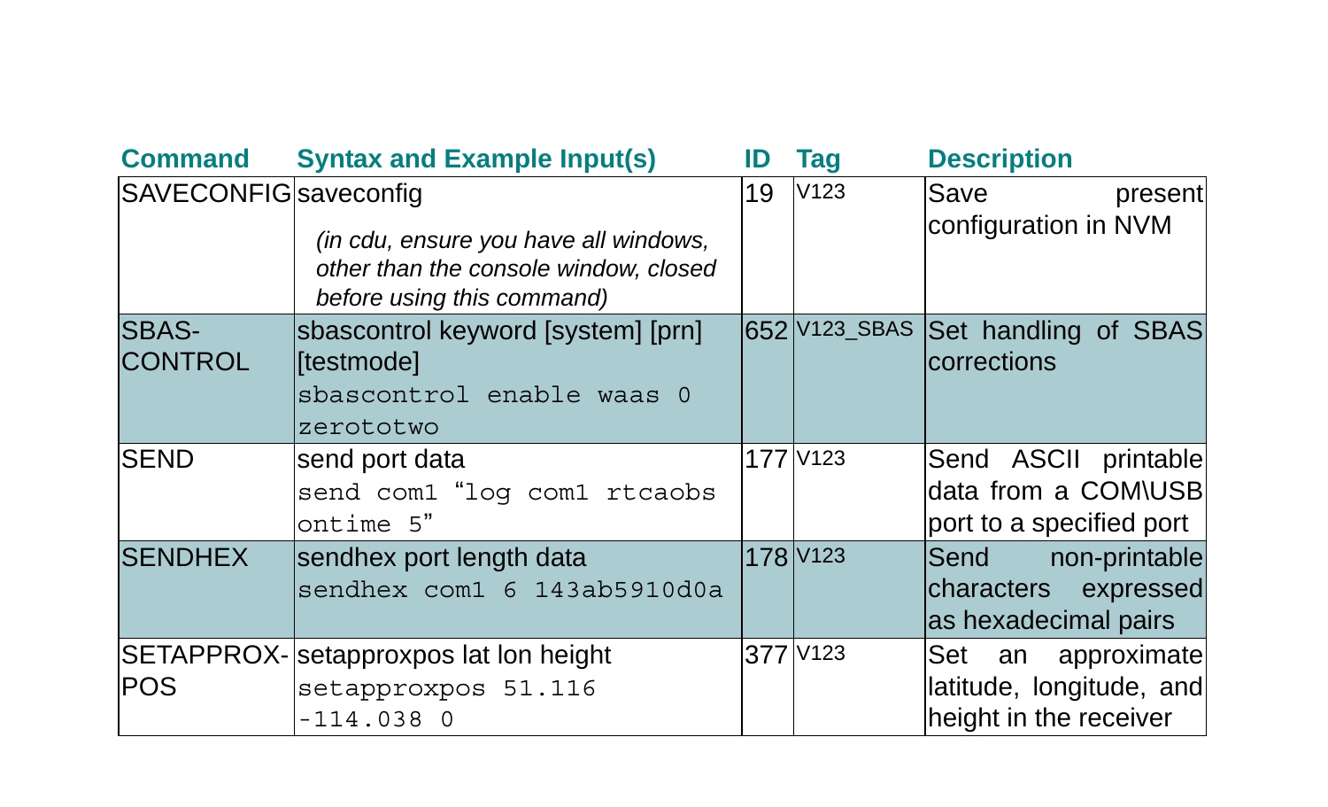| Command | Syntax and Example Input(s) | ID | Tag | Description |
| --- | --- | --- | --- | --- |
| SAVECONFIG | saveconfig<br>*(in cdu, ensure you have all windows, other than the console window, closed before using this command)* | 19 | V123 | Save present configuration in NVM |
| SBAS-CONTROL | sbascontrol keyword [system] [prn] [testmode]<br>`sbascontrol enable waas 0 zerototwo` | 652 | V123_SBAS | Set handling of SBAS corrections |
| SEND | send port data<br>`send com1 “log com1 rtcaobs ontime 5”` | 177 | V123 | Send ASCII printable data from a COM\USB port to a specified port |
| SENDHEX | sendhex port length data<br>`sendhex com1 6 143ab5910d0a` | 178 | V123 | Send non-printable characters expressed as hexadecimal pairs |
| SETAPPROX-POS | setapproxpos lat lon height<br>`setapproxpos 51.116 -114.038 0` | 377 | V123 | Set an approximate latitude, longitude, and height in the receiver |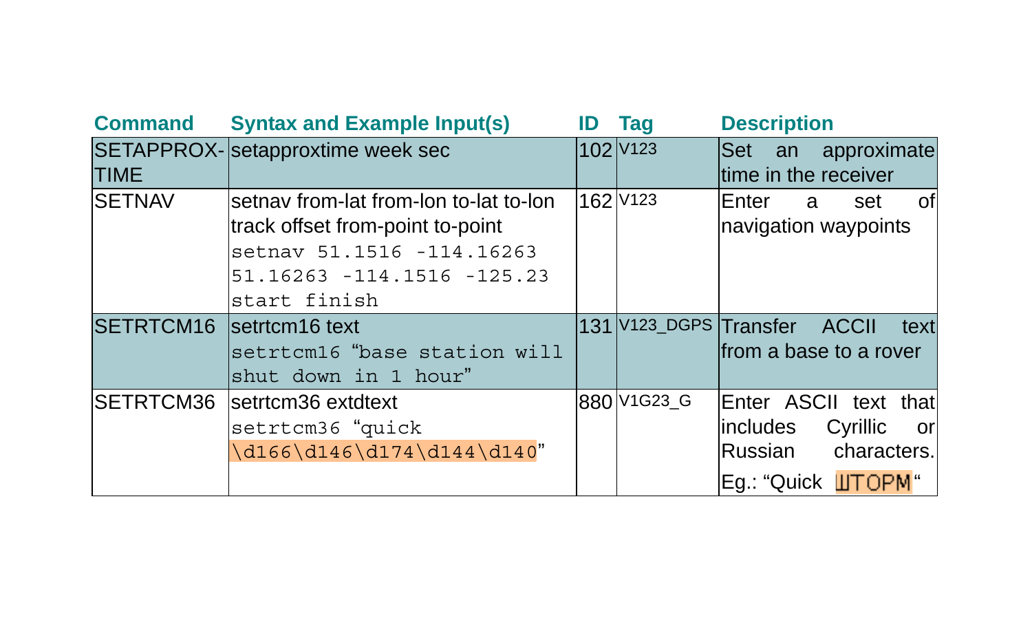| Command | Syntax and Example Input(s) | ID | Tag | Description |
| --- | --- | --- | --- | --- |
| SETAPPROX-TIME | setapproxtime week sec | 102 | V123 | Set an approximate time in the receiver |
| SETNAV | setnav from-lat from-lon to-lat to-lon track offset from-point to-point<br>`setnav 51.1516 -114.16263 51.16263 -114.1516 -125.23 start finish` | 162 | V123 | Enter a set of navigation waypoints |
| SETRTCM16 | setrtcm16 text<br>`setrtcm16 “base station will shut down in 1 hour”` | 131 | V123_DGPS | Transfer ACCII text from a base to a rover |
| SETRTCM36 | setrtcm36 extdtext<br>`setrtcm36 “quick \d166\d146\d174\d144\d140”` | 880 | V1G23_G | Enter ASCII text that includes Cyrillic or Russian characters. Eg.: “Quick ШТОРМ“ |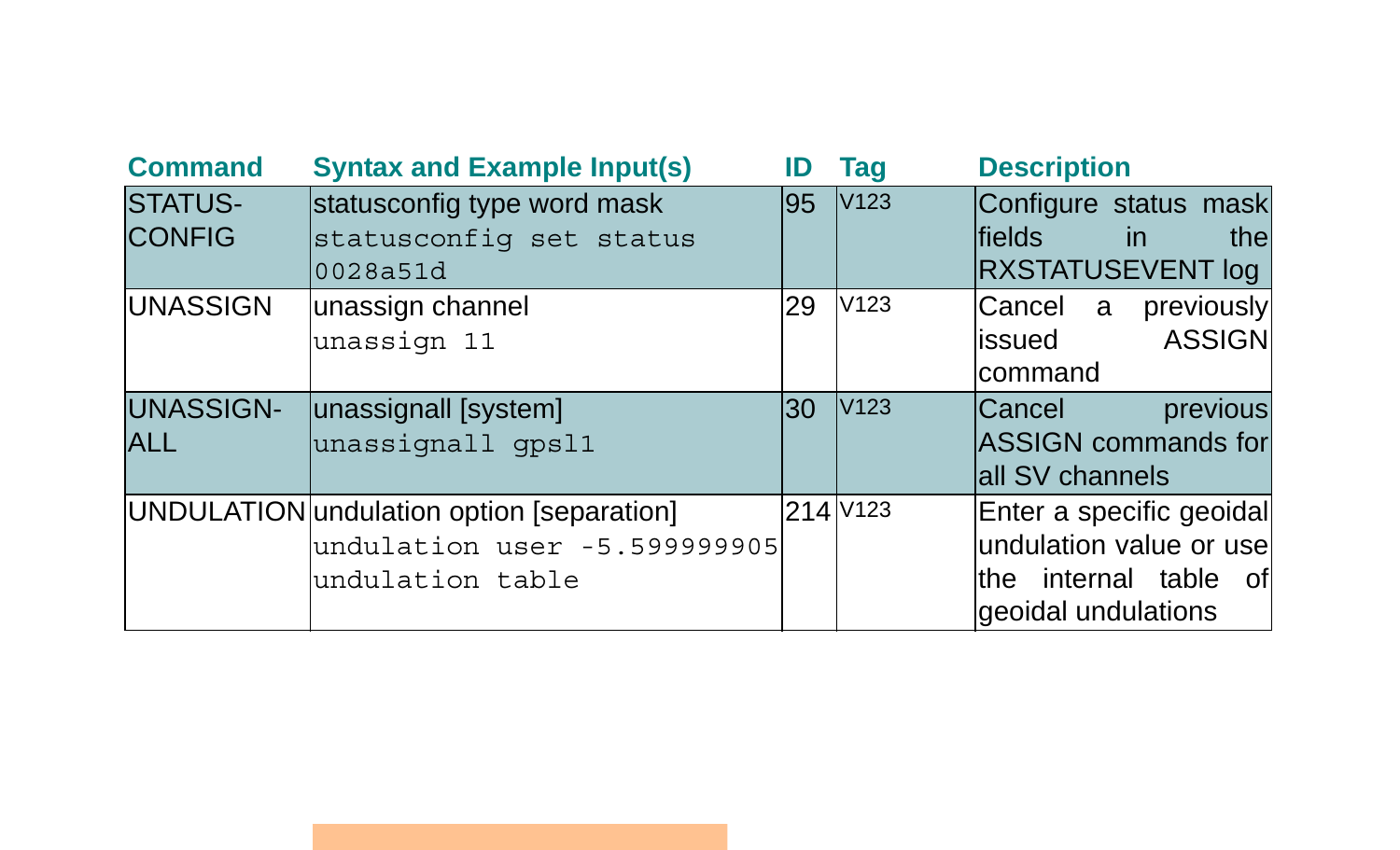| Command | Syntax and Example Input(s) | ID | Tag | Description |
|---|---|---|---|---|
| STATUS-CONFIG | statusconfig type word mask<br>`statusconfig set status 0028a51d` | 95 | V123 | Configure status mask fields in the RXSTATUSEVENT log |
| UNASSIGN | unassign channel<br>`unassign 11` | 29 | V123 | Cancel a previously issued ASSIGN command |
| UNASSIGN-ALL | unassignall [system]<br>`unassignall gpsl1` | 30 | V123 | Cancel previous ASSIGN commands for all SV channels |
| UNDULATION | undulation option [separation]<br>`undulation user -5.599999905`<br>`undulation table` | 214 | V123 | Enter a specific geoidal undulation value or use the internal table of geoidal undulations |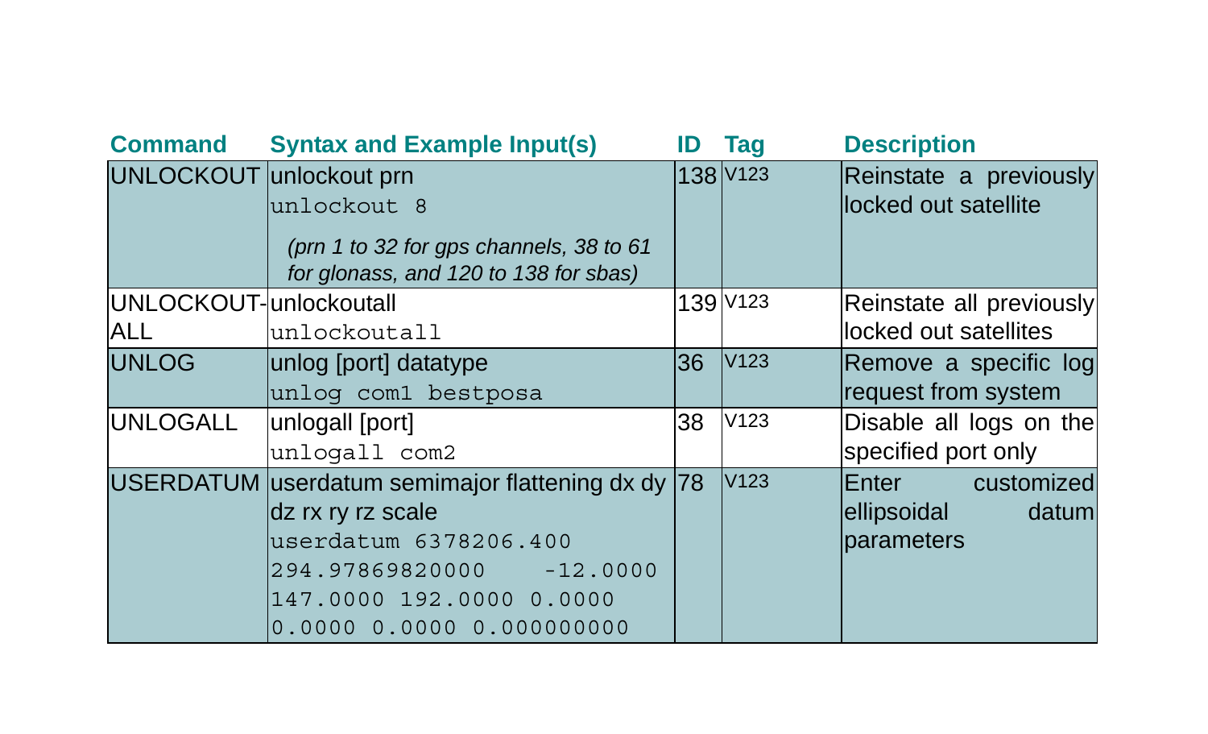| Command | Syntax and Example Input(s) | ID | Tag | Description |
| --- | --- | --- | --- | --- |
| UNLOCKOUT | unlockout prn<br>`unlockout 8`<br>*(prn 1 to 32 for gps channels, 38 to 61 for glonass, and 120 to 138 for sbas)* | 138 | V123 | Reinstate a previously locked out satellite |
| UNLOCKOUT-ALL | unlockoutall<br>`unlockoutall` | 139 | V123 | Reinstate all previously locked out satellites |
| UNLOG | unlog [port] datatype<br>`unlog com1 bestposa` | 36 | V123 | Remove a specific log request from system |
| UNLOGALL | unlogall [port]<br>`unlogall com2` | 38 | V123 | Disable all logs on the specified port only |
| USERDATUM | userdatum semimajor flattening dx dy dz rx ry rz scale<br>`userdatum 6378206.400 294.97869820000 -12.0000 147.0000 192.0000 0.0000 0.0000 0.0000 0.000000000` | 78 | V123 | Enter customized ellipsoidal datum parameters |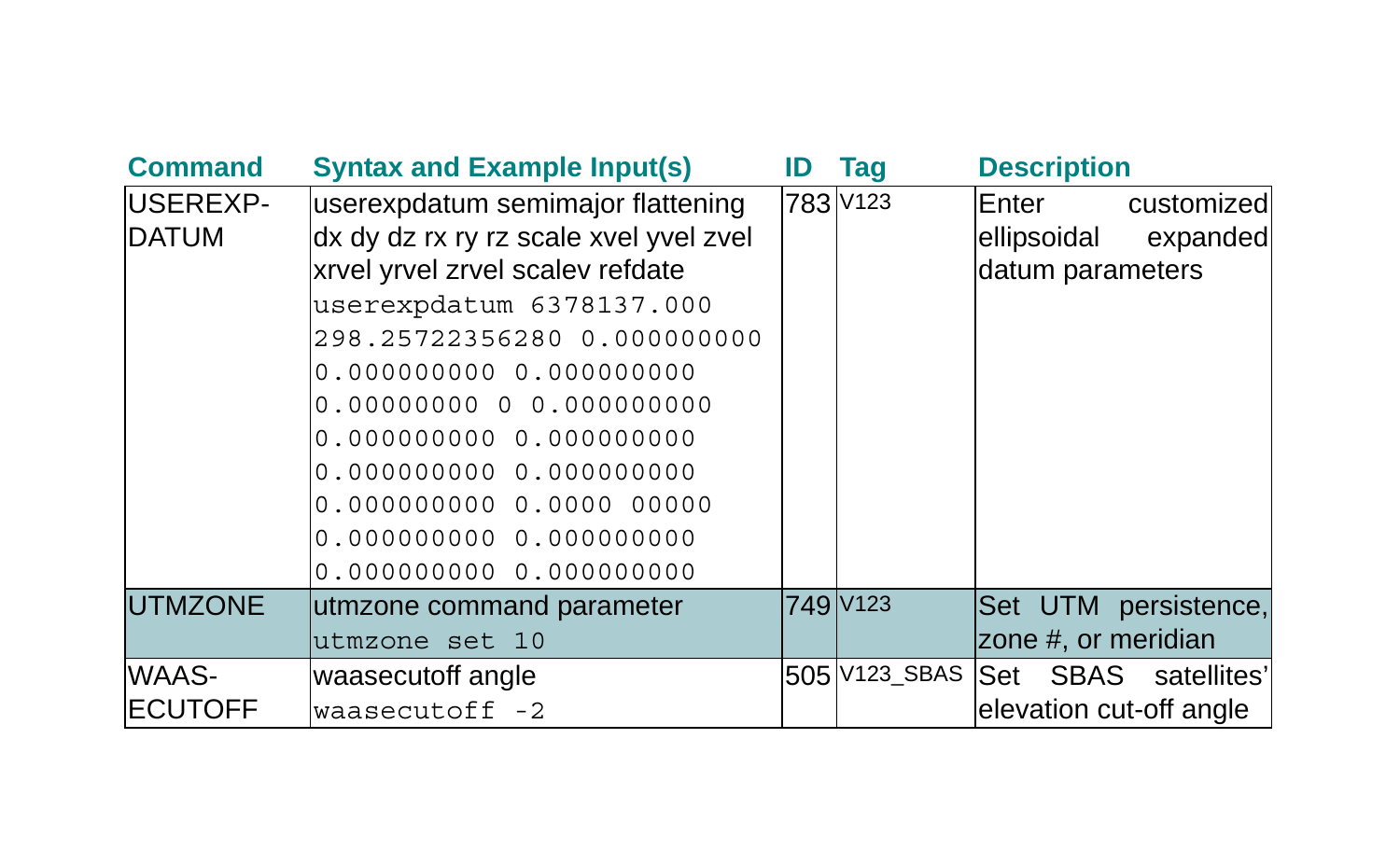| Command | Syntax and Example Input(s) | ID | Tag | Description |
|---|---|---|---|---|
| USEREXP-DATUM | userexpdatum semimajor flattening dx dy dz rx ry rz scale xvel yvel zvel xrvel yrvel zrvel scalev refdate<br>`userexpdatum 6378137.000 298.25722356280 0.000000000 0.000000000 0.000000000 0.00000000 0 0.000000000 0.000000000 0.000000000 0.000000000 0.000000000 0.000000000 0.0000 00000 0.000000000 0.000000000 0.000000000 0.000000000` | 783 | V123 | Enter customized ellipsoidal expanded datum parameters |
| UTMZONE | utmzone command parameter<br>`utmzone set 10` | 749 | V123 | Set UTM persistence, zone #, or meridian |
| WAAS-ECUTOFF | waasecutoff angle<br>`waasecutoff -2` | 505 | V123_SBAS | Set SBAS satellites' elevation cut-off angle |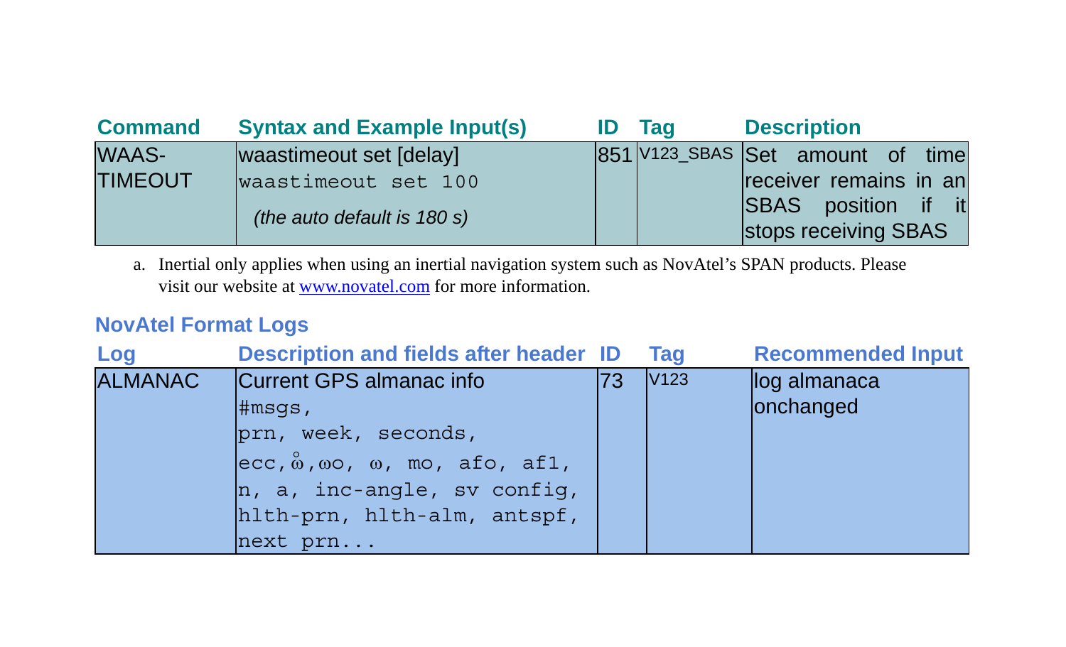| Command | Syntax and Example Input(s) | ID | Tag | Description |
|---|---|---|---|---|
| WAAS-TIMEOUT | waastimeout set [delay]<br>`waastimeout set 100`<br>*(the auto default is 180 s)* | 851 | V123_SBAS | Set amount of time receiver remains in an SBAS position if it stops receiving SBAS |

a. Inertial only applies when using an inertial navigation system such as NovAtel's SPAN products. Please visit our website at [www.novatel.com](http://www.novatel.com) for more information.

### NovAtel Format Logs

| Log | Description and fields after header | ID | Tag | Recommended Input |
|---|---|---|---|---|
| ALMANAC | Current GPS almanac info<br>`#msgs,`<br>`prn, week, seconds,`<br>`ecc,` $\mathring{\omega}$`,`$\omega$`o,` $\omega$`, mo, afo, af1,`<br>`n, a, inc-angle, sv config,`<br>`hlth-prn, hlth-alm, antspf,`<br>`next prn...` | 73 | V123 | log almanaca onchanged |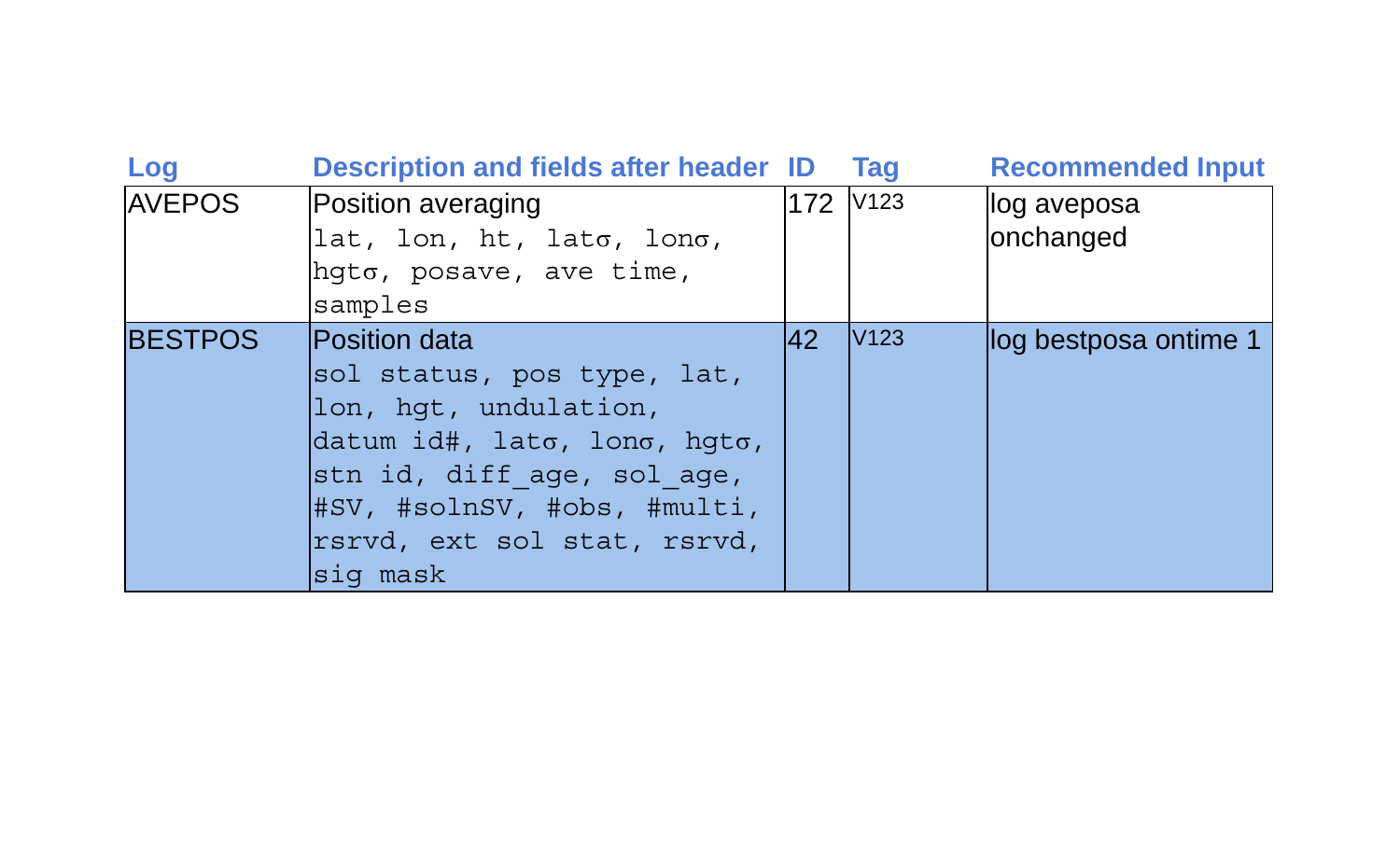| Log | Description and fields after header | ID | Tag | Recommended Input |
|---|---|---|---|---|
| AVEPOS | Position averaging<br>lat, lon, ht, latσ, lonσ, hgtσ, posave, ave time, samples | 172 | V123 | log aveposa onchanged |
| BESTPOS | Position data<br>sol status, pos type, lat, lon, hgt, undulation, datum id#, latσ, lonσ, hgtσ, stn id, diff_age, sol_age, #SV, #solnSV, #obs, #multi, rsrvd, ext sol stat, rsrvd, sig mask | 42 | V123 | log bestposa ontime 1 |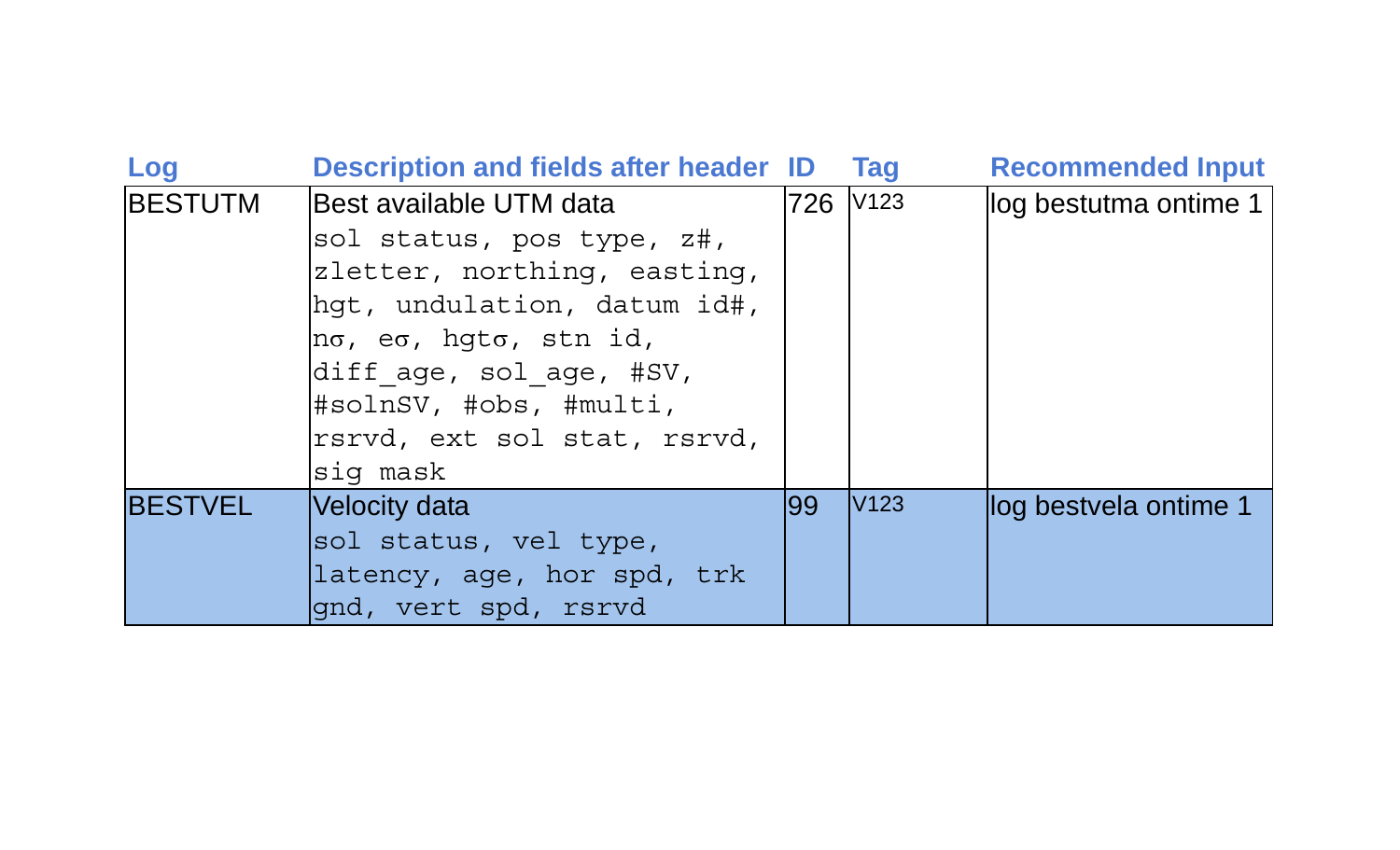| Log | Description and fields after header | ID | Tag | Recommended Input |
|---|---|---|---|---|
| BESTUTM | Best available UTM data<br>`sol status, pos type, z#, zletter, northing, easting, hgt, undulation, datum id#, nσ, eσ, hgtσ, stn id, diff_age, sol_age, #SV, #solnSV, #obs, #multi, rsrvd, ext sol stat, rsrvd, sig mask` | 726 | V123 | log bestutma ontime 1 |
| BESTVEL | Velocity data<br>`sol status, vel type, latency, age, hor spd, trk gnd, vert spd, rsrvd` | 99 | V123 | log bestvela ontime 1 |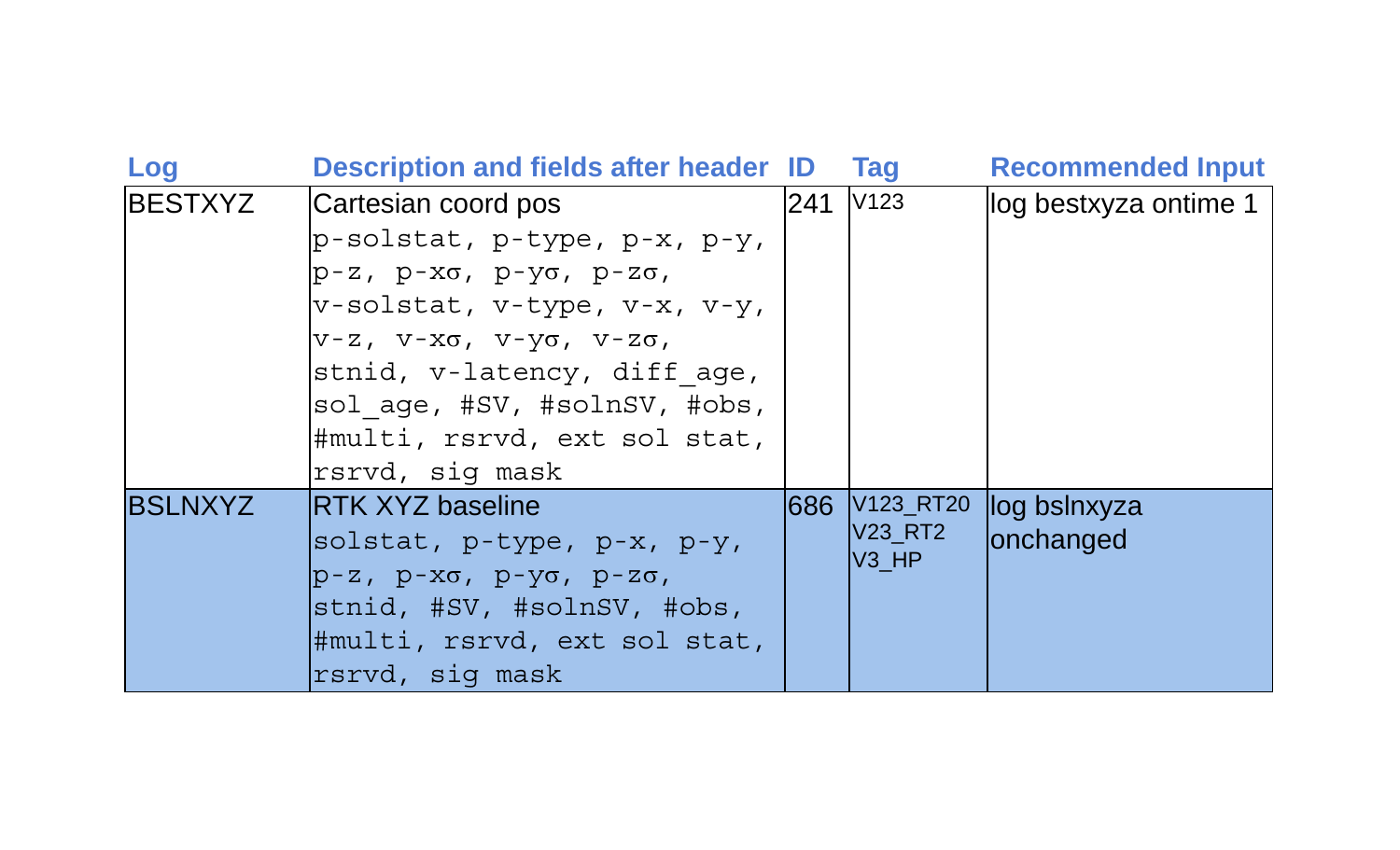| Log | Description and fields after header | ID | Tag | Recommended Input |
|---|---|---|---|---|
| BESTXYZ | Cartesian coord pos<br>p-solstat, p-type, p-x, p-y, p-z, p-xσ, p-yσ, p-zσ, v-solstat, v-type, v-x, v-y, v-z, v-xσ, v-yσ, v-zσ, stnid, v-latency, diff_age, sol_age, #SV, #solnSV, #obs, #multi, rsrvd, ext sol stat, rsrvd, sig mask | 241 | V123 | log bestxyza ontime 1 |
| BSLNXYZ | RTK XYZ baseline<br>solstat, p-type, p-x, p-y, p-z, p-xσ, p-yσ, p-zσ, stnid, #SV, #solnSV, #obs, #multi, rsrvd, ext sol stat, rsrvd, sig mask | 686 | V123_RT20<br>V23_RT2<br>V3_HP | log bslnxyza onchanged |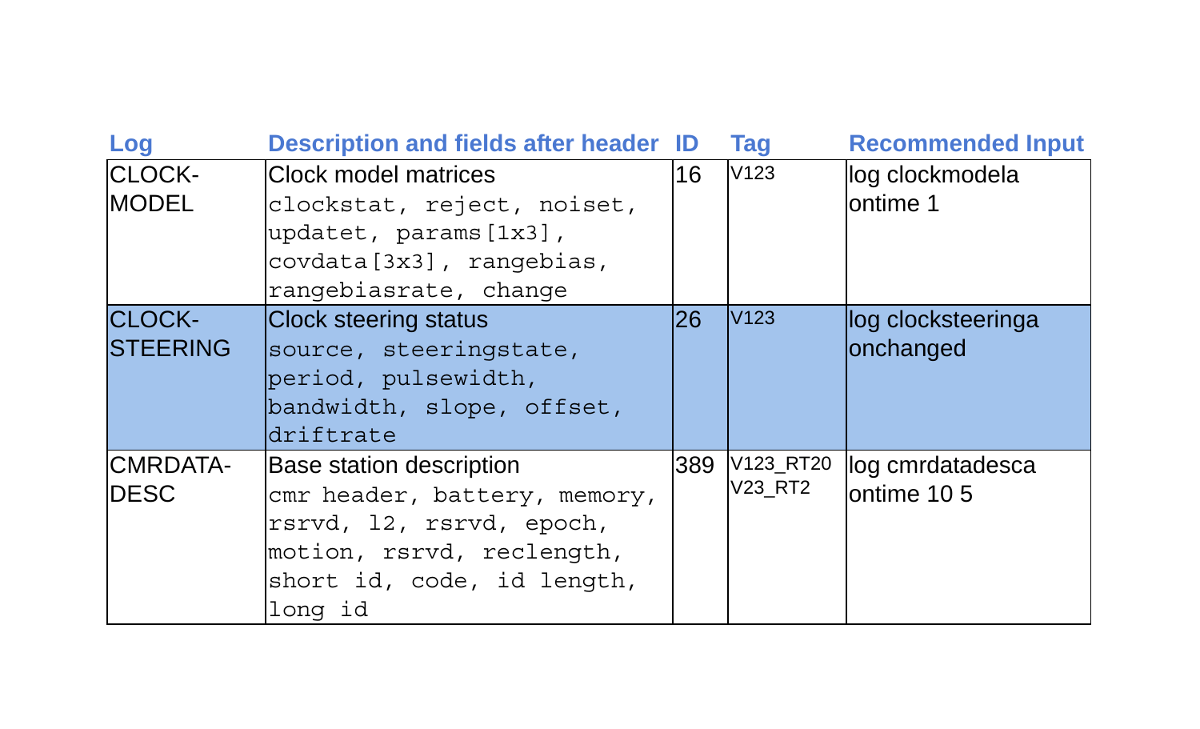| Log | Description and fields after header | ID | Tag | Recommended Input |
|---|---|---|---|---|
| CLOCK-MODEL | Clock model matrices `clockstat, reject, noiset, updatet, params[1x3], covdata[3x3], rangebias, rangebiasrate, change` | 16 | V123 | log clockmodela ontime 1 |
| CLOCK-STEERING | Clock steering status `source, steeringstate, period, pulsewidth, bandwidth, slope, offset, driftrate` | 26 | V123 | log clocksteeringa onchanged |
| CMRDATA-DESC | Base station description `cmr header, battery, memory, rsrvd, l2, rsrvd, epoch, motion, rsrvd, reclength, short id, code, id length, long id` | 389 | V123_RT20 V23_RT2 | log cmrdatadesca ontime 10 5 |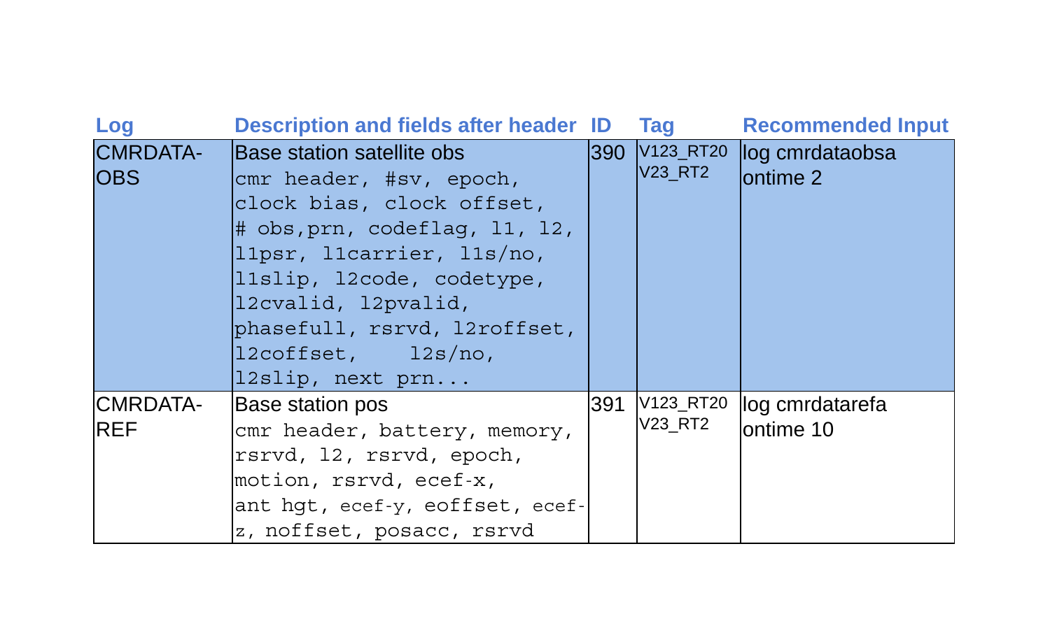| Log | Description and fields after header | ID | Tag | Recommended Input |
| --- | --- | --- | --- | --- |
| CMRDATA-OBS | Base station satellite obs<br>cmr header, #sv, epoch, clock bias, clock offset, # obs,prn, codeflag, l1, l2, l1psr, l1carrier, l1s/no, l1slip, l2code, codetype, l2cvalid, l2pvalid, phasefull, rsrvd, l2roffset, l2coffset, l2s/no, l2slip, next prn... | 390 | V123_RT20<br>V23_RT2 | log cmrdataobsa ontime 2 |
| CMRDATA-REF | Base station pos<br>cmr header, battery, memory, rsrvd, l2, rsrvd, epoch, motion, rsrvd, ecef-x, ant hgt, ecef-y, eoffset, ecef-z, noffset, posacc, rsrvd | 391 | V123_RT20<br>V23_RT2 | log cmrdatarefa ontime 10 |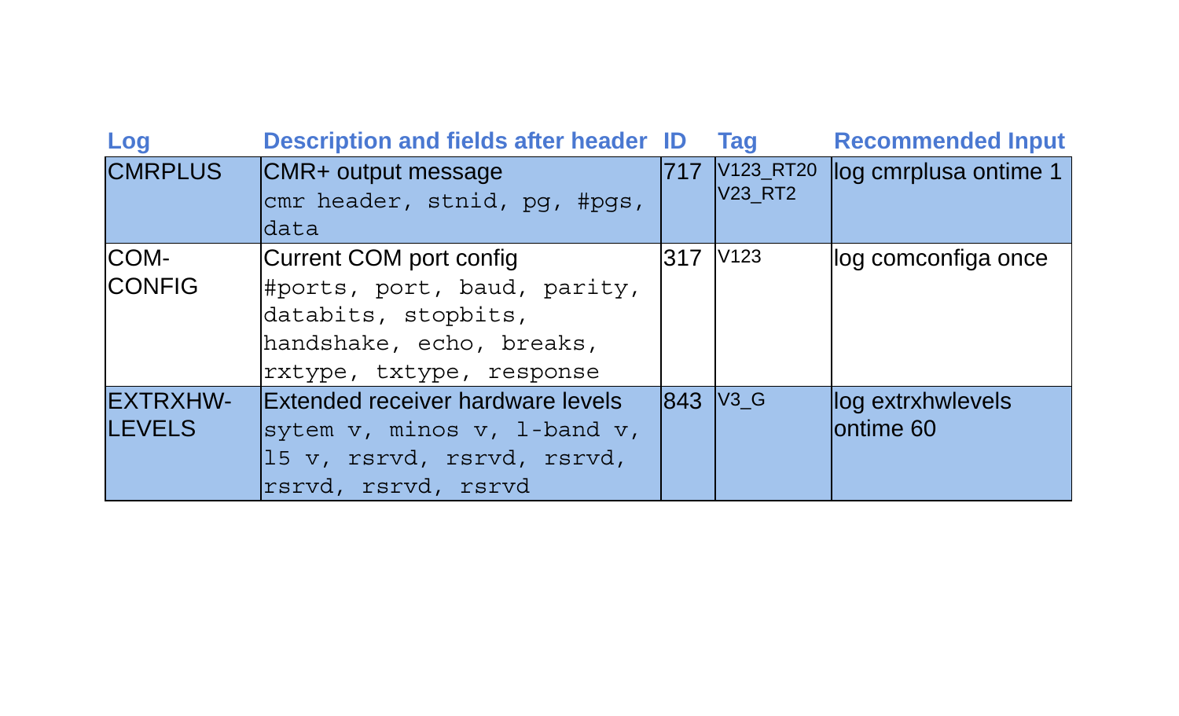| Log | Description and fields after header | ID | Tag | Recommended Input |
|---|---|---|---|---|
| CMRPLUS | CMR+ output message<br>`cmr header, stnid, pg, #pgs, data` | 717 | V123_RT20<br>V23_RT2 | log cmrplusa ontime 1 |
| COM-CONFIG | Current COM port config<br>`#ports, port, baud, parity, databits, stopbits, handshake, echo, breaks, rxtype, txtype, response` | 317 | V123 | log comconfiga once |
| EXTRXHW-LEVELS | Extended receiver hardware levels<br>`sytem v, minos v, l-band v, l5 v, rsrvd, rsrvd, rsrvd, rsrvd, rsrvd, rsrvd` | 843 | V3_G | log extrxhwlevels ontime 60 |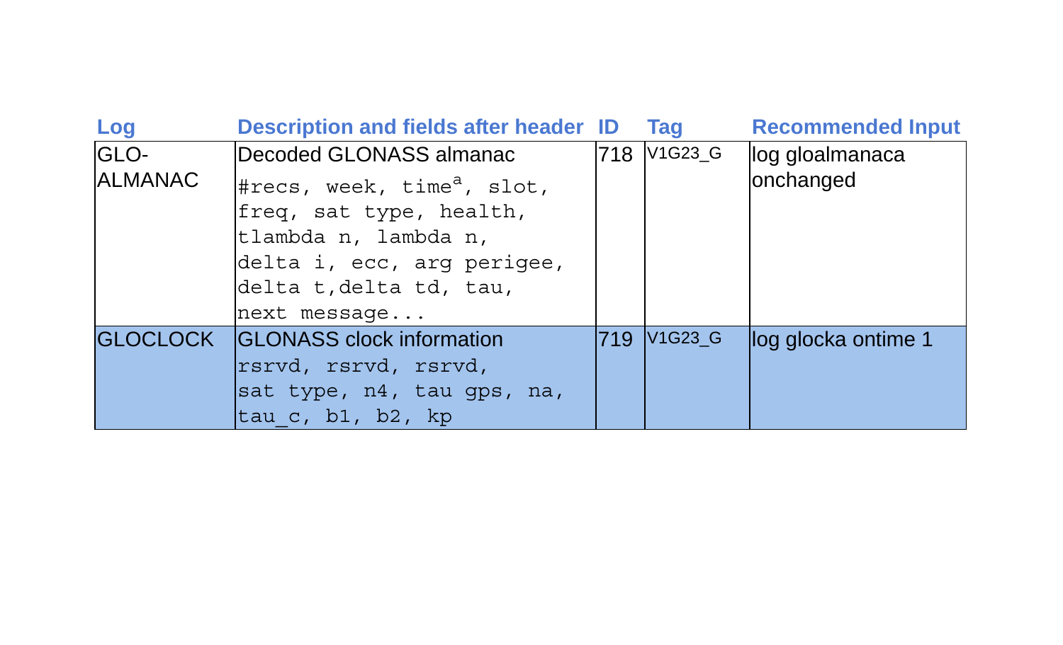| Log | Description and fields after header | ID | Tag | Recommended Input |
| --- | --- | --- | --- | --- |
| GLO-ALMANAC | Decoded GLONASS almanac<br>#recs, week, time[a], slot, freq, sat type, health, tlambda n, lambda n, delta i, ecc, arg perigee, delta t,delta td, tau, next message... | 718 | V1G23_G | log gloalmanaca onchanged |
| GLOCLOCK | GLONASS clock information<br>rsrvd, rsrvd, rsrvd, sat type, n4, tau gps, na, tau_c, b1, b2, kp | 719 | V1G23_G | log glocka ontime 1 |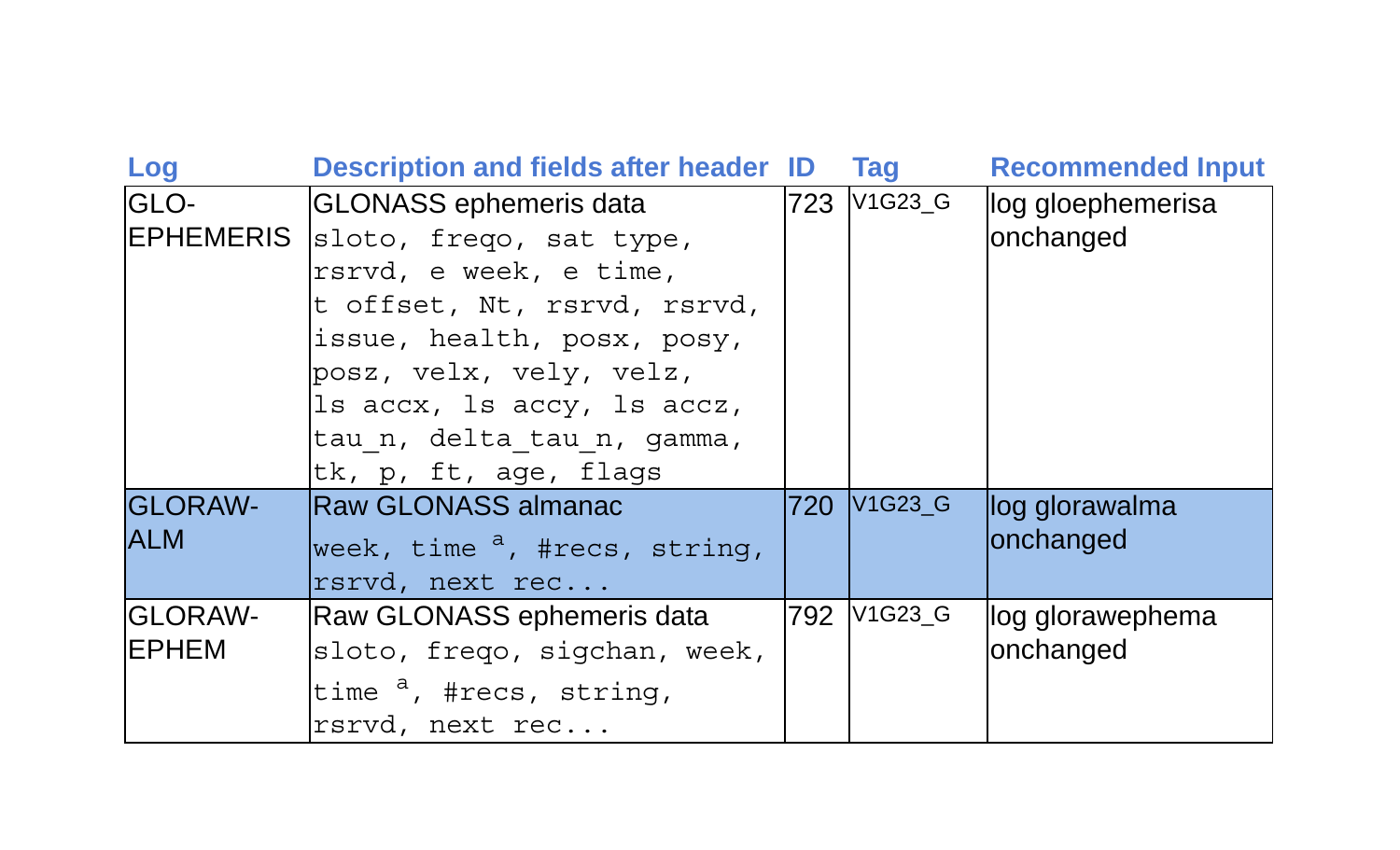| Log | Description and fields after header | ID | Tag | Recommended Input |
|---|---|---|---|---|
| GLO-EPHEMERIS | GLONASS ephemeris data<br>`sloto, freqo, sat type, rsrvd, e week, e time, t offset, Nt, rsrvd, rsrvd, issue, health, posx, posy, posz, velx, vely, velz, ls accx, ls accy, ls accz, tau_n, delta_tau_n, gamma, tk, p, ft, age, flags` | 723 | V1G23_G | log gloephemerisa onchanged |
| GLORAW-ALM | Raw GLONASS almanac<br>`week, time` [a]`, #recs, string, rsrvd, next rec...` | 720 | V1G23_G | log glorawalma onchanged |
| GLORAW-EPHEM | Raw GLONASS ephemeris data<br>`sloto, freqo, sigchan, week, time` [a]`, #recs, string, rsrvd, next rec...` | 792 | V1G23_G | log glorawephema onchanged |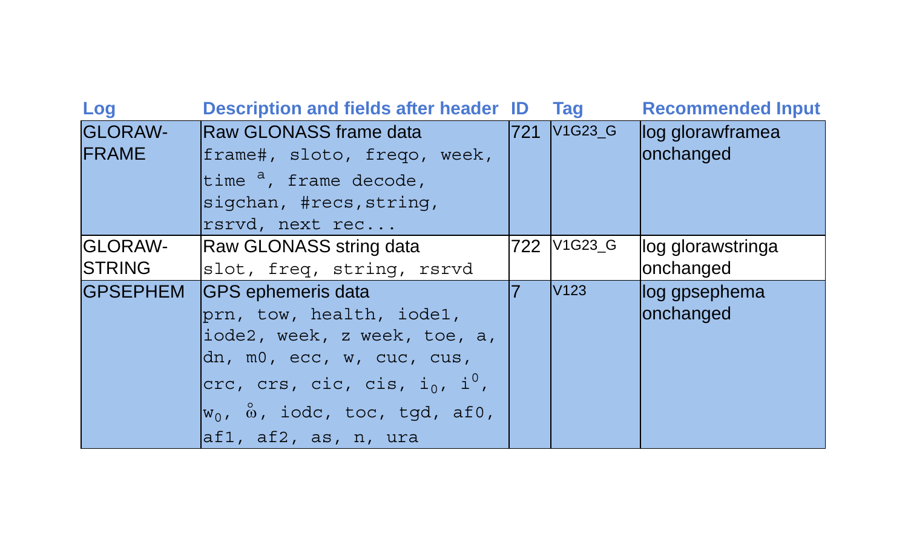| Log | Description and fields after header | ID | Tag | Recommended Input |
|---|---|---|---|---|
| GLORAW-FRAME | Raw GLONASS frame data<br>frame#, sloto, freqo, week, time [a], frame decode, sigchan, #recs,string, rsrvd, next rec... | 721 | V1G23_G | log glorawframea onchanged |
| GLORAW-STRING | Raw GLONASS string data<br>slot, freq, string, rsrvd | 722 | V1G23_G | log glorawstringa onchanged |
| GPSEPHEM | GPS ephemeris data<br>prn, tow, health, iode1, iode2, week, z week, toe, a, dn, m0, ecc, w, cuc, cus, crc, crs, cic, cis, $i_0$, $i^0$, $w_0$, $\mathring{\omega}$, iodc, toc, tgd, af0, af1, af2, as, n, ura | 7 | V123 | log gpsephema onchanged |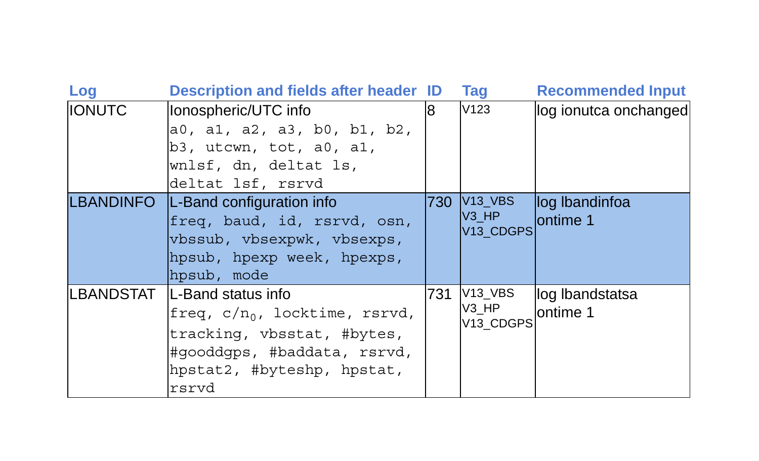| Log | Description and fields after header | ID | Tag | Recommended Input |
|---|---|---|---|---|
| IONUTC | Ionospheric/UTC info<br>a0, a1, a2, a3, b0, b1, b2, b3, utcwn, tot, a0, a1, wnlsf, dn, deltat ls, deltat lsf, rsrvd | 8 | V123 | log ionutca onchanged |
| LBANDINFO | L-Band configuration info<br>freq, baud, id, rsrvd, osn, vbssub, vbsexpwk, vbsexps, hpsub, hpexp week, hpexps, hpsub, mode | 730 | V13_VBS<br>V3_HP<br>V13_CDGPS | log lbandinfoa ontime 1 |
| LBANDSTAT | L-Band status info<br>freq, $c/n_0$, locktime, rsrvd, tracking, vbsstat, #bytes, #gooddgps, #baddata, rsrvd, hpstat2, #byteshp, hpstat, rsrvd | 731 | V13_VBS<br>V3_HP<br>V13_CDGPS | log lbandstatsa ontime 1 |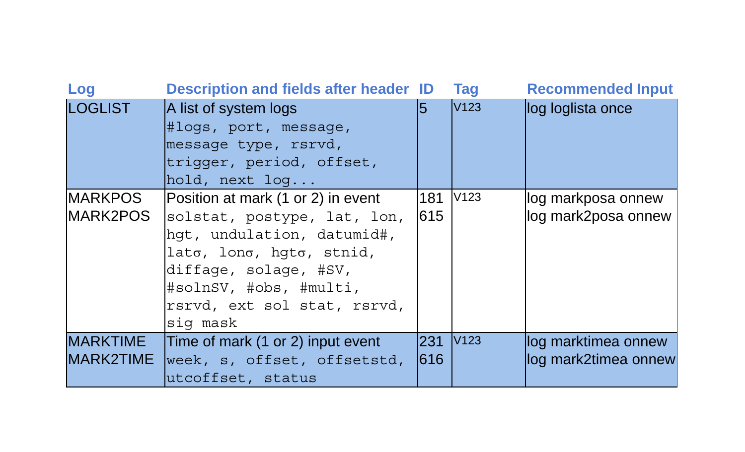| Log | Description and fields after header | ID | Tag | Recommended Input |
|---|---|---|---|---|
| LOGLIST | A list of system logs<br>`#logs, port, message, message type, rsrvd, trigger, period, offset, hold, next log...` | 5 | V123 | log loglista once |
| MARKPOS<br>MARK2POS | Position at mark (1 or 2) in event<br>`solstat, postype, lat, lon, hgt, undulation, datumid#, latσ, lonσ, hgtσ, stnid, diffage, solage, #SV, #solnSV, #obs, #multi, rsrvd, ext sol stat, rsrvd, sig mask` | 181<br>615 | V123 | log markposa onnew<br>log mark2posa onnew |
| MARKTIME<br>MARK2TIME | Time of mark (1 or 2) input event<br>`week, s, offset, offsetstd, utcoffset, status` | 231<br>616 | V123 | log marktimea onnew<br>log mark2timea onnew |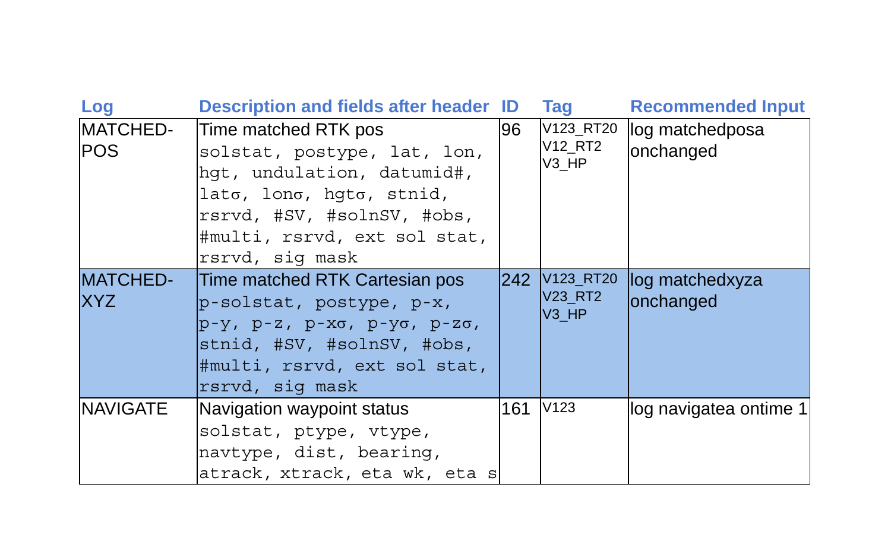| Log | Description and fields after header | ID | Tag | Recommended Input |
| --- | --- | --- | --- | --- |
| MATCHED-POS | Time matched RTK pos<br>solstat, postype, lat, lon, hgt, undulation, datumid#, latσ, lonσ, hgtσ, stnid, rsrvd, #SV, #solnSV, #obs, #multi, rsrvd, ext sol stat, rsrvd, sig mask | 96 | V123_RT20<br>V12_RT2<br>V3_HP | log matchedposa onchanged |
| MATCHED-XYZ | Time matched RTK Cartesian pos<br>p-solstat, postype, p-x, p-y, p-z, p-xσ, p-yσ, p-zσ, stnid, #SV, #solnSV, #obs, #multi, rsrvd, ext sol stat, rsrvd, sig mask | 242 | V123_RT20<br>V23_RT2<br>V3_HP | log matchedxyza onchanged |
| NAVIGATE | Navigation waypoint status<br>solstat, ptype, vtype, navtype, dist, bearing, atrack, xtrack, eta wk, eta s | 161 | V123 | log navigatea ontime 1 |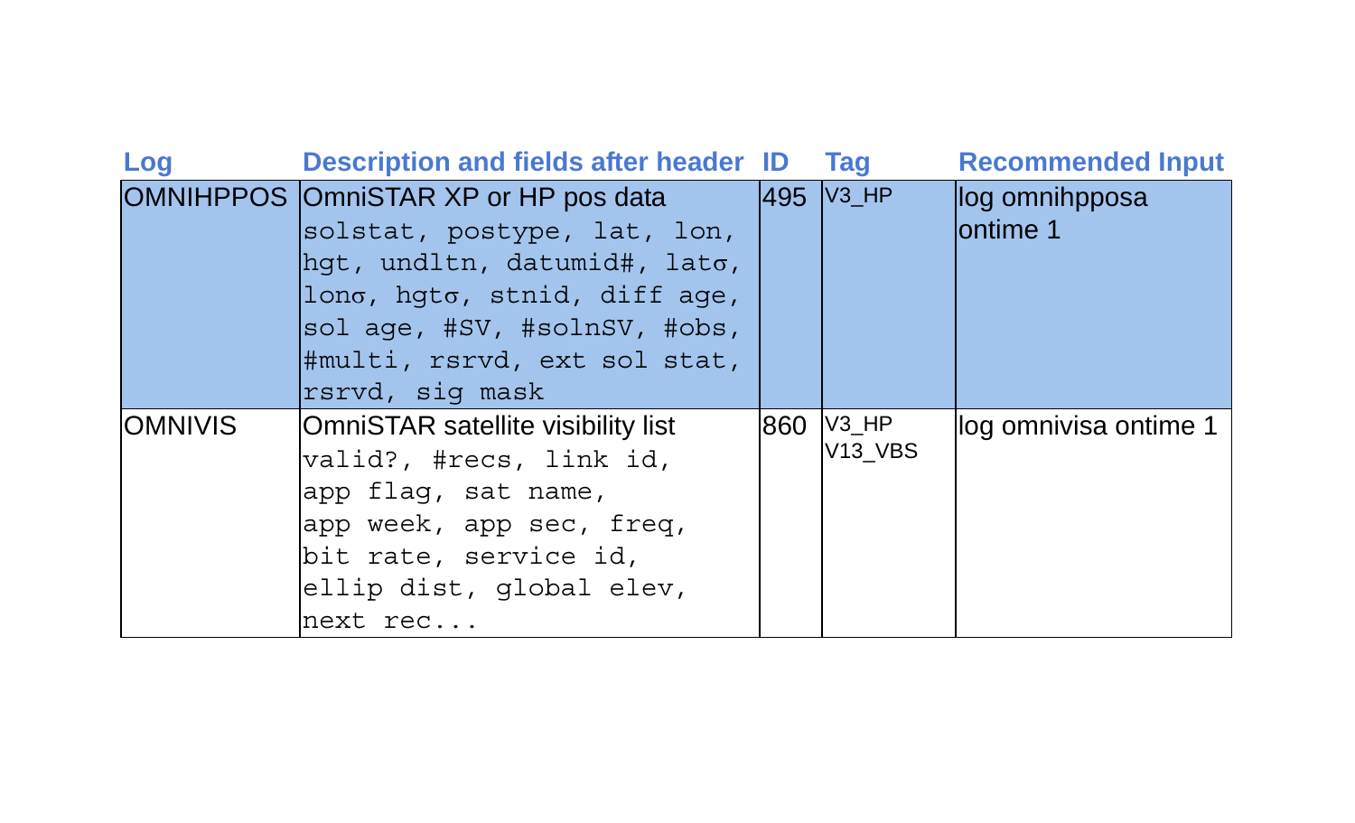| Log | Description and fields after header | ID | Tag | Recommended Input |
|---|---|---|---|---|
| OMNIHPPOS | OmniSTAR XP or HP pos data<br>`solstat, postype, lat, lon, hgt, undltn, datumid#, latσ, lonσ, hgtσ, stnid, diff age, sol age, #SV, #solnSV, #obs, #multi, rsrvd, ext sol stat, rsrvd, sig mask` | 495 | V3_HP | log omnihpposa ontime 1 |
| OMNIVIS | OmniSTAR satellite visibility list<br>`valid?, #recs, link id, app flag, sat name, app week, app sec, freq, bit rate, service id, ellip dist, global elev, next rec...` | 860 | V3_HP<br>V13_VBS | log omnivisa ontime 1 |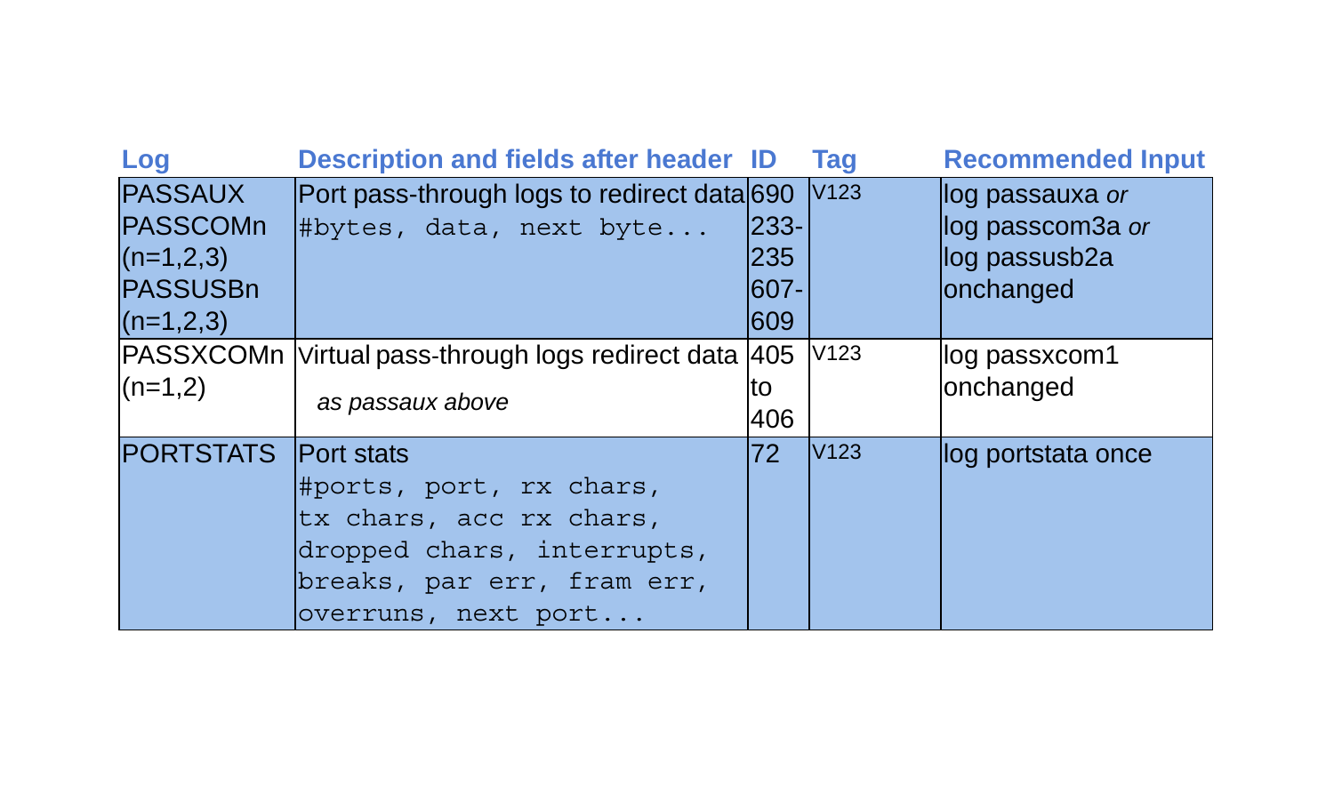| Log | Description and fields after header | ID | Tag | Recommended Input |
|---|---|---|---|---|
| PASSAUX<br>PASSCOMn (n=1,2,3)<br>PASSUSBn (n=1,2,3) | Port pass-through logs to redirect data<br>`#bytes, data, next byte...` | 690<br>233-235<br>607-609 | V123 | log passauxa *or*<br>log passcom3a *or*<br>log passusb2a<br>onchanged |
| PASSXCOMn (n=1,2) | Virtual pass-through logs redirect data<br>*as passaux above* | 405 to 406 | V123 | log passxcom1 onchanged |
| PORTSTATS | Port stats<br>`#ports, port, rx chars, tx chars, acc rx chars, dropped chars, interrupts, breaks, par err, fram err, overruns, next port...` | 72 | V123 | log portstata once |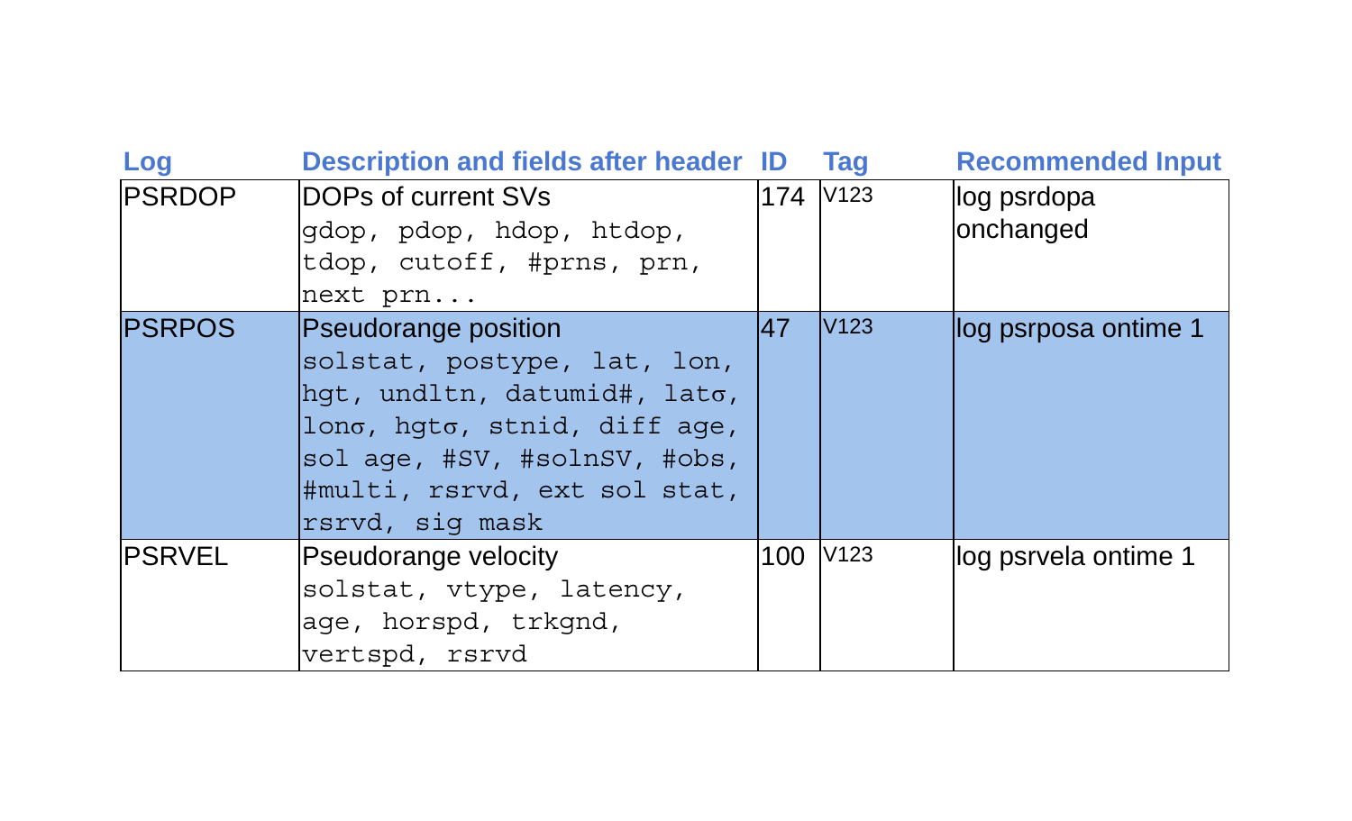| Log | Description and fields after header | ID | Tag | Recommended Input |
|---|---|---|---|---|
| PSRDOP | DOPs of current SVs<br>`gdop, pdop, hdop, htdop, tdop, cutoff, #prns, prn, next prn...` | 174 | V123 | log psrdopa onchanged |
| PSRPOS | Pseudorange position<br>`solstat, postype, lat, lon, hgt, undltn, datumid#, latσ, lonσ, hgtσ, stnid, diff age, sol age, #SV, #solnSV, #obs, #multi, rsrvd, ext sol stat, rsrvd, sig mask` | 47 | V123 | log psrposa ontime 1 |
| PSRVEL | Pseudorange velocity<br>`solstat, vtype, latency, age, horspd, trkgnd, vertspd, rsrvd` | 100 | V123 | log psrvela ontime 1 |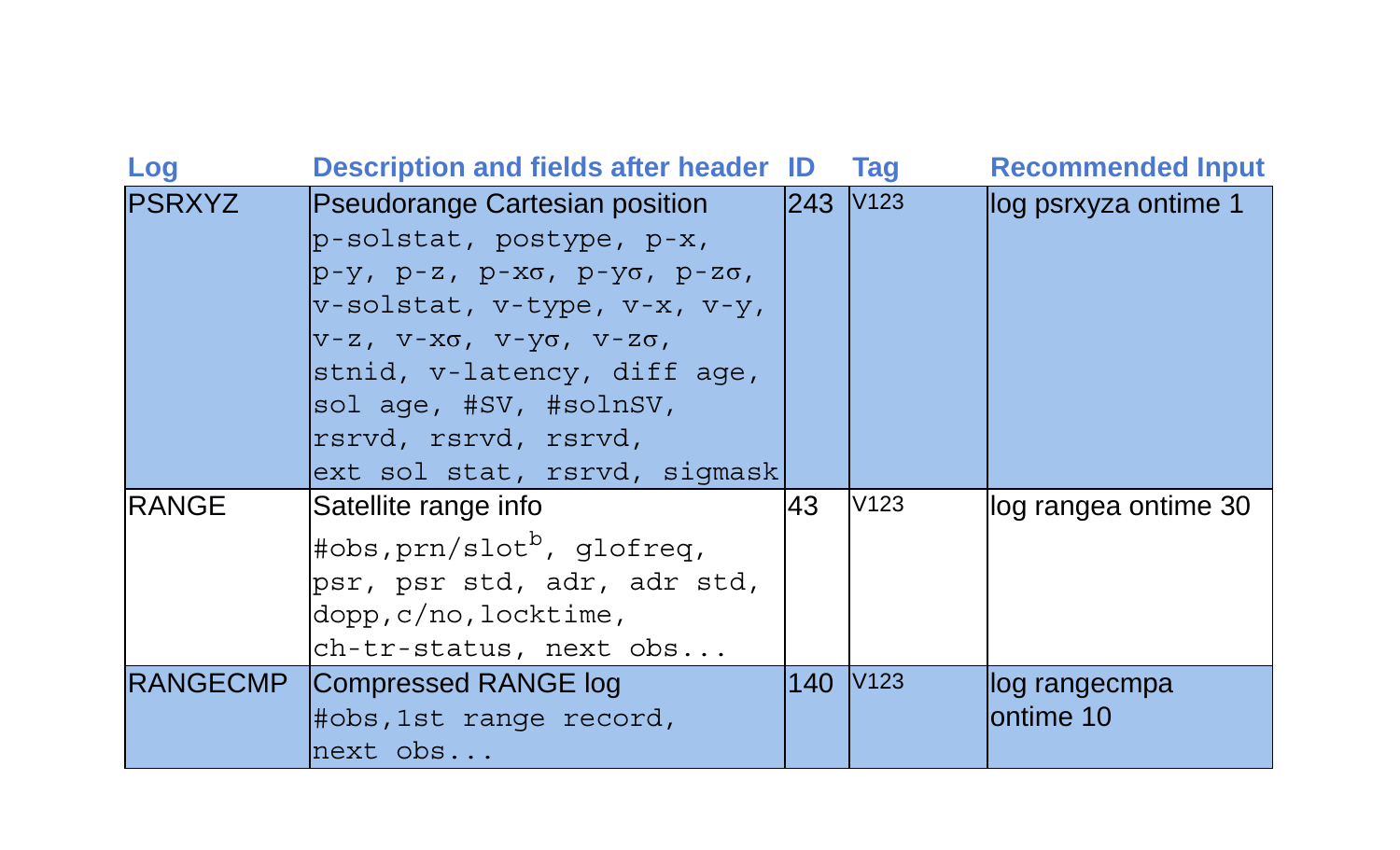| Log | Description and fields after header | ID | Tag | Recommended Input |
|---|---|---|---|---|
| PSRXYZ | Pseudorange Cartesian position p-solstat, postype, p-x, p-y, p-z, p-xσ, p-yσ, p-zσ, v-solstat, v-type, v-x, v-y, v-z, v-xσ, v-yσ, v-zσ, stnid, v-latency, diff age, sol age, #SV, #solnSV, rsrvd, rsrvd, rsrvd, ext sol stat, rsrvd, sigmask | 243 | V123 | log psrxyza ontime 1 |
| RANGE | Satellite range info #obs,prn/slot[b], glofreq, psr, psr std, adr, adr std, dopp,c/no,locktime, ch-tr-status, next obs... | 43 | V123 | log rangea ontime 30 |
| RANGECMP | Compressed RANGE log #obs,1st range record, next obs... | 140 | V123 | log rangecmpa ontime 10 |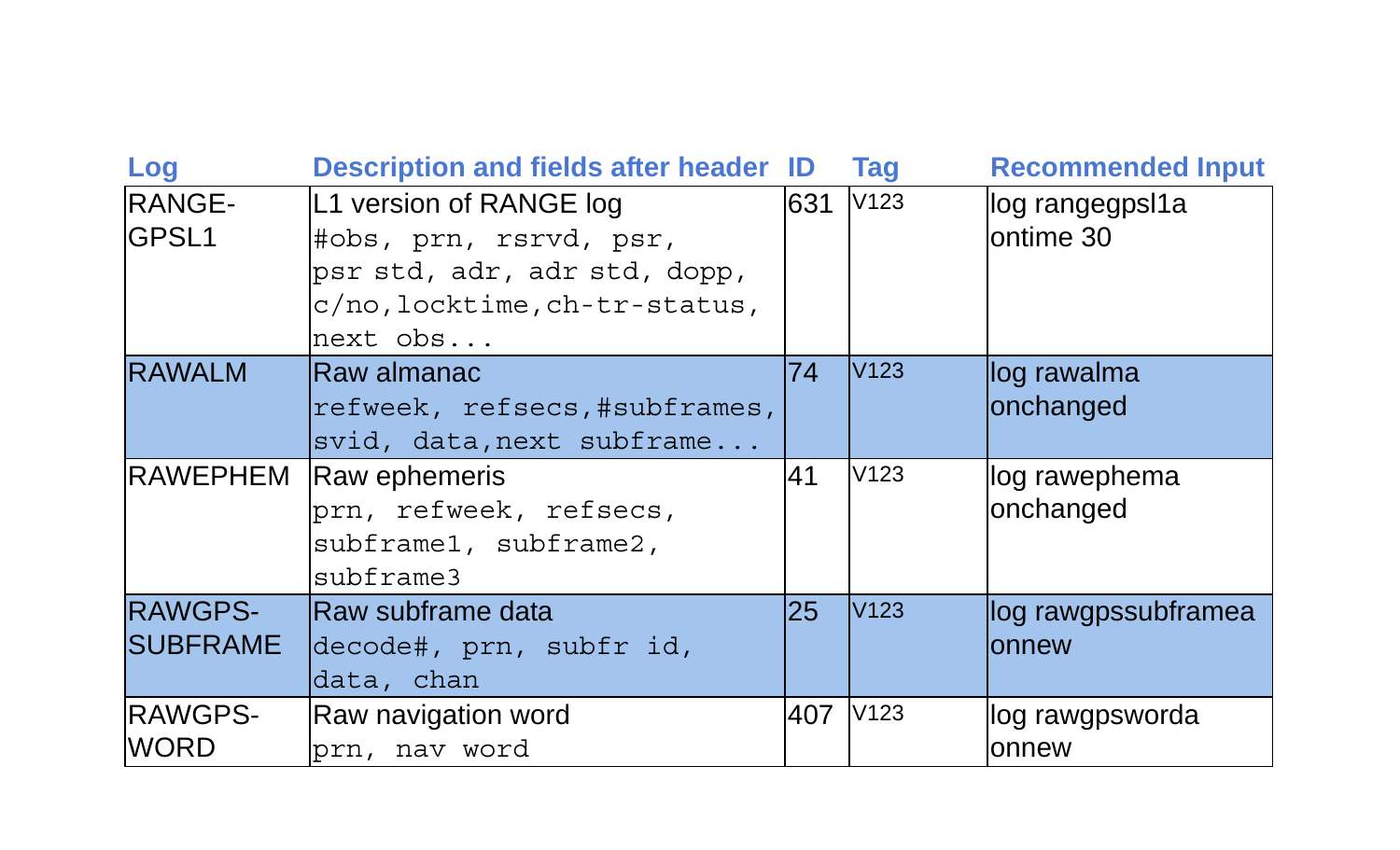| Log | Description and fields after header | ID | Tag | Recommended Input |
|---|---|---|---|---|
| RANGE-GPSL1 | L1 version of RANGE log `#obs, prn, rsrvd, psr, psr std, adr, adr std, dopp, c/no,locktime,ch-tr-status, next obs...` | 631 | V123 | log rangegpsl1a ontime 30 |
| RAWALM | Raw almanac `refweek, refsecs,#subframes, svid, data,next subframe...` | 74 | V123 | log rawalma onchanged |
| RAWEPHEM | Raw ephemeris `prn, refweek, refsecs, subframe1, subframe2, subframe3` | 41 | V123 | log rawephema onchanged |
| RAWGPS-SUBFRAME | Raw subframe data `decode#, prn, subfr id, data, chan` | 25 | V123 | log rawgpssubframea onnew |
| RAWGPS-WORD | Raw navigation word `prn, nav word` | 407 | V123 | log rawgpsworda onnew |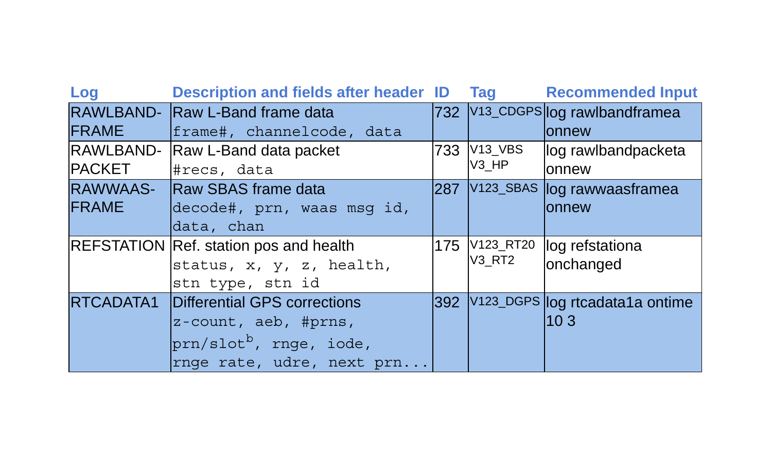| Log | Description and fields after header | ID | Tag | Recommended Input |
|---|---|---|---|---|
| RAWLBAND-FRAME | Raw L-Band frame data `frame#, channelcode, data` | 732 | V13_CDGPS | log rawlbandframea onnew |
| RAWLBAND-PACKET | Raw L-Band data packet `#recs, data` | 733 | V13_VBS V3_HP | log rawlbandpacketa onnew |
| RAWWAAS-FRAME | Raw SBAS frame data `decode#, prn, waas msg id, data, chan` | 287 | V123_SBAS | log rawwaasframea onnew |
| REFSTATION | Ref. station pos and health `status, x, y, z, health, stn type, stn id` | 175 | V123_RT20 V3_RT2 | log refstationa onchanged |
| RTCADATA1 | Differential GPS corrections `z-count, aeb, #prns, prn/slot`[b]`, rnge, iode, rnge rate, udre, next prn...` | 392 | V123_DGPS | log rtcadata1a ontime 10 3 |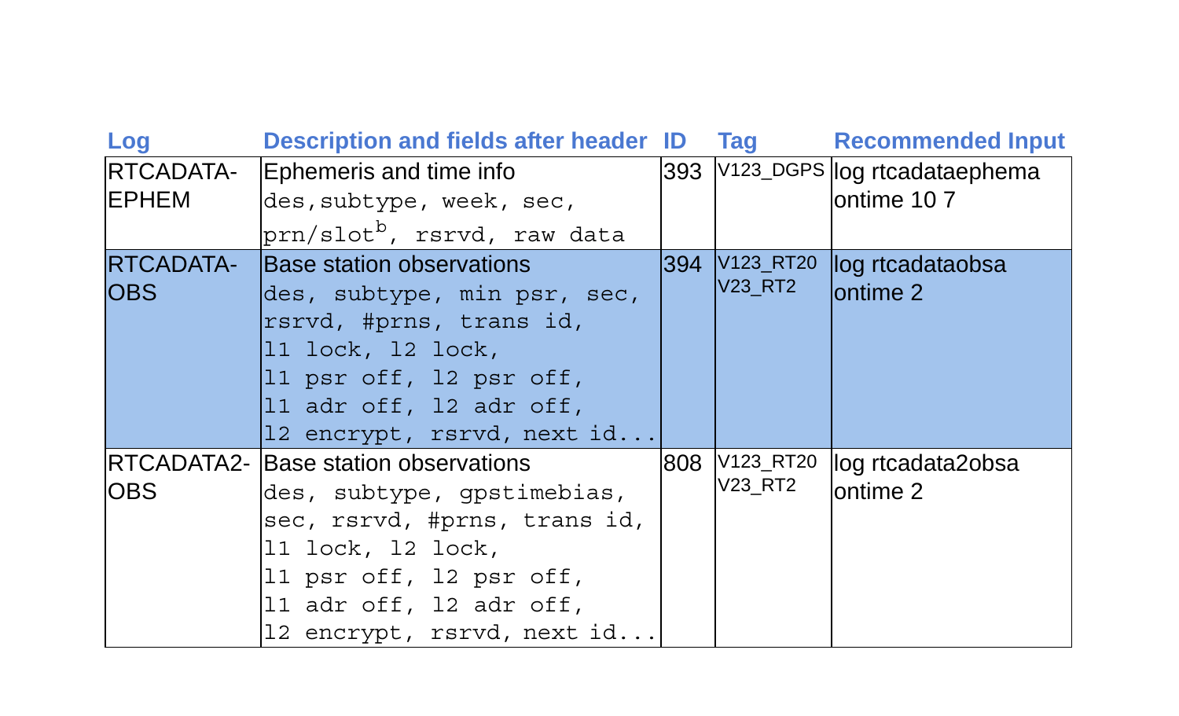| Log | Description and fields after header | ID | Tag | Recommended Input |
|---|---|---|---|---|
| RTCADATA-EPHEM | Ephemeris and time info<br>`des,subtype, week, sec, prn/slot`[b]`, rsrvd, raw data` | 393 | V123_DGPS | log rtcadataephema ontime 10 7 |
| RTCADATA-OBS | Base station observations<br>`des, subtype, min psr, sec, rsrvd, #prns, trans id, l1 lock, l2 lock, l1 psr off, l2 psr off, l1 adr off, l2 adr off, l2 encrypt, rsrvd, next id...` | 394 | V123_RT20<br>V23_RT2 | log rtcadataobsa ontime 2 |
| RTCADATA2-OBS | Base station observations<br>`des, subtype, gpstimebias, sec, rsrvd, #prns, trans id, l1 lock, l2 lock, l1 psr off, l2 psr off, l1 adr off, l2 adr off, l2 encrypt, rsrvd, next id...` | 808 | V123_RT20<br>V23_RT2 | log rtcadata2obsa ontime 2 |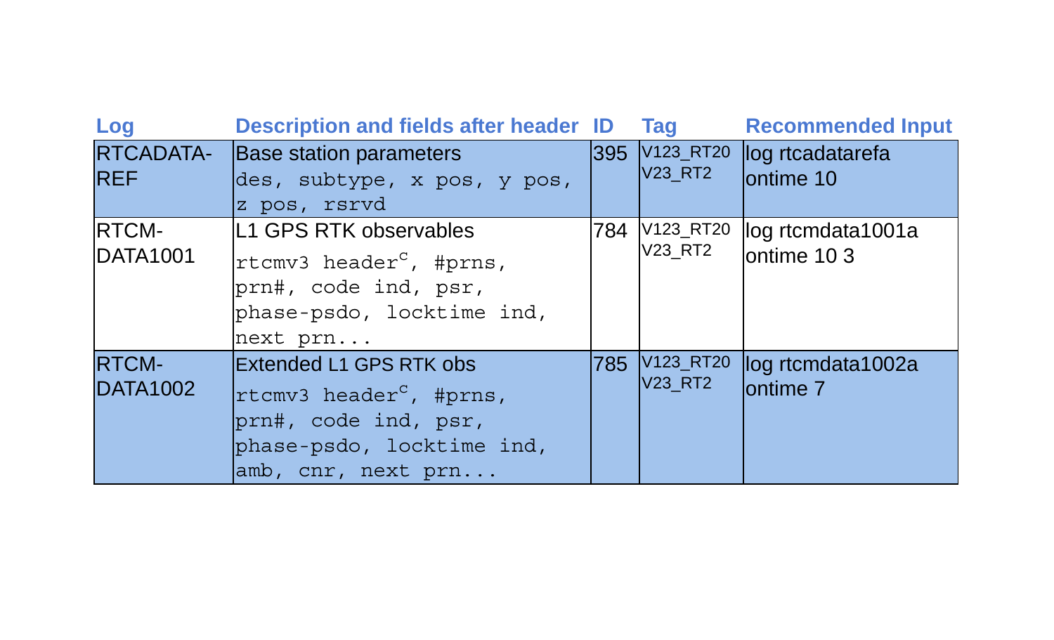| Log | Description and fields after header | ID | Tag | Recommended Input |
|---|---|---|---|---|
| RTCADATA-REF | Base station parameters<br>`des, subtype, x pos, y pos, z pos, rsrvd` | 395 | V123_RT20<br>V23_RT2 | log rtcadatarefa ontime 10 |
| RTCM-DATA1001 | L1 GPS RTK observables<br>`rtcmv3 header`[c]`, #prns, prn#, code ind, psr, phase-psdo, locktime ind, next prn...` | 784 | V123_RT20<br>V23_RT2 | log rtcmdata1001a ontime 10 3 |
| RTCM-DATA1002 | Extended L1 GPS RTK obs<br>`rtcmv3 header`[c]`, #prns, prn#, code ind, psr, phase-psdo, locktime ind, amb, cnr, next prn...` | 785 | V123_RT20<br>V23_RT2 | log rtcmdata1002a ontime 7 |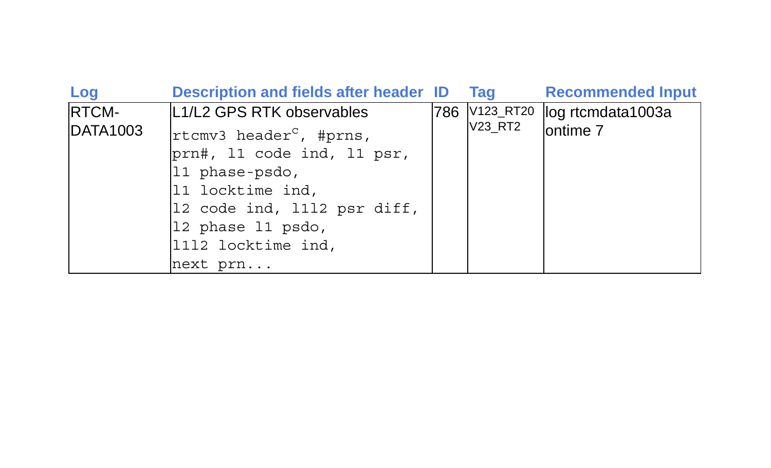| Log | Description and fields after header | ID | Tag | Recommended Input |
|---|---|---|---|---|
| RTCM-DATA1003 | L1/L2 GPS RTK observables<br>`rtcmv3 header`[c]`, #prns, prn#, l1 code ind, l1 psr, l1 phase-psdo, l1 locktime ind, l2 code ind, l1l2 psr diff, l2 phase l1 psdo, l1l2 locktime ind, next prn...` | 786 | V123_RT20<br>V23_RT2 | log rtcmdata1003a ontime 7 |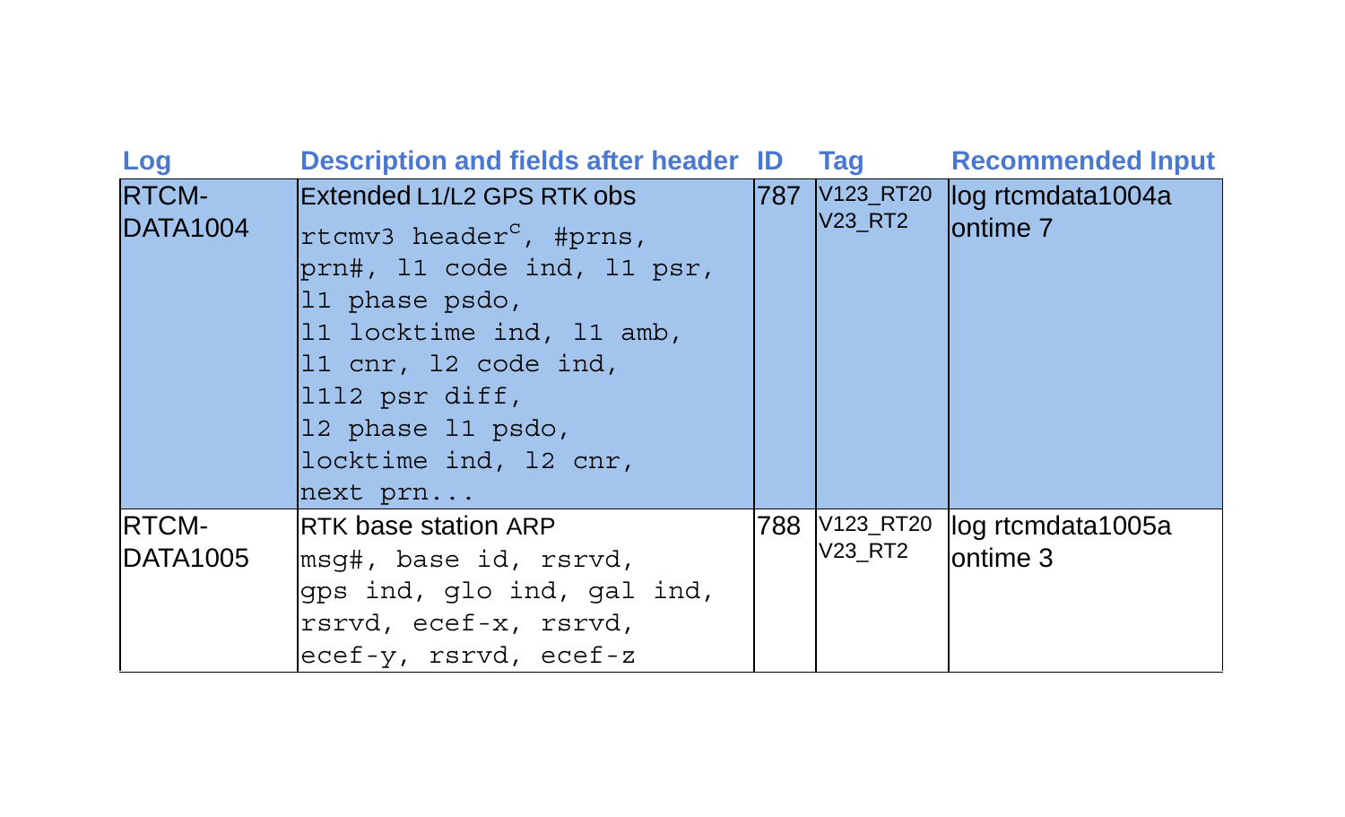| Log | Description and fields after header | ID | Tag | Recommended Input |
|---|---|---|---|---|
| RTCM-DATA1004 | Extended L1/L2 GPS RTK obs<br>`rtcmv3 header`[c]`, #prns, prn#, l1 code ind, l1 psr, l1 phase psdo, l1 locktime ind, l1 amb, l1 cnr, l2 code ind, l1l2 psr diff, l2 phase l1 psdo, locktime ind, l2 cnr, next prn...` | 787 | V123_RT20<br>V23_RT2 | log rtcmdata1004a ontime 7 |
| RTCM-DATA1005 | RTK base station ARP<br>`msg#, base id, rsrvd, gps ind, glo ind, gal ind, rsrvd, ecef-x, rsrvd, ecef-y, rsrvd, ecef-z` | 788 | V123_RT20<br>V23_RT2 | log rtcmdata1005a ontime 3 |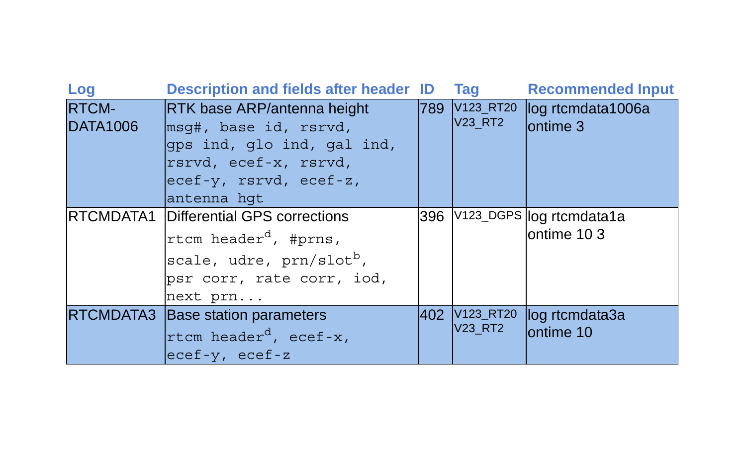| Log | Description and fields after header | ID | Tag | Recommended Input |
|---|---|---|---|---|
| RTCM-DATA1006 | RTK base ARP/antenna height `msg#, base id, rsrvd, gps ind, glo ind, gal ind, rsrvd, ecef-x, rsrvd, ecef-y, rsrvd, ecef-z, antenna hgt` | 789 | V123_RT20 V23_RT2 | log rtcmdata1006a ontime 3 |
| RTCMDATA1 | Differential GPS corrections `rtcm header`[d]`, #prns, scale, udre, prn/slot`[b]`, psr corr, rate corr, iod, next prn...` | 396 | V123_DGPS | log rtcmdata1a ontime 10 3 |
| RTCMDATA3 | Base station parameters `rtcm header`[d]`, ecef-x, ecef-y, ecef-z` | 402 | V123_RT20 V23_RT2 | log rtcmdata3a ontime 10 |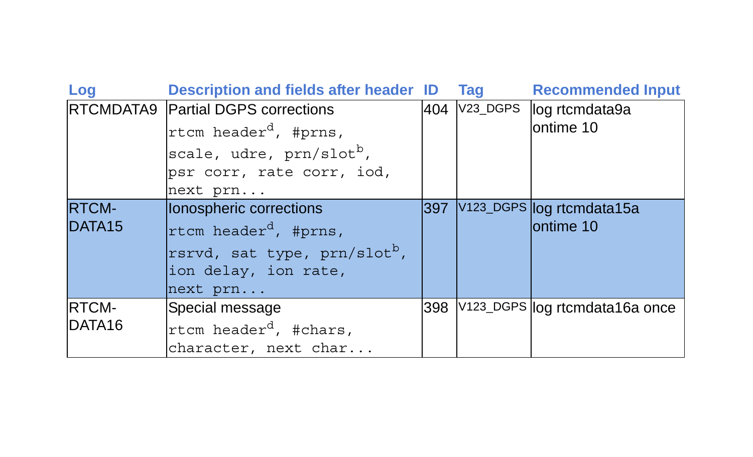| Log | Description and fields after header | ID | Tag | Recommended Input |
|---|---|---|---|---|
| RTCMDATA9 | Partial DGPS corrections<br>`rtcm header`[d]`, #prns, scale, udre, prn/slot`[b]`, psr corr, rate corr, iod, next prn...` | 404 | V23_DGPS | log rtcmdata9a ontime 10 |
| RTCM-DATA15 | Ionospheric corrections<br>`rtcm header`[d]`, #prns, rsrvd, sat type, prn/slot`[b]`, ion delay, ion rate, next prn...` | 397 | V123_DGPS | log rtcmdata15a ontime 10 |
| RTCM-DATA16 | Special message<br>`rtcm header`[d]`, #chars, character, next char...` | 398 | V123_DGPS | log rtcmdata16a once |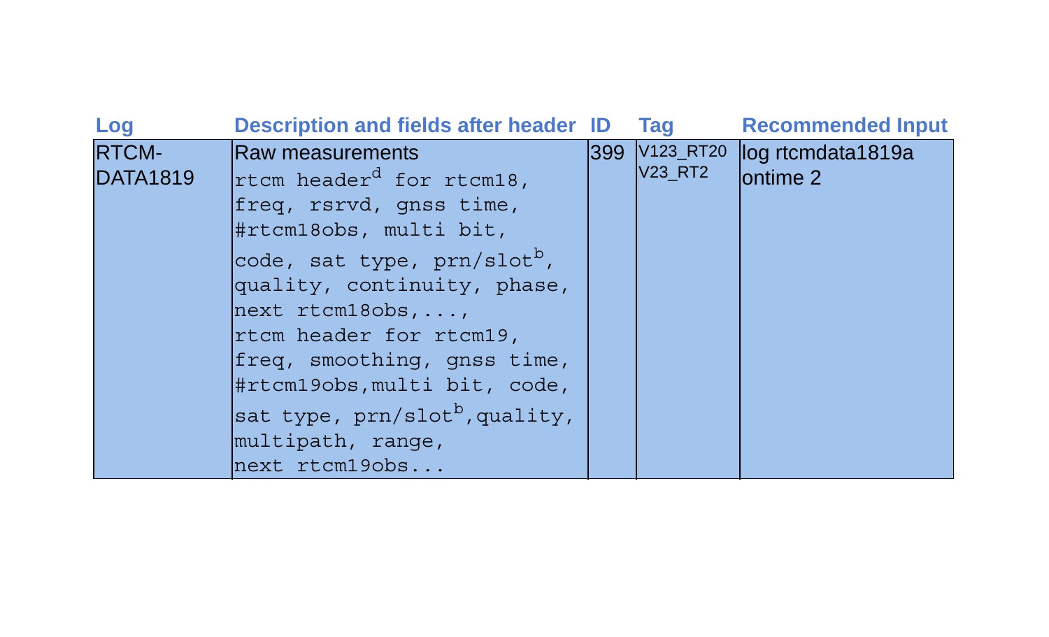| Log | Description and fields after header | ID | Tag | Recommended Input |
|---|---|---|---|---|
| RTCM-DATA1819 | Raw measurements<br>`rtcm header`[d] `for rtcm18, freq, rsrvd, gnss time, #rtcm18obs, multi bit, code, sat type, prn/slot`[b]`, quality, continuity, phase, next rtcm18obs,..., rtcm header for rtcm19, freq, smoothing, gnss time, #rtcm19obs,multi bit, code, sat type, prn/slot`[b]`,quality, multipath, range, next rtcm19obs...` | 399 | V123_RT20<br>V23_RT2 | log rtcmdata1819a ontime 2 |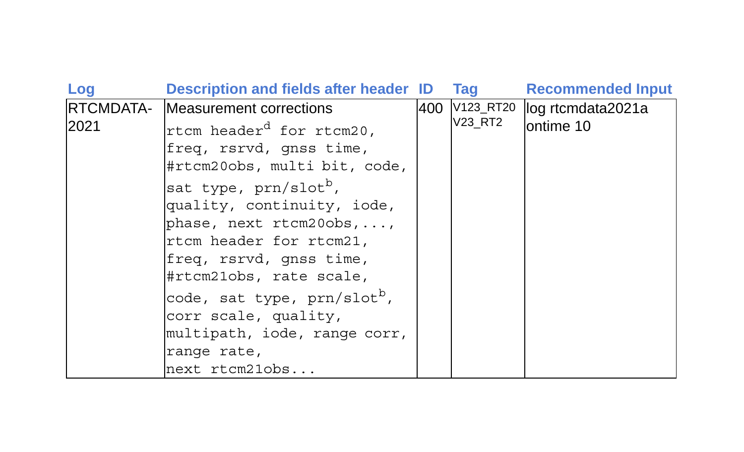| Log | Description and fields after header | ID | Tag | Recommended Input |
| --- | --- | --- | --- | --- |
| RTCMDATA-2021 | Measurement corrections<br>rtcm header[d] for rtcm20, freq, rsrvd, gnss time, #rtcm20obs, multi bit, code, sat type, prn/slot[b], quality, continuity, iode, phase, next rtcm20obs,..., rtcm header for rtcm21, freq, rsrvd, gnss time, #rtcm21obs, rate scale, code, sat type, prn/slot[b], corr scale, quality, multipath, iode, range corr, range rate, next rtcm21obs... | 400 | V123_RT20<br>V23_RT2 | log rtcmdata2021a ontime 10 |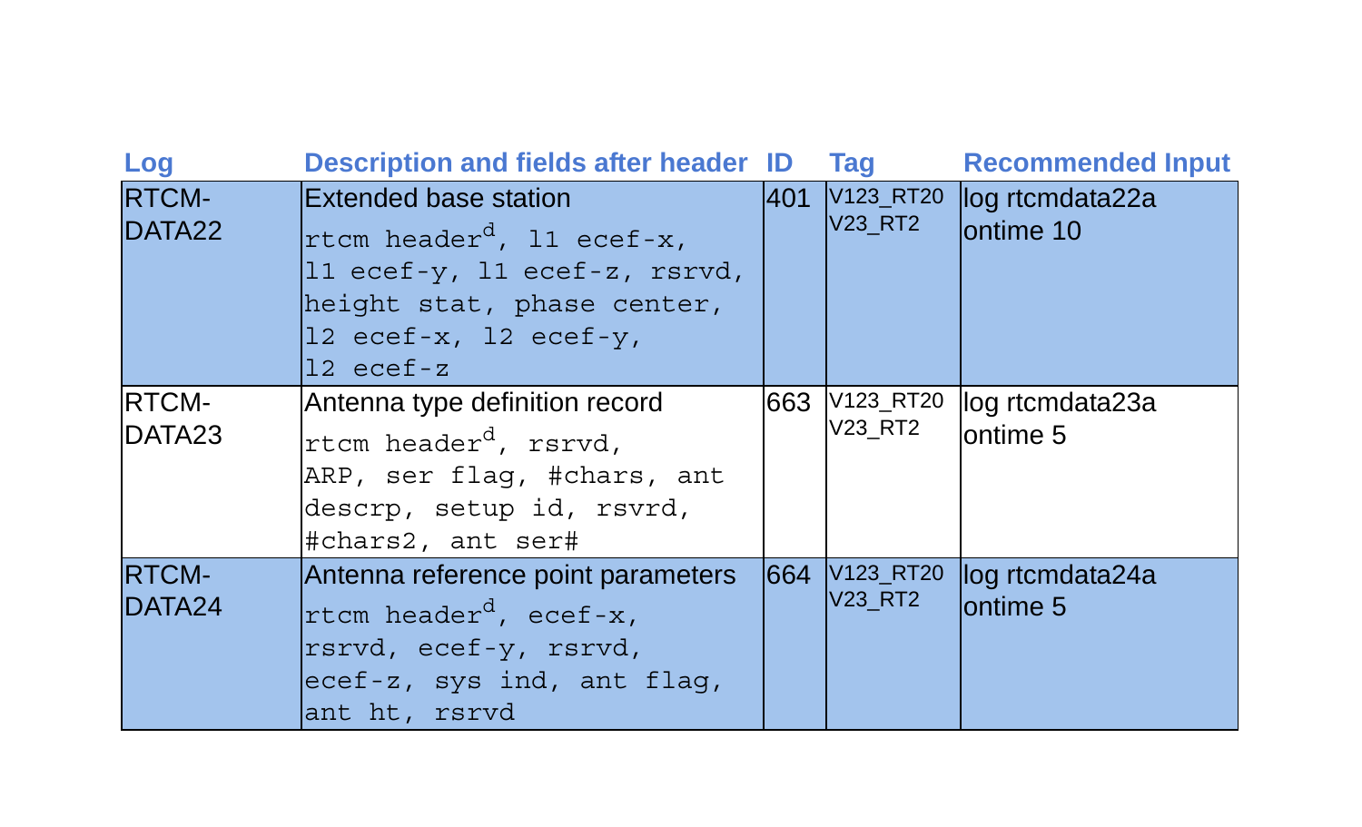| Log | Description and fields after header | ID | Tag | Recommended Input |
|---|---|---|---|---|
| RTCM-DATA22 | Extended base station<br>`rtcm header`[d]`, l1 ecef-x, l1 ecef-y, l1 ecef-z, rsrvd, height stat, phase center, l2 ecef-x, l2 ecef-y, l2 ecef-z` | 401 | V123_RT20<br>V23_RT2 | log rtcmdata22a ontime 10 |
| RTCM-DATA23 | Antenna type definition record<br>`rtcm header`[d]`, rsrvd, ARP, ser flag, #chars, ant descrp, setup id, rsvrd, #chars2, ant ser#` | 663 | V123_RT20<br>V23_RT2 | log rtcmdata23a ontime 5 |
| RTCM-DATA24 | Antenna reference point parameters<br>`rtcm header`[d]`, ecef-x, rsrvd, ecef-y, rsrvd, ecef-z, sys ind, ant flag, ant ht, rsrvd` | 664 | V123_RT20<br>V23_RT2 | log rtcmdata24a ontime 5 |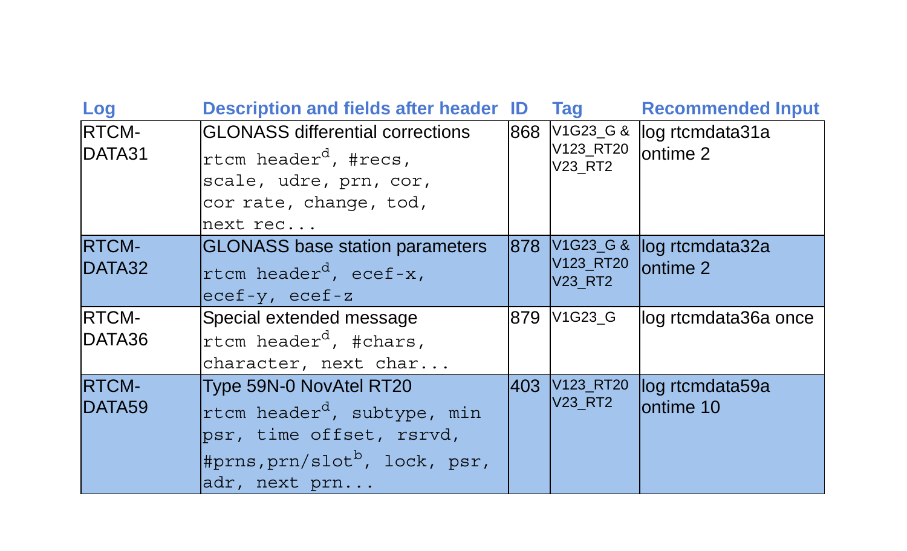| Log | Description and fields after header | ID | Tag | Recommended Input |
|---|---|---|---|---|
| RTCM-DATA31 | GLONASS differential corrections `rtcm header`[d]`, #recs, scale, udre, prn, cor, cor rate, change, tod, next rec...` | 868 | V1G23_G & V123_RT20 V23_RT2 | log rtcmdata31a ontime 2 |
| RTCM-DATA32 | GLONASS base station parameters `rtcm header`[d]`, ecef-x, ecef-y, ecef-z` | 878 | V1G23_G & V123_RT20 V23_RT2 | log rtcmdata32a ontime 2 |
| RTCM-DATA36 | Special extended message `rtcm header`[d]`, #chars, character, next char...` | 879 | V1G23_G | log rtcmdata36a once |
| RTCM-DATA59 | Type 59N-0 NovAtel RT20 `rtcm header`[d]`, subtype, min psr, time offset, rsrvd, #prns,prn/slot`[b]`, lock, psr, adr, next prn...` | 403 | V123_RT20 V23_RT2 | log rtcmdata59a ontime 10 |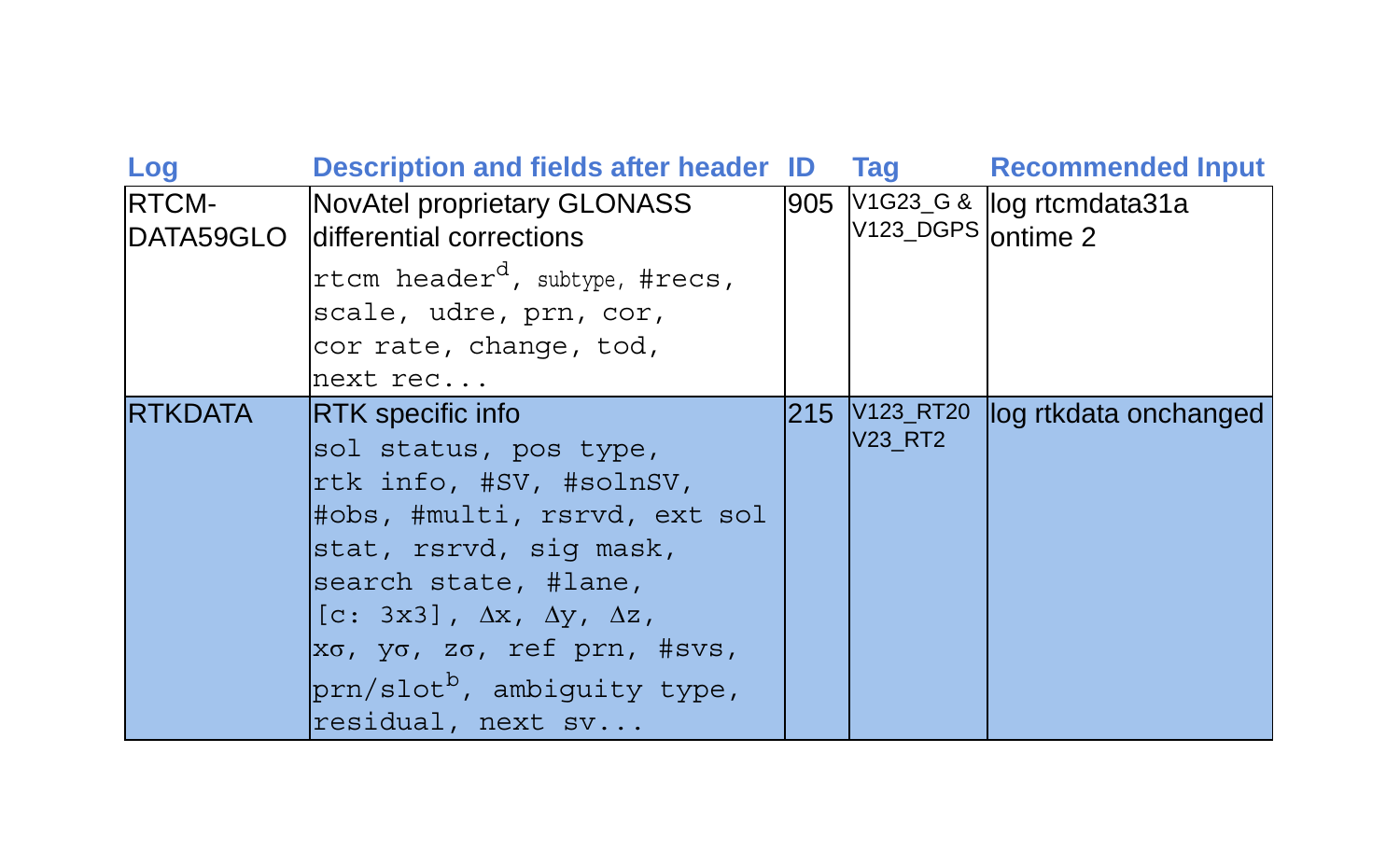| Log | Description and fields after header | ID | Tag | Recommended Input |
| --- | --- | --- | --- | --- |
| RTCM-DATA59GLO | NovAtel proprietary GLONASS differential corrections<br>rtcm header[d], subtype, #recs, scale, udre, prn, cor, cor rate, change, tod, next rec... | 905 | V1G23_G & V123_DGPS | log rtcmdata31a ontime 2 |
| RTKDATA | RTK specific info<br>sol status, pos type, rtk info, #SV, #solnSV, #obs, #multi, rsrvd, ext sol stat, rsrvd, sig mask, search state, #lane, [c: 3x3], Δx, Δy, Δz, xσ, yσ, zσ, ref prn, #svs, prn/slot[b], ambiguity type, residual, next sv... | 215 | V123_RT20 V23_RT2 | log rtkdata onchanged |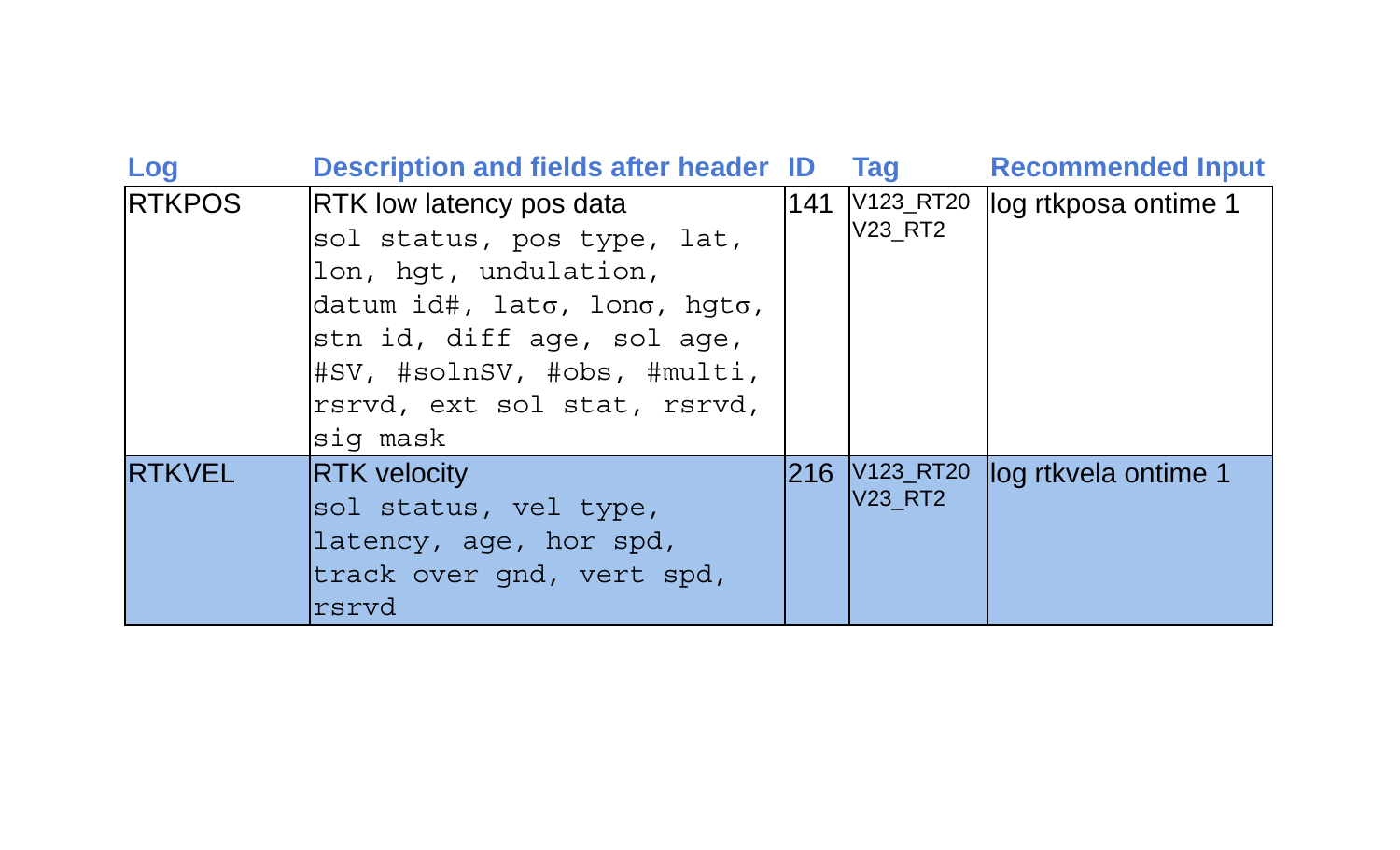| Log | Description and fields after header | ID | Tag | Recommended Input |
|---|---|---|---|---|
| RTKPOS | RTK low latency pos data<br>`sol status, pos type, lat, lon, hgt, undulation, datum id#, latσ, lonσ, hgtσ, stn id, diff age, sol age, #SV, #solnSV, #obs, #multi, rsrvd, ext sol stat, rsrvd, sig mask` | 141 | V123_RT20<br>V23_RT2 | log rtkposa ontime 1 |
| RTKVEL | RTK velocity<br>`sol status, vel type, latency, age, hor spd, track over gnd, vert spd, rsrvd` | 216 | V123_RT20<br>V23_RT2 | log rtkvela ontime 1 |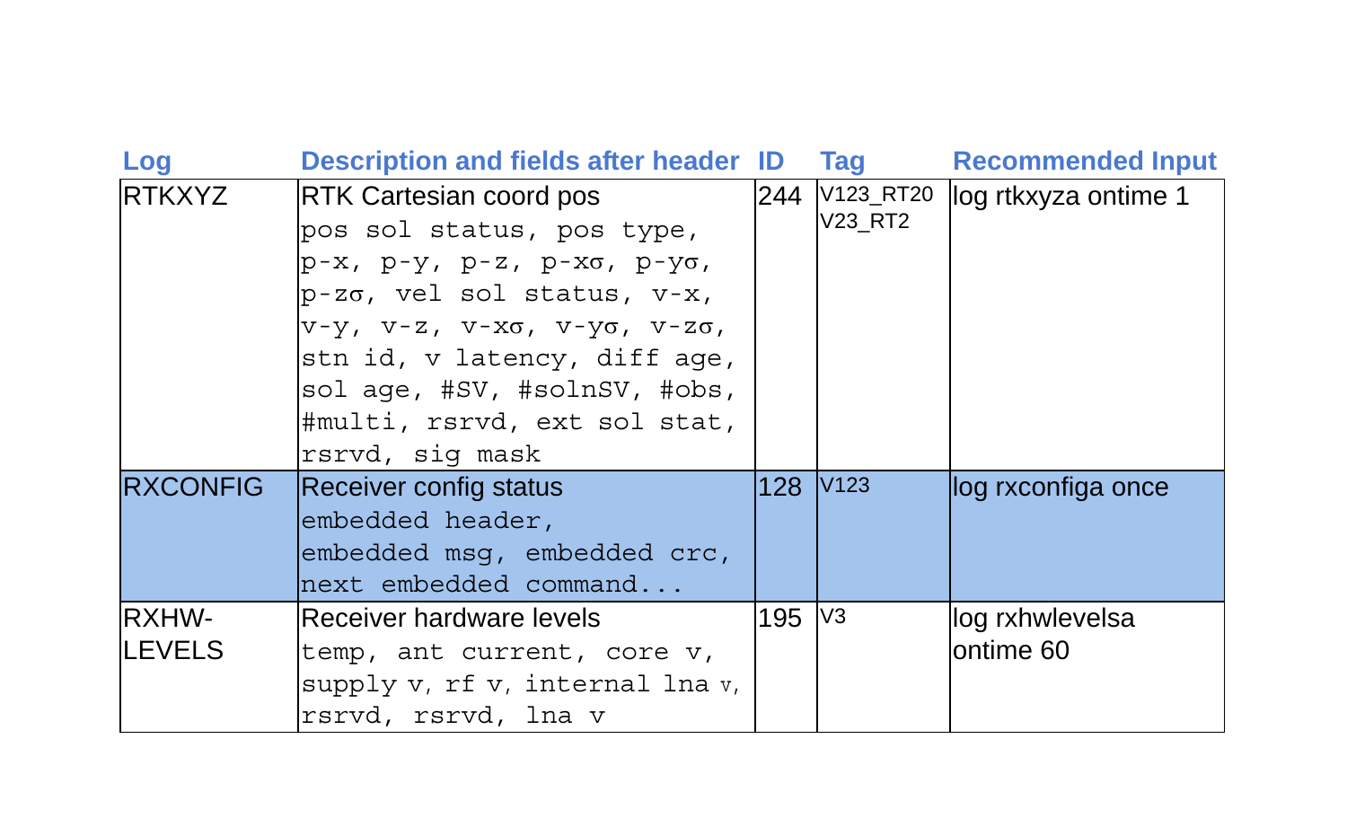| Log | Description and fields after header | ID | Tag | Recommended Input |
| --- | --- | --- | --- | --- |
| RTKXYZ | RTK Cartesian coord pos<br>pos sol status, pos type, p-x, p-y, p-z, p-xσ, p-yσ, p-zσ, vel sol status, v-x, v-y, v-z, v-xσ, v-yσ, v-zσ, stn id, v latency, diff age, sol age, #SV, #solnSV, #obs, #multi, rsrvd, ext sol stat, rsrvd, sig mask | 244 | V123_RT20<br>V23_RT2 | log rtkxyza ontime 1 |
| RXCONFIG | Receiver config status<br>embedded header, embedded msg, embedded crc, next embedded command... | 128 | V123 | log rxconfiga once |
| RXHW-LEVELS | Receiver hardware levels<br>temp, ant current, core v, supply v, rf v, internal lna v, rsrvd, rsrvd, lna v | 195 | V3 | log rxhwlevelsa ontime 60 |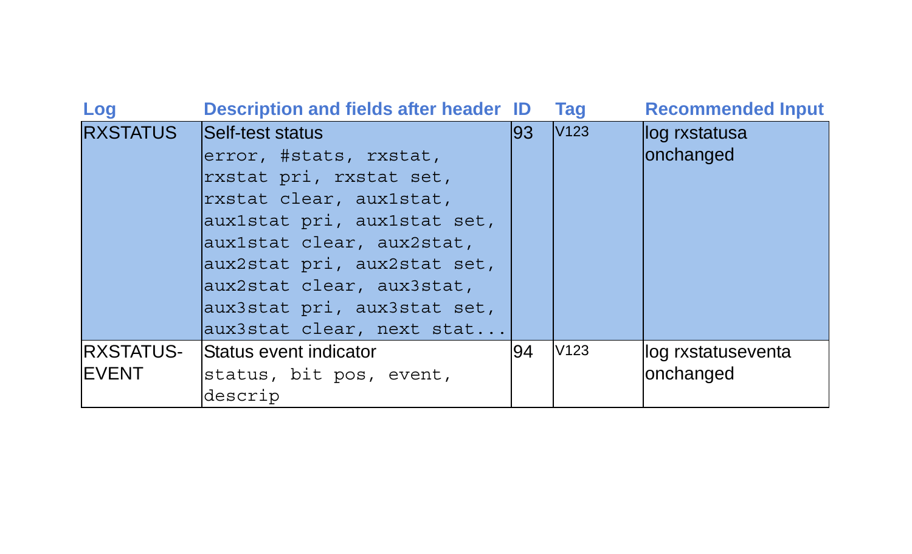| Log | Description and fields after header | ID | Tag | Recommended Input |
|---|---|---|---|---|
| RXSTATUS | Self-test status<br>`error, #stats, rxstat, rxstat pri, rxstat set, rxstat clear, aux1stat, aux1stat pri, aux1stat set, aux1stat clear, aux2stat, aux2stat pri, aux2stat set, aux2stat clear, aux3stat, aux3stat pri, aux3stat set, aux3stat clear, next stat...` | 93 | V123 | log rxstatusa onchanged |
| RXSTATUS-EVENT | Status event indicator<br>`status, bit pos, event, descrip` | 94 | V123 | log rxstatuseventa onchanged |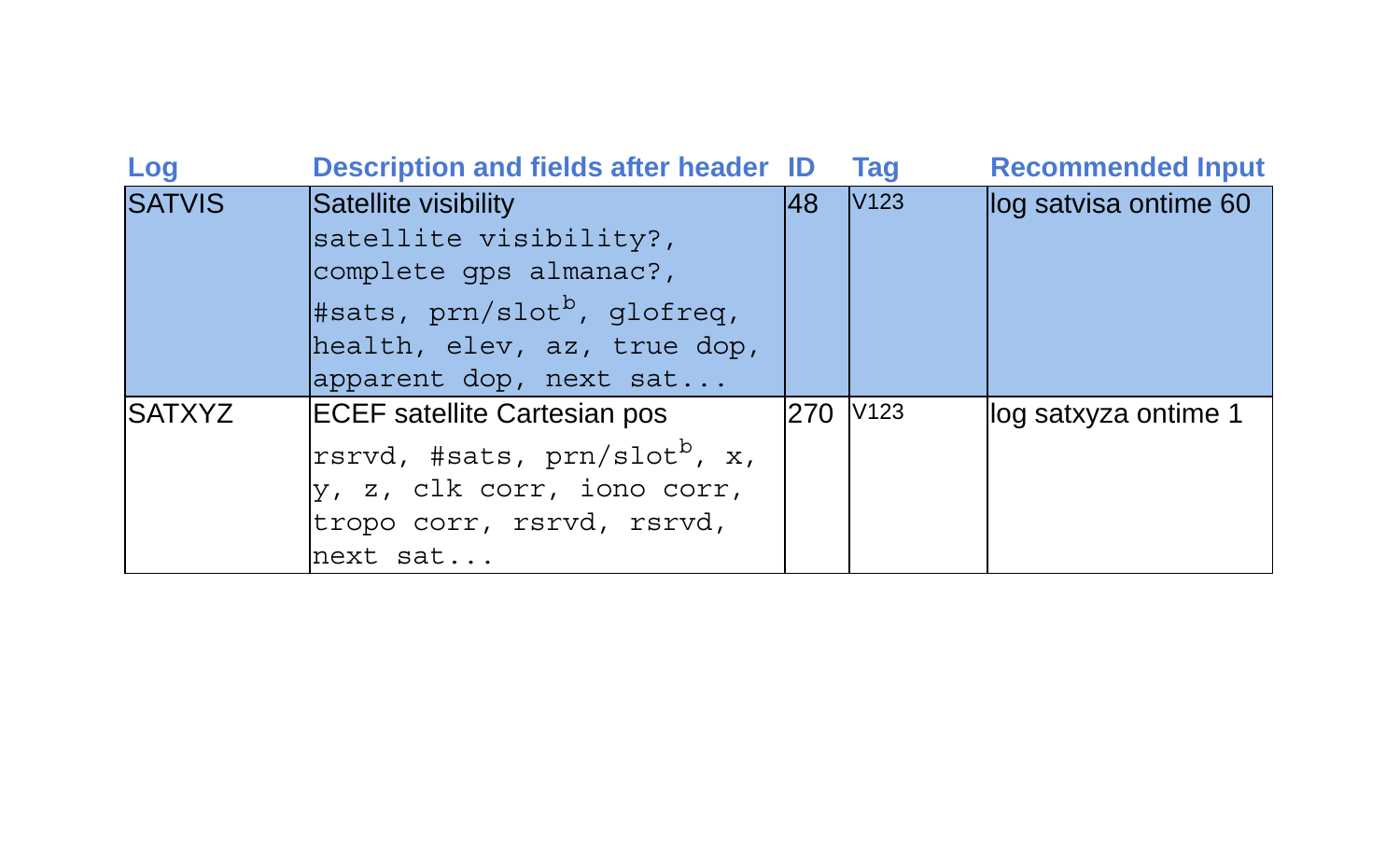| Log | Description and fields after header | ID | Tag | Recommended Input |
| --- | --- | --- | --- | --- |
| SATVIS | Satellite visibility satellite visibility?, complete gps almanac?, #sats, prn/slot[b], glofreq, health, elev, az, true dop, apparent dop, next sat... | 48 | V123 | log satvisa ontime 60 |
| SATXYZ | ECEF satellite Cartesian pos rsrvd, #sats, prn/slot[b], x, y, z, clk corr, iono corr, tropo corr, rsrvd, rsrvd, next sat... | 270 | V123 | log satxyza ontime 1 |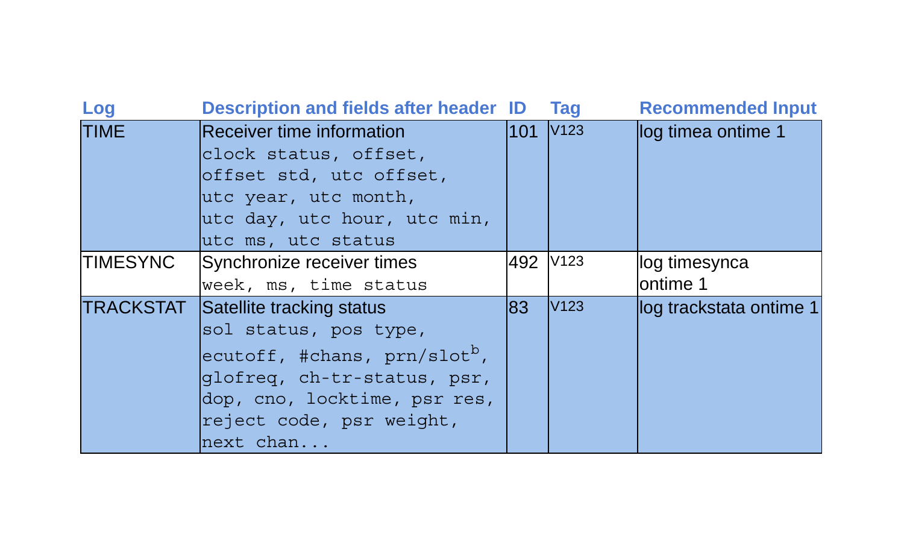| Log | Description and fields after header | ID | Tag | Recommended Input |
|---|---|---|---|---|
| TIME | Receiver time information<br>`clock status, offset, offset std, utc offset, utc year, utc month, utc day, utc hour, utc min, utc ms, utc status` | 101 | V123 | log timea ontime 1 |
| TIMESYNC | Synchronize receiver times<br>`week, ms, time status` | 492 | V123 | log timesynca ontime 1 |
| TRACKSTAT | Satellite tracking status<br>`sol status, pos type, ecutoff, #chans, prn/slot`[b]`, glofreq, ch-tr-status, psr, dop, cno, locktime, psr res, reject code, psr weight, next chan...` | 83 | V123 | log trackstata ontime 1 |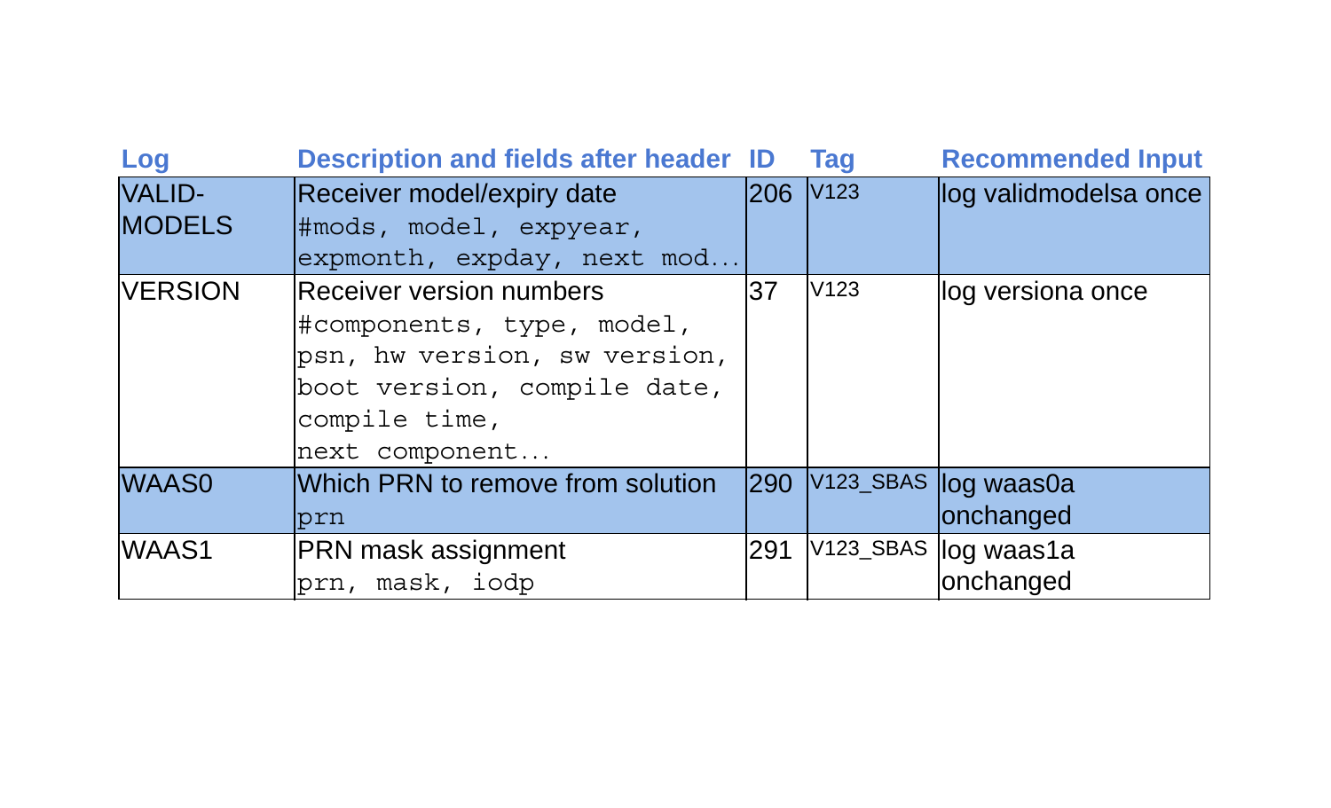| Log | Description and fields after header | ID | Tag | Recommended Input |
|---|---|---|---|---|
| VALID-MODELS | Receiver model/expiry date<br>`#mods, model, expyear, expmonth, expday, next mod...` | 206 | V123 | log validmodelsa once |
| VERSION | Receiver version numbers<br>`#components, type, model, psn, hw version, sw version, boot version, compile date, compile time, next component...` | 37 | V123 | log versiona once |
| WAAS0 | Which PRN to remove from solution<br>`prn` | 290 | V123_SBAS | log waas0a onchanged |
| WAAS1 | PRN mask assignment<br>`prn, mask, iodp` | 291 | V123_SBAS | log waas1a onchanged |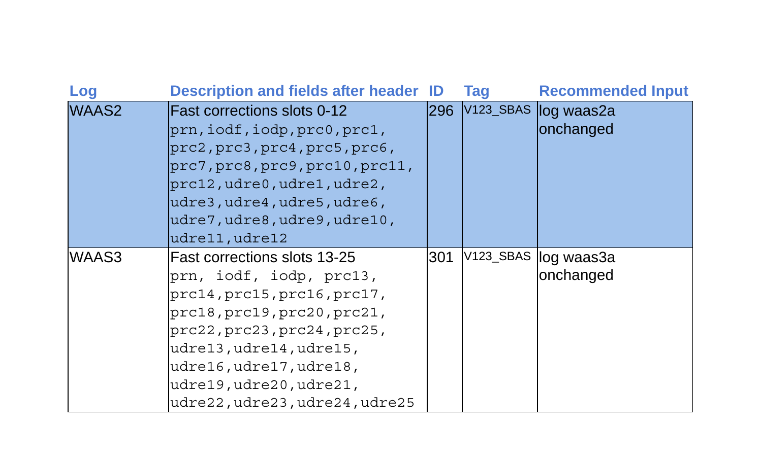| Log | Description and fields after header | ID | Tag | Recommended Input |
|---|---|---|---|---|
| WAAS2 | Fast corrections slots 0-12 `prn,iodf,iodp,prc0,prc1, prc2,prc3,prc4,prc5,prc6, prc7,prc8,prc9,prc10,prc11, prc12,udre0,udre1,udre2, udre3,udre4,udre5,udre6, udre7,udre8,udre9,udre10, udre11,udre12` | 296 | V123_SBAS | log waas2a onchanged |
| WAAS3 | Fast corrections slots 13-25 `prn, iodf, iodp, prc13, prc14,prc15,prc16,prc17, prc18,prc19,prc20,prc21, prc22,prc23,prc24,prc25, udre13,udre14,udre15, udre16,udre17,udre18, udre19,udre20,udre21, udre22,udre23,udre24,udre25` | 301 | V123_SBAS | log waas3a onchanged |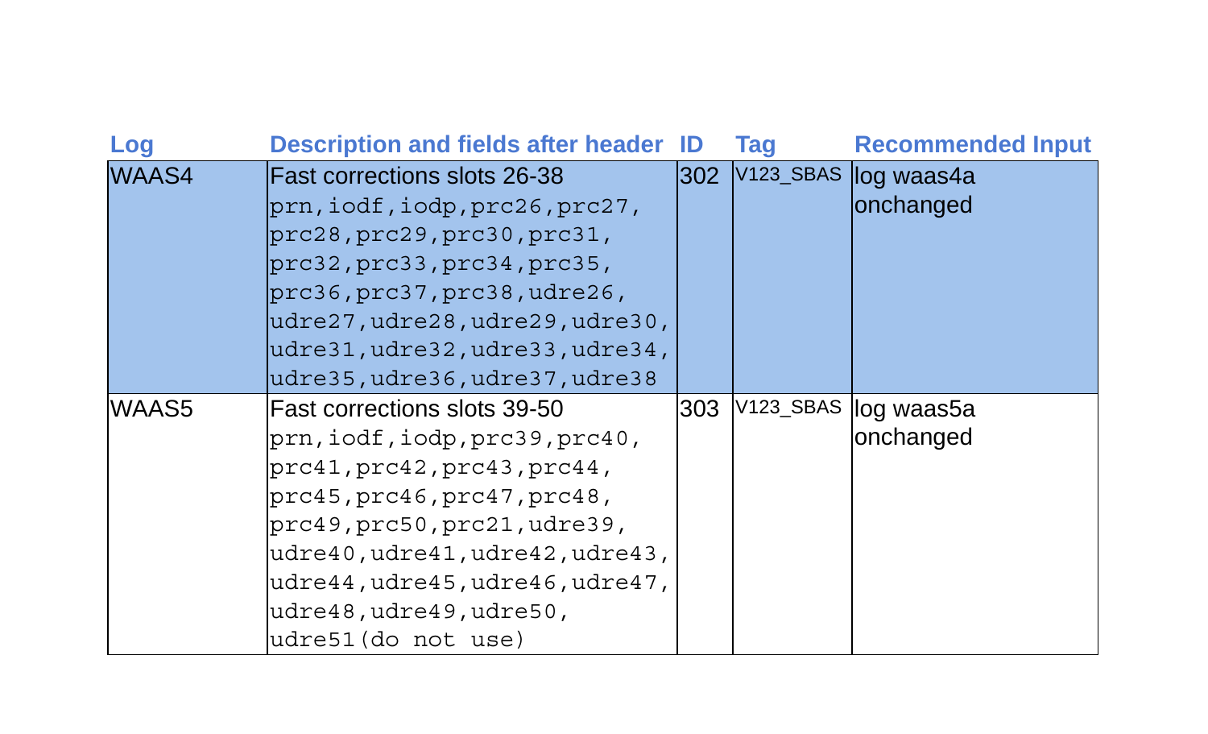| Log | Description and fields after header | ID | Tag | Recommended Input |
|---|---|---|---|---|
| WAAS4 | Fast corrections slots 26-38<br>`prn,iodf,iodp,prc26,prc27,prc28,prc29,prc30,prc31,prc32,prc33,prc34,prc35,prc36,prc37,prc38,udre26,udre27,udre28,udre29,udre30,udre31,udre32,udre33,udre34,udre35,udre36,udre37,udre38` | 302 | V123_SBAS | log waas4a onchanged |
| WAAS5 | Fast corrections slots 39-50<br>`prn,iodf,iodp,prc39,prc40,prc41,prc42,prc43,prc44,prc45,prc46,prc47,prc48,prc49,prc50,prc21,udre39,udre40,udre41,udre42,udre43,udre44,udre45,udre46,udre47,udre48,udre49,udre50,udre51(do not use)` | 303 | V123_SBAS | log waas5a onchanged |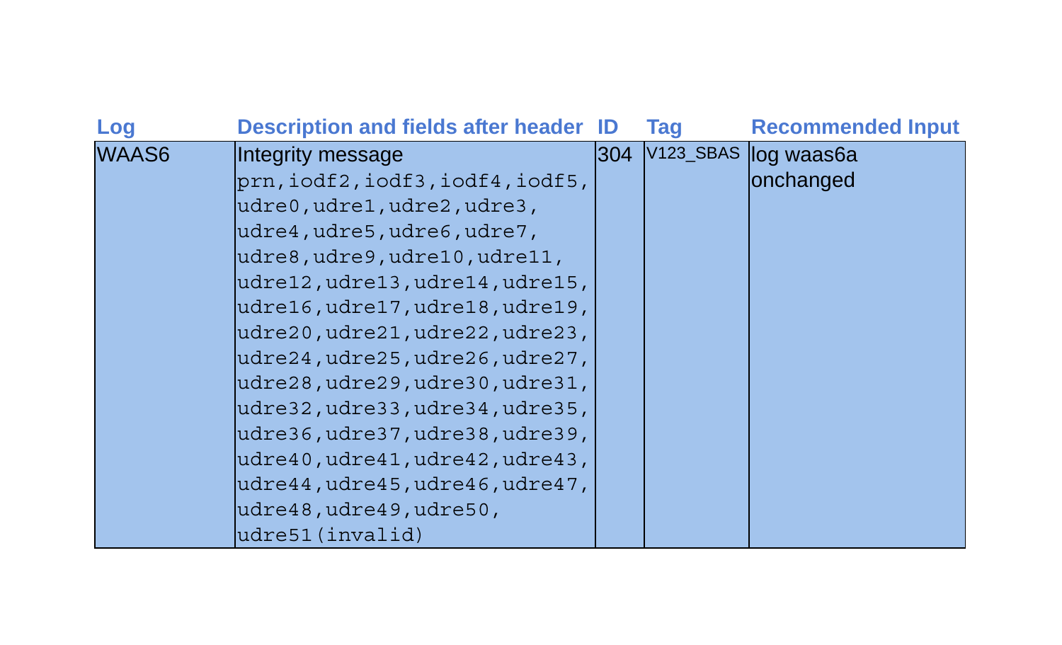| Log | Description and fields after header | ID | Tag | Recommended Input |
| --- | --- | --- | --- | --- |
| WAAS6 | Integrity message<br>`prn,iodf2,iodf3,iodf4,iodf5, udre0,udre1,udre2,udre3, udre4,udre5,udre6,udre7, udre8,udre9,udre10,udre11, udre12,udre13,udre14,udre15, udre16,udre17,udre18,udre19, udre20,udre21,udre22,udre23, udre24,udre25,udre26,udre27, udre28,udre29,udre30,udre31, udre32,udre33,udre34,udre35, udre36,udre37,udre38,udre39, udre40,udre41,udre42,udre43, udre44,udre45,udre46,udre47, udre48,udre49,udre50, udre51(invalid)` | 304 | V123_SBAS | log waas6a onchanged |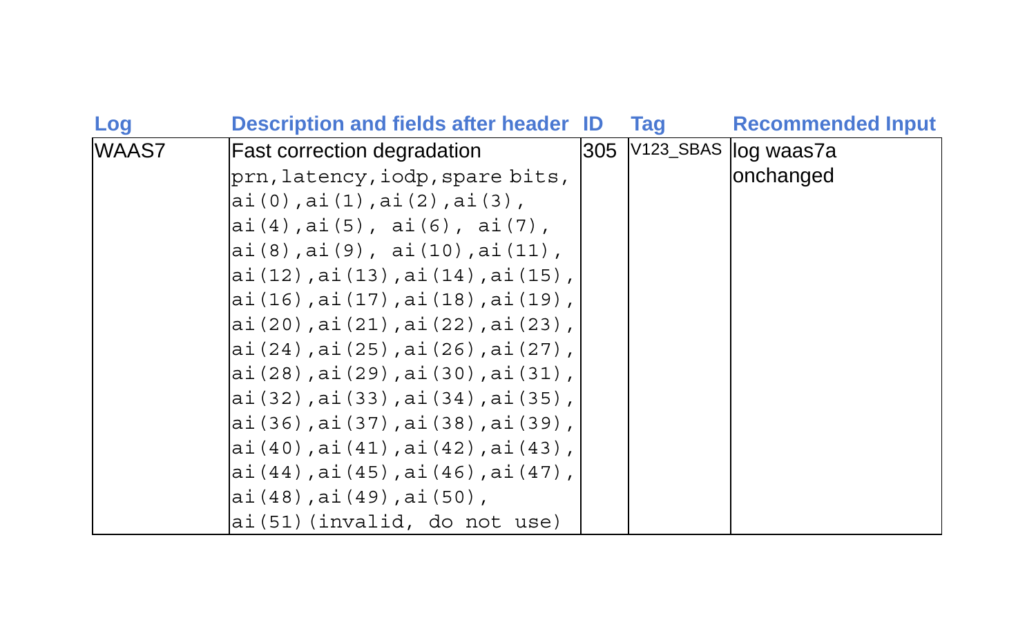| Log | Description and fields after header | ID | Tag | Recommended Input |
|---|---|---|---|---|
| WAAS7 | Fast correction degradation<br>`prn,latency,iodp,spare bits,`<br>`ai(0),ai(1),ai(2),ai(3),`<br>`ai(4),ai(5), ai(6), ai(7),`<br>`ai(8),ai(9), ai(10),ai(11),`<br>`ai(12),ai(13),ai(14),ai(15),`<br>`ai(16),ai(17),ai(18),ai(19),`<br>`ai(20),ai(21),ai(22),ai(23),`<br>`ai(24),ai(25),ai(26),ai(27),`<br>`ai(28),ai(29),ai(30),ai(31),`<br>`ai(32),ai(33),ai(34),ai(35),`<br>`ai(36),ai(37),ai(38),ai(39),`<br>`ai(40),ai(41),ai(42),ai(43),`<br>`ai(44),ai(45),ai(46),ai(47),`<br>`ai(48),ai(49),ai(50),`<br>`ai(51)(invalid, do not use)` | 305 | V123_SBAS | log waas7a onchanged |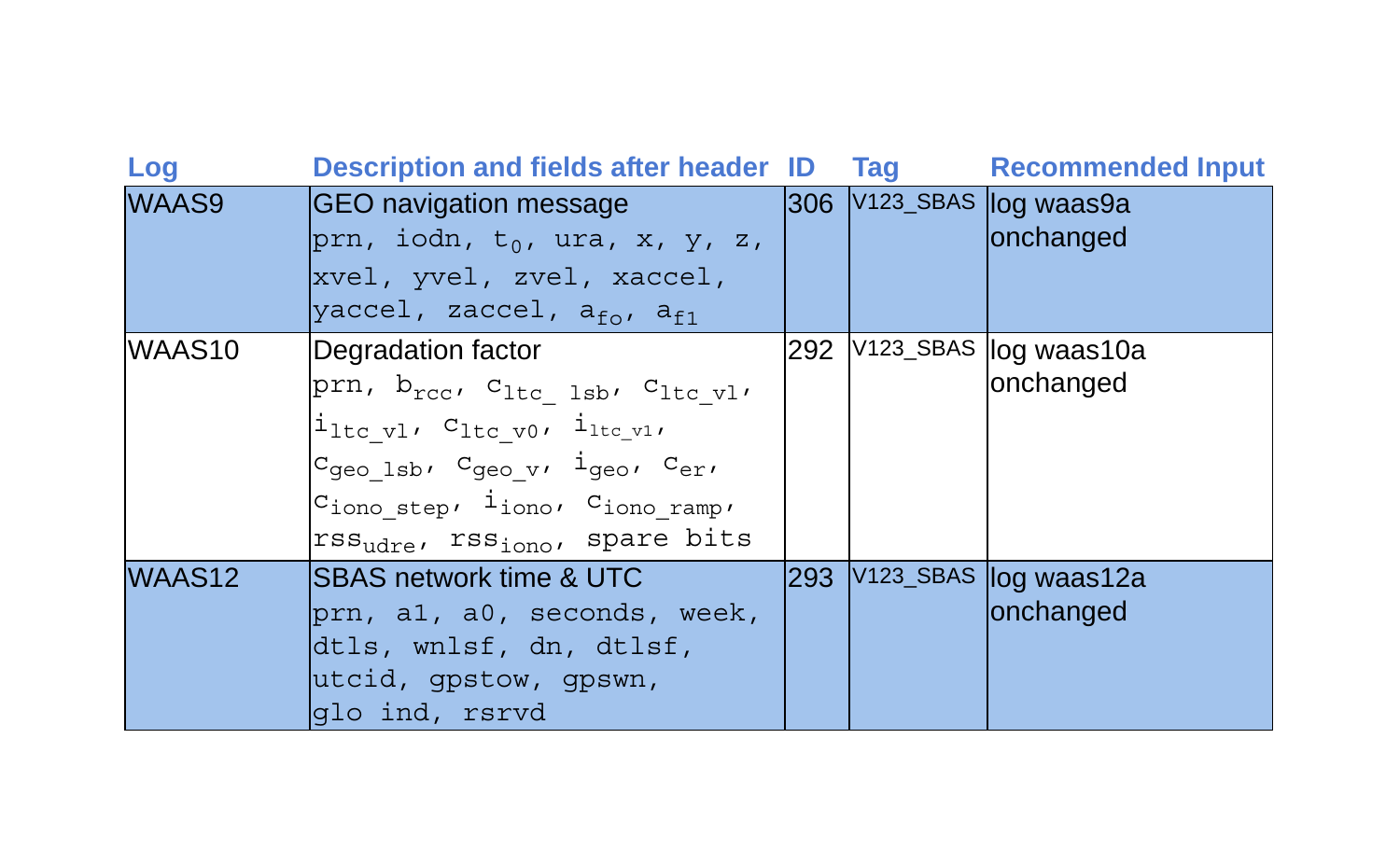| Log | Description and fields after header | ID | Tag | Recommended Input |
|---|---|---|---|---|
| WAAS9 | GEO navigation message<br>prn, iodn, $t_0$, ura, x, y, z, xvel, yvel, zvel, xaccel, yaccel, zaccel, $a_{fo}$, $a_{f1}$ | 306 | V123_SBAS | log waas9a onchanged |
| WAAS10 | Degradation factor<br>prn, $b_{rcc}$, $c_{ltc\_lsb}$, $c_{ltc\_vl}$, $i_{ltc\_vl}$, $c_{ltc\_v0}$, $i_{ltc\_v1}$, $c_{geo\_lsb}$, $c_{geo\_v}$, $i_{geo}$, $c_{er}$, $c_{iono\_step}$, $i_{iono}$, $c_{iono\_ramp}$, $rss_{udre}$, $rss_{iono}$, spare bits | 292 | V123_SBAS | log waas10a onchanged |
| WAAS12 | SBAS network time & UTC<br>prn, a1, a0, seconds, week, dtls, wnlsf, dn, dtlsf, utcid, gpstow, gpswn, glo ind, rsrvd | 293 | V123_SBAS | log waas12a onchanged |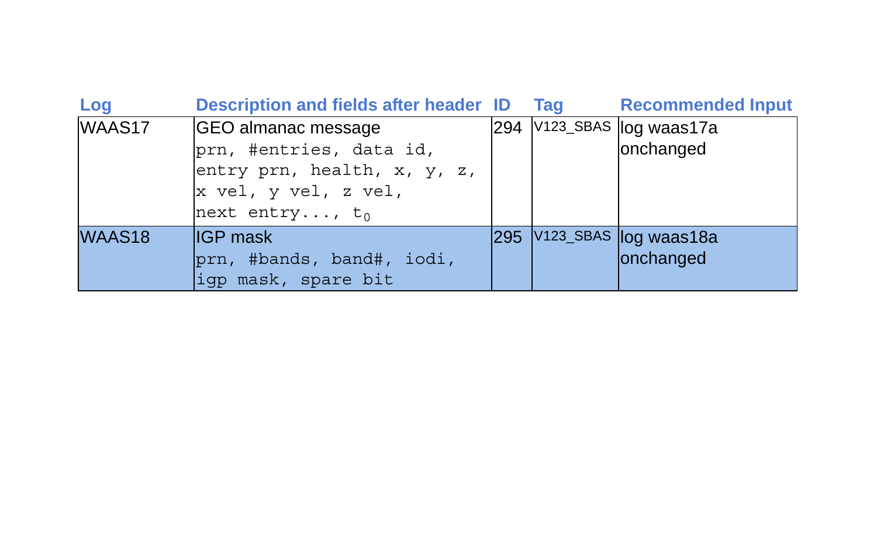| Log | Description and fields after header | ID | Tag | Recommended Input |
|---|---|---|---|---|
| WAAS17 | GEO almanac message<br>prn, #entries, data id, entry prn, health, x, y, z, x vel, y vel, z vel, next entry..., $t_0$ | 294 | V123_SBAS | log waas17a onchanged |
| WAAS18 | IGP mask<br>prn, #bands, band#, iodi, igp mask, spare bit | 295 | V123_SBAS | log waas18a onchanged |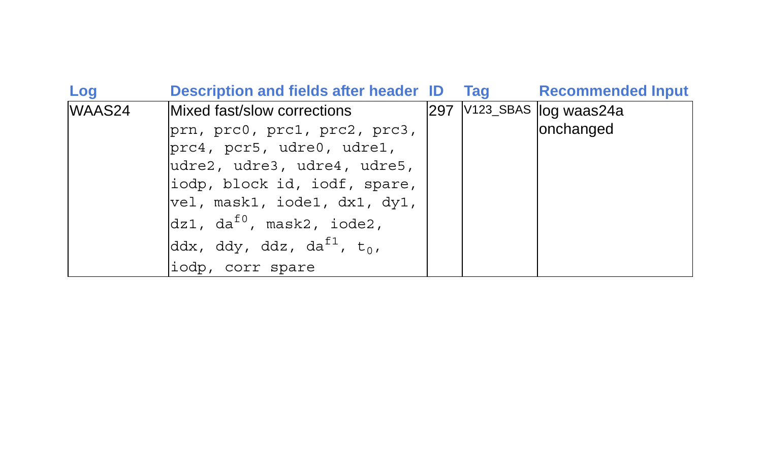| Log | Description and fields after header | ID | Tag | Recommended Input |
|---|---|---|---|---|
| WAAS24 | Mixed fast/slow corrections<br>prn, prc0, prc1, prc2, prc3, prc4, pcr5, udre0, udre1, udre2, udre3, udre4, udre5, iodp, block id, iodf, spare, vel, mask1, iode1, dx1, dy1, dz1, $da^{f0}$, mask2, iode2, ddx, ddy, ddz, $da^{f1}$, $t_0$, iodp, corr spare | 297 | V123_SBAS | log waas24a onchanged |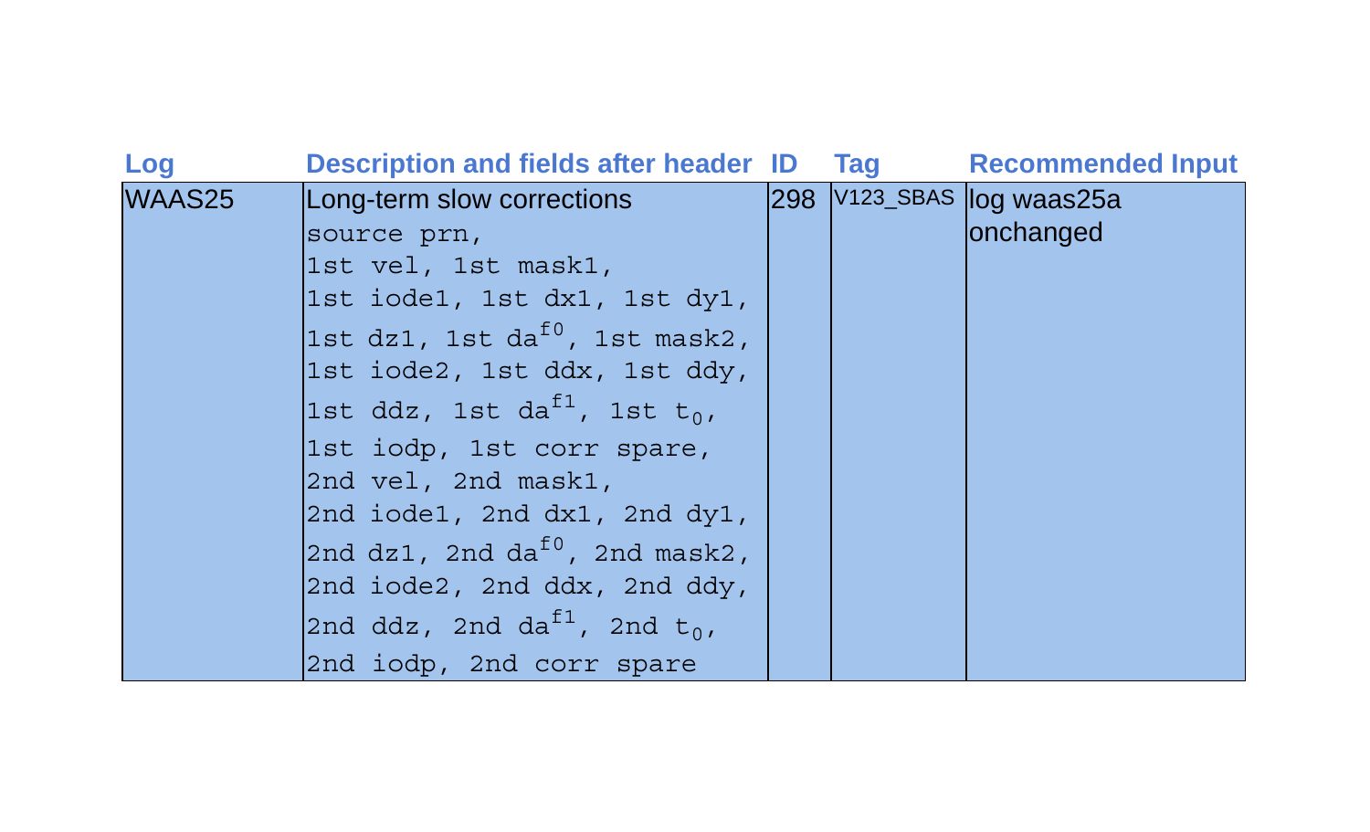| Log | Description and fields after header | ID | Tag | Recommended Input |
|---|---|---|---|---|
| WAAS25 | Long-term slow corrections<br>source prn,<br>1st vel, 1st mask1,<br>1st iode1, 1st dx1, 1st dy1,<br>1st dz1, 1st $da^{f0}$, 1st mask2,<br>1st iode2, 1st ddx, 1st ddy,<br>1st ddz, 1st $da^{f1}$, 1st $t_0$,<br>1st iodp, 1st corr spare,<br>2nd vel, 2nd mask1,<br>2nd iode1, 2nd dx1, 2nd dy1,<br>2nd dz1, 2nd $da^{f0}$, 2nd mask2,<br>2nd iode2, 2nd ddx, 2nd ddy,<br>2nd ddz, 2nd $da^{f1}$, 2nd $t_0$,<br>2nd iodp, 2nd corr spare | 298 | V123_SBAS | log waas25a onchanged |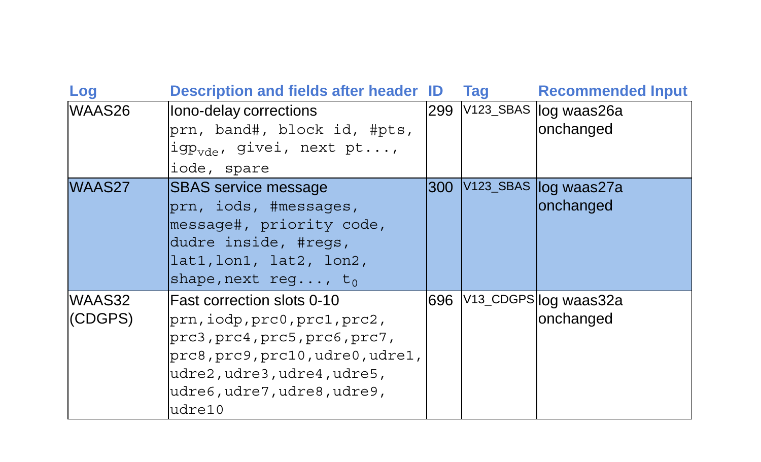| Log | Description and fields after header | ID | Tag | Recommended Input |
|---|---|---|---|---|
| WAAS26 | Iono-delay corrections<br>prn, band#, block id, #pts, $igp_{vde}$, givei, next pt..., iode, spare | 299 | V123_SBAS | log waas26a onchanged |
| WAAS27 | SBAS service message<br>prn, iods, #messages, message#, priority code, dudre inside, #regs, lat1,lon1, lat2, lon2, shape,next reg..., $t_0$ | 300 | V123_SBAS | log waas27a onchanged |
| WAAS32 (CDGPS) | Fast correction slots 0-10<br>prn,iodp,prc0,prc1,prc2, prc3,prc4,prc5,prc6,prc7, prc8,prc9,prc10,udre0,udre1, udre2,udre3,udre4,udre5, udre6,udre7,udre8,udre9, udre10 | 696 | V13_CDGPS | log waas32a onchanged |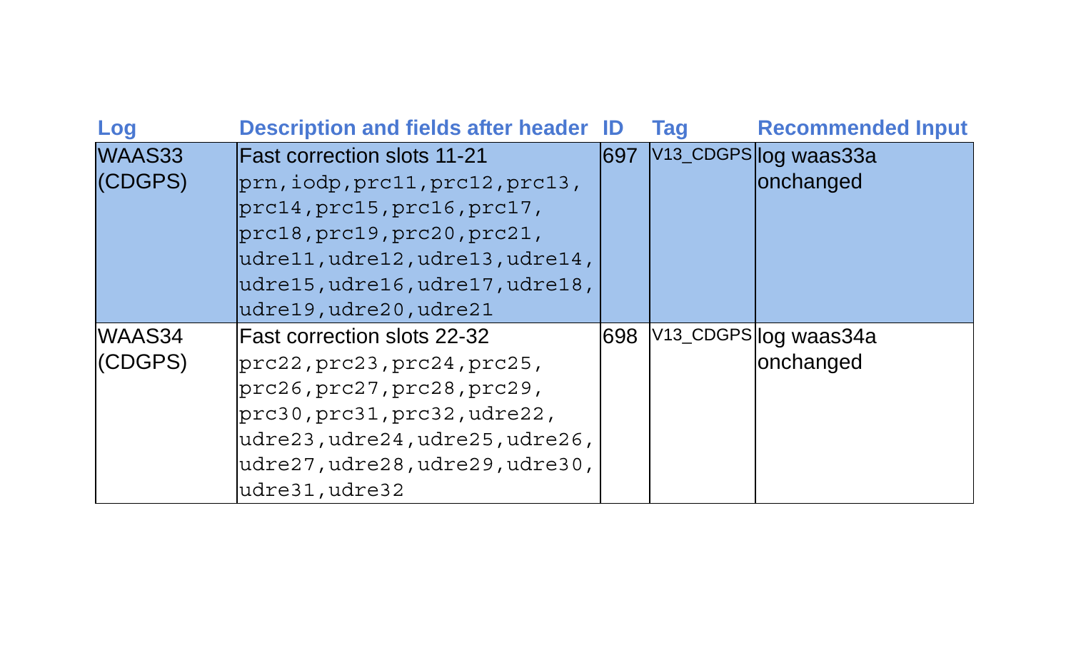| Log | Description and fields after header | ID | Tag | Recommended Input |
|---|---|---|---|---|
| WAAS33 (CDGPS) | Fast correction slots 11-21 `prn,iodp,prc11,prc12,prc13,prc14,prc15,prc16,prc17,prc18,prc19,prc20,prc21,udre11,udre12,udre13,udre14,udre15,udre16,udre17,udre18,udre19,udre20,udre21` | 697 | V13_CDGPS | log waas33a onchanged |
| WAAS34 (CDGPS) | Fast correction slots 22-32 `prc22,prc23,prc24,prc25,prc26,prc27,prc28,prc29,prc30,prc31,prc32,udre22,udre23,udre24,udre25,udre26,udre27,udre28,udre29,udre30,udre31,udre32` | 698 | V13_CDGPS | log waas34a onchanged |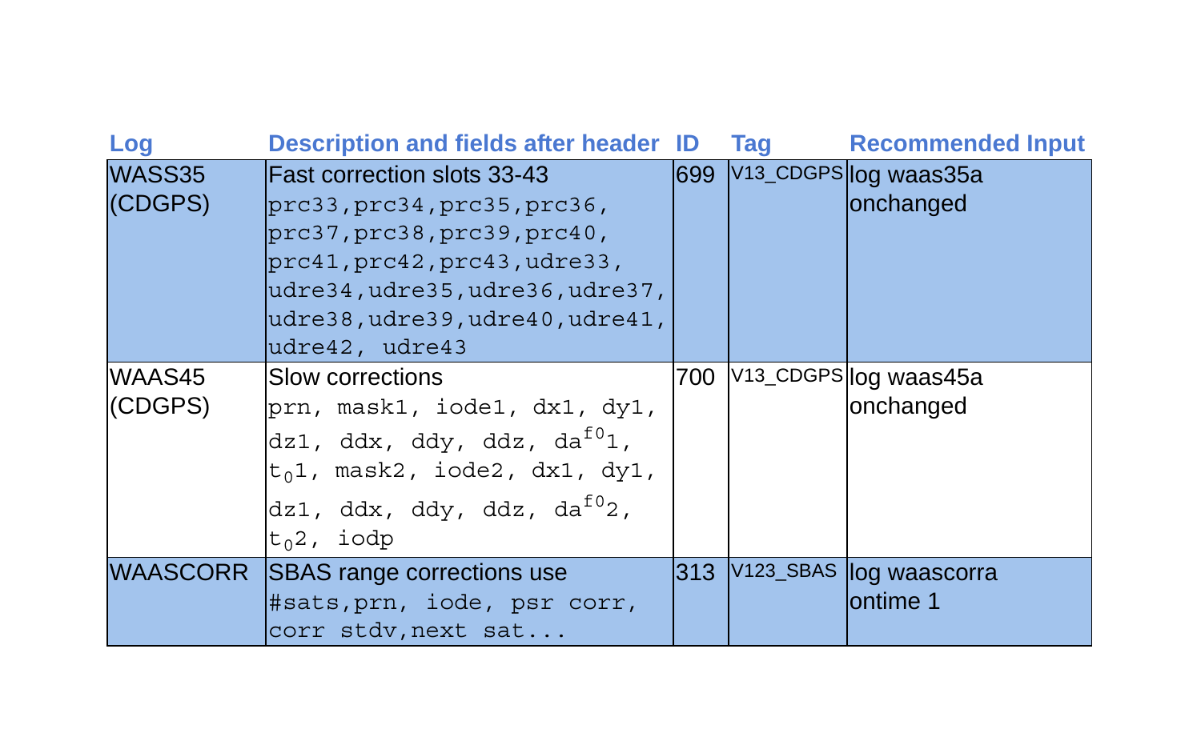| Log | Description and fields after header | ID | Tag | Recommended Input |
| --- | --- | --- | --- | --- |
| WASS35 (CDGPS) | Fast correction slots 33-43 prc33,prc34,prc35,prc36, prc37,prc38,prc39,prc40, prc41,prc42,prc43,udre33, udre34,udre35,udre36,udre37, udre38,udre39,udre40,udre41, udre42, udre43 | 699 | V13_CDGPS | log waas35a onchanged |
| WAAS45 (CDGPS) | Slow corrections prn, mask1, iode1, dx1, dy1, dz1, ddx, ddy, ddz, $da^{f0}1$, $t_0 1$, mask2, iode2, dx1, dy1, dz1, ddx, ddy, ddz, $da^{f0}2$, $t_0 2$, iodp | 700 | V13_CDGPS | log waas45a onchanged |
| WAASCORR | SBAS range corrections use #sats,prn, iode, psr corr, corr stdv,next sat... | 313 | V123_SBAS | log waascorra ontime 1 |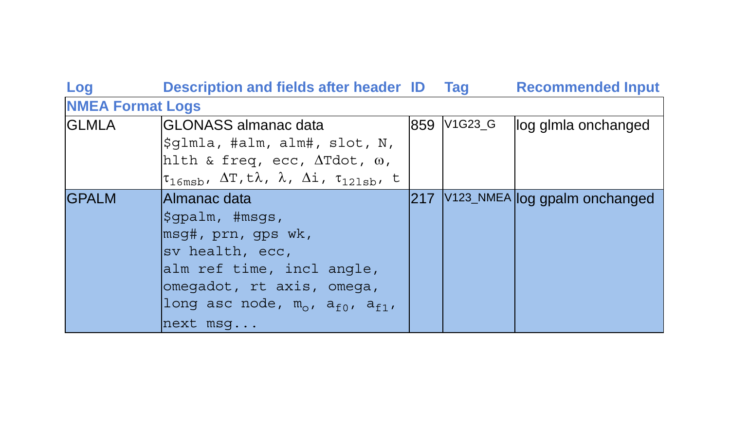| Log | Description and fields after header | ID | Tag | Recommended Input |
| --- | --- | --- | --- | --- |
| **NMEA Format Logs** | | | | |
| GLMLA | GLONASS almanac data<br>$glmla, #alm, alm#, slot, N, hlth & freq, ecc, $\Delta$Tdot, $\omega$, $\tau_{16msb}$, $\Delta$T, t$\lambda$, $\lambda$, $\Delta$i, $\tau_{12lsb}$, t | 859 | V1G23_G | log glmla onchanged |
| GPALM | Almanac data<br>$gpalm, #msgs,<br>msg#, prn, gps wk,<br>sv health, ecc,<br>alm ref time, incl angle,<br>omegadot, rt axis, omega,<br>long asc node, $m_o$, $a_{f0}$, $a_{f1}$,<br>next msg... | 217 | V123_NMEA | log gpalm onchanged |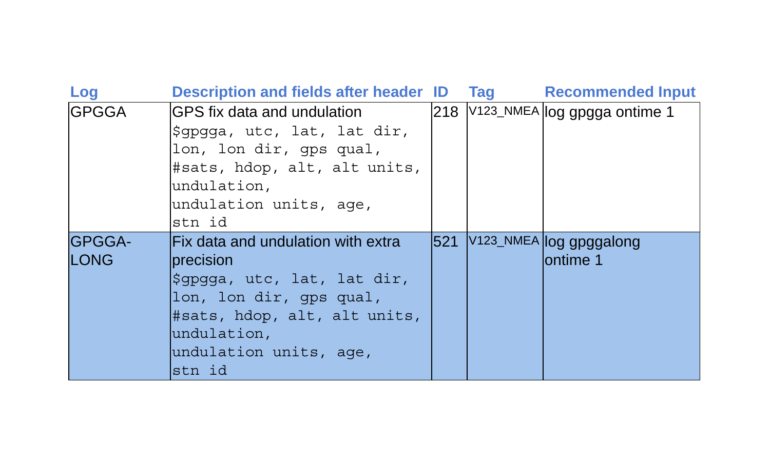| Log | Description and fields after header | ID | Tag | Recommended Input |
|---|---|---|---|---|
| GPGGA | GPS fix data and undulation<br>`$gpgga, utc, lat, lat dir, lon, lon dir, gps qual, #sats, hdop, alt, alt units, undulation, undulation units, age, stn id` | 218 | V123_NMEA | log gpgga ontime 1 |
| GPGGA-LONG | Fix data and undulation with extra precision<br>`$gpgga, utc, lat, lat dir, lon, lon dir, gps qual, #sats, hdop, alt, alt units, undulation, undulation units, age, stn id` | 521 | V123_NMEA | log gpggalong ontime 1 |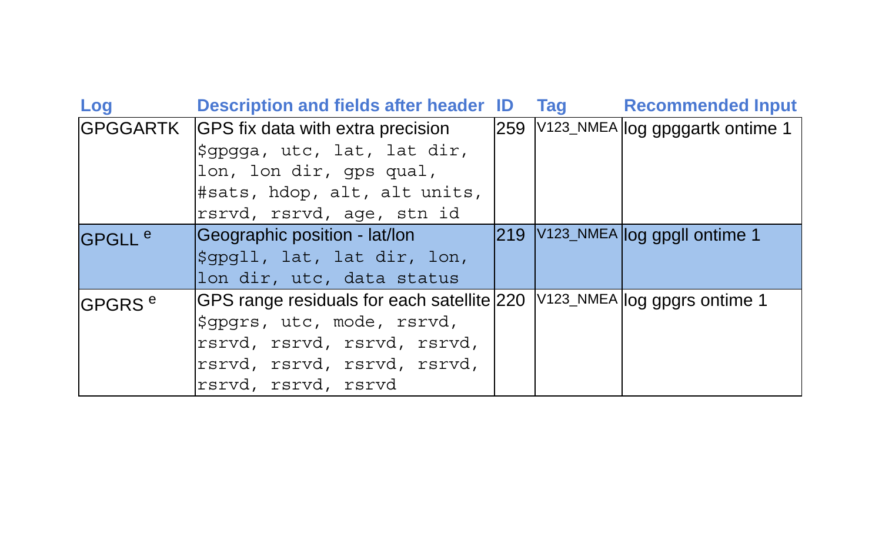| Log | Description and fields after header | ID | Tag | Recommended Input |
|---|---|---|---|---|
| GPGGARTK | GPS fix data with extra precision `$gpgga, utc, lat, lat dir, lon, lon dir, gps qual, #sats, hdop, alt, alt units, rsrvd, rsrvd, age, stn id` | 259 | V123_NMEA | log gpggartk ontime 1 |
| GPGLL [e] | Geographic position - lat/lon `$gpgll, lat, lat dir, lon, lon dir, utc, data status` | 219 | V123_NMEA | log gpgll ontime 1 |
| GPGRS [e] | GPS range residuals for each satellite `$gpgrs, utc, mode, rsrvd, rsrvd, rsrvd, rsrvd, rsrvd, rsrvd, rsrvd, rsrvd, rsrvd, rsrvd, rsrvd, rsrvd` | 220 | V123_NMEA | log gpgrs ontime 1 |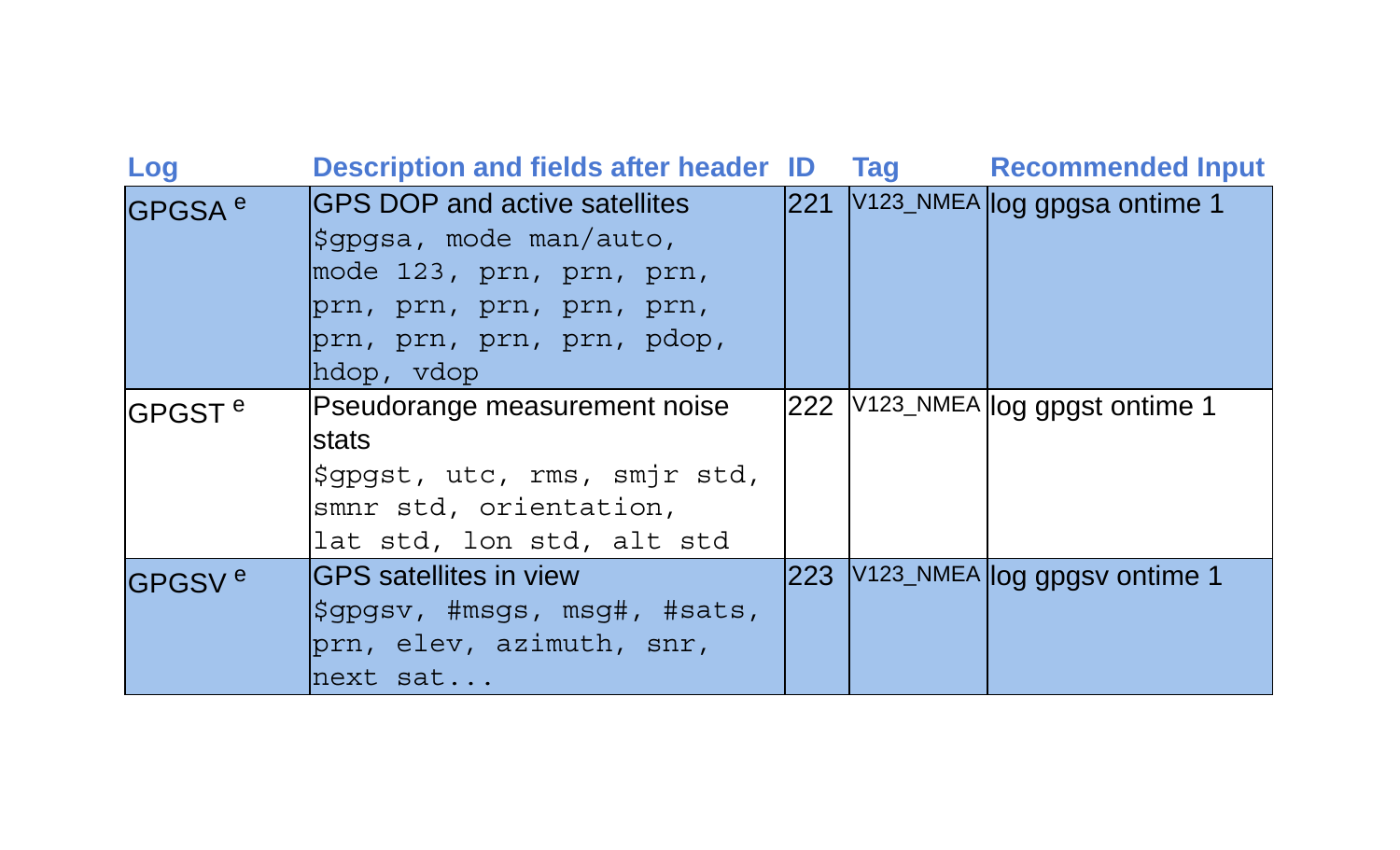| Log | Description and fields after header | ID | Tag | Recommended Input |
|---|---|---|---|---|
| GPGSA [e] | GPS DOP and active satellites `$gpgsa, mode man/auto, mode 123, prn, prn, prn, prn, prn, prn, prn, prn, prn, prn, prn, prn, pdop, hdop, vdop` | 221 | V123_NMEA | log gpgsa ontime 1 |
| GPGST [e] | Pseudorange measurement noise stats `$gpgst, utc, rms, smjr std, smnr std, orientation, lat std, lon std, alt std` | 222 | V123_NMEA | log gpgst ontime 1 |
| GPGSV [e] | GPS satellites in view `$gpgsv, #msgs, msg#, #sats, prn, elev, azimuth, snr, next sat...` | 223 | V123_NMEA | log gpgsv ontime 1 |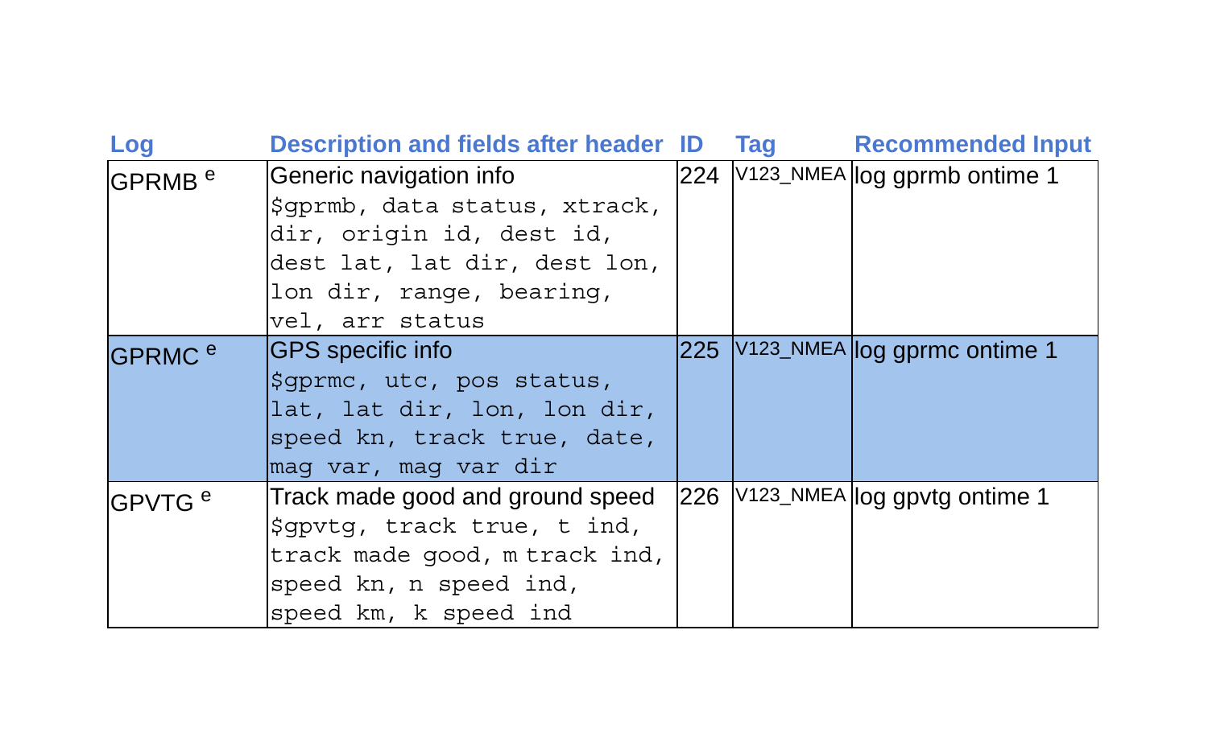| Log | Description and fields after header | ID | Tag | Recommended Input |
|---|---|---|---|---|
| GPRMB [e] | Generic navigation info<br>`$gprmb, data status, xtrack, dir, origin id, dest id, dest lat, lat dir, dest lon, lon dir, range, bearing, vel, arr status` | 224 | V123_NMEA | log gprmb ontime 1 |
| GPRMC [e] | GPS specific info<br>`$gprmc, utc, pos status, lat, lat dir, lon, lon dir, speed kn, track true, date, mag var, mag var dir` | 225 | V123_NMEA | log gprmc ontime 1 |
| GPVTG [e] | Track made good and ground speed<br>`$gpvtg, track true, t ind, track made good, m track ind, speed kn, n speed ind, speed km, k speed ind` | 226 | V123_NMEA | log gpvtg ontime 1 |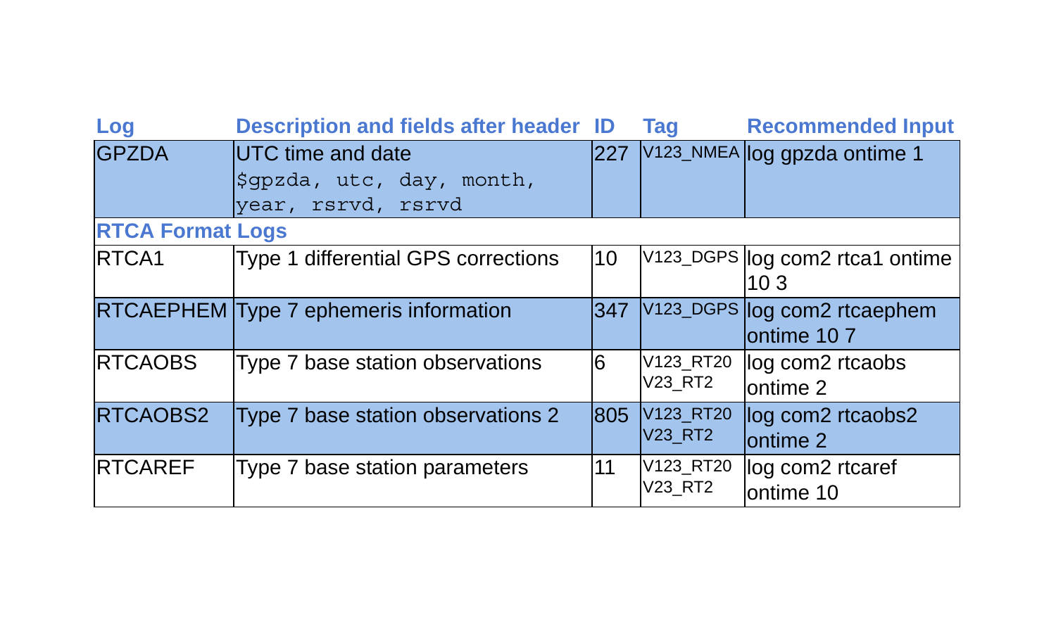| Log | Description and fields after header | ID | Tag | Recommended Input |
|---|---|---|---|---|
| GPZDA | UTC time and date `$gpzda, utc, day, month, year, rsrvd, rsrvd` | 227 | V123_NMEA | log gpzda ontime 1 |
| **RTCA Format Logs** | | | | |
| RTCA1 | Type 1 differential GPS corrections | 10 | V123_DGPS | log com2 rtca1 ontime 10 3 |
| RTCAEPHEM | Type 7 ephemeris information | 347 | V123_DGPS | log com2 rtcaephem ontime 10 7 |
| RTCAOBS | Type 7 base station observations | 6 | V123_RT20 V23_RT2 | log com2 rtcaobs ontime 2 |
| RTCAOBS2 | Type 7 base station observations 2 | 805 | V123_RT20 V23_RT2 | log com2 rtcaobs2 ontime 2 |
| RTCAREF | Type 7 base station parameters | 11 | V123_RT20 V23_RT2 | log com2 rtcaref ontime 10 |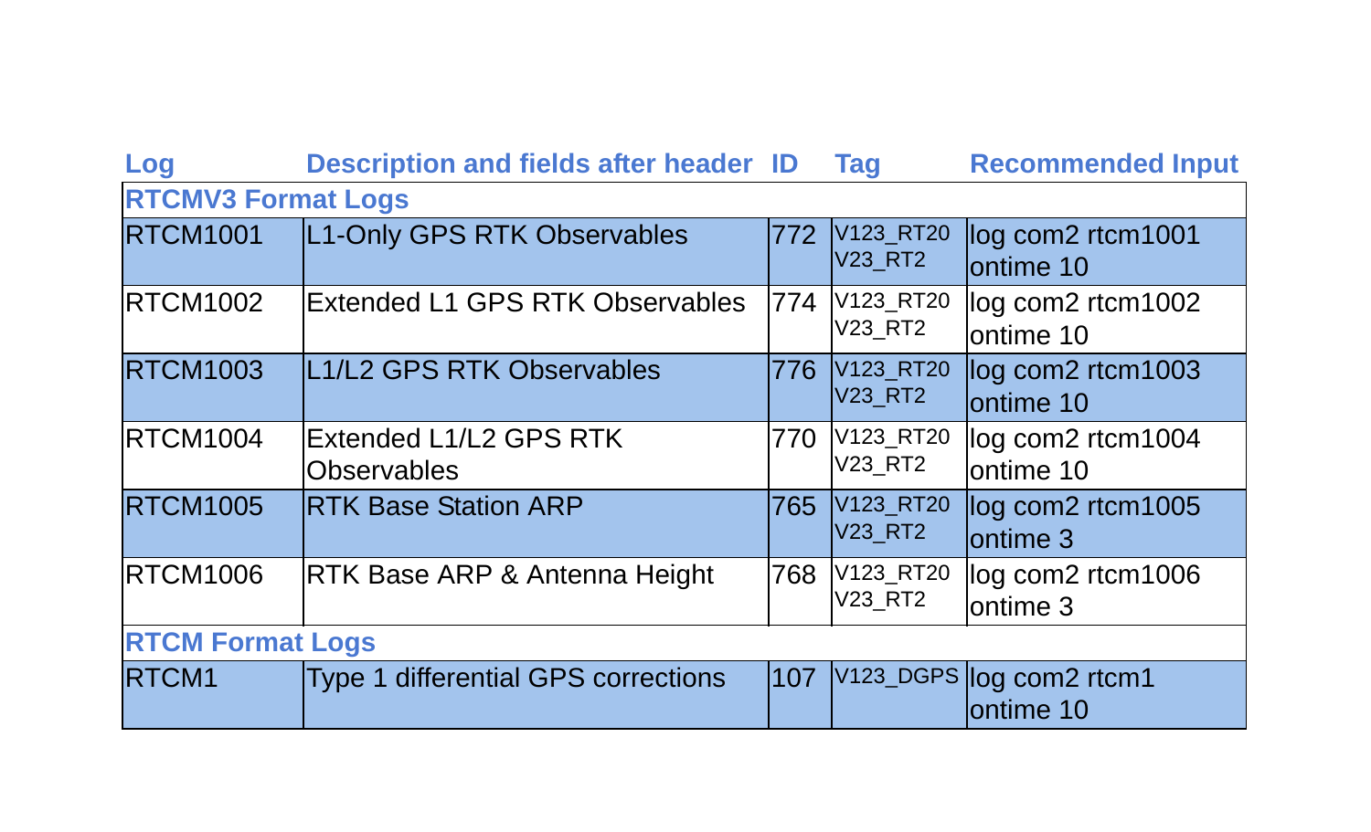| Log | Description and fields after header | ID | Tag | Recommended Input |
|---|---|---|---|---|
| **RTCMV3 Format Logs** | | | | |
| RTCM1001 | L1-Only GPS RTK Observables | 772 | V123_RT20 V23_RT2 | log com2 rtcm1001 ontime 10 |
| RTCM1002 | Extended L1 GPS RTK Observables | 774 | V123_RT20 V23_RT2 | log com2 rtcm1002 ontime 10 |
| RTCM1003 | L1/L2 GPS RTK Observables | 776 | V123_RT20 V23_RT2 | log com2 rtcm1003 ontime 10 |
| RTCM1004 | Extended L1/L2 GPS RTK Observables | 770 | V123_RT20 V23_RT2 | log com2 rtcm1004 ontime 10 |
| RTCM1005 | RTK Base Station ARP | 765 | V123_RT20 V23_RT2 | log com2 rtcm1005 ontime 3 |
| RTCM1006 | RTK Base ARP & Antenna Height | 768 | V123_RT20 V23_RT2 | log com2 rtcm1006 ontime 3 |
| **RTCM Format Logs** | | | | |
| RTCM1 | Type 1 differential GPS corrections | 107 | V123_DGPS | log com2 rtcm1 ontime 10 |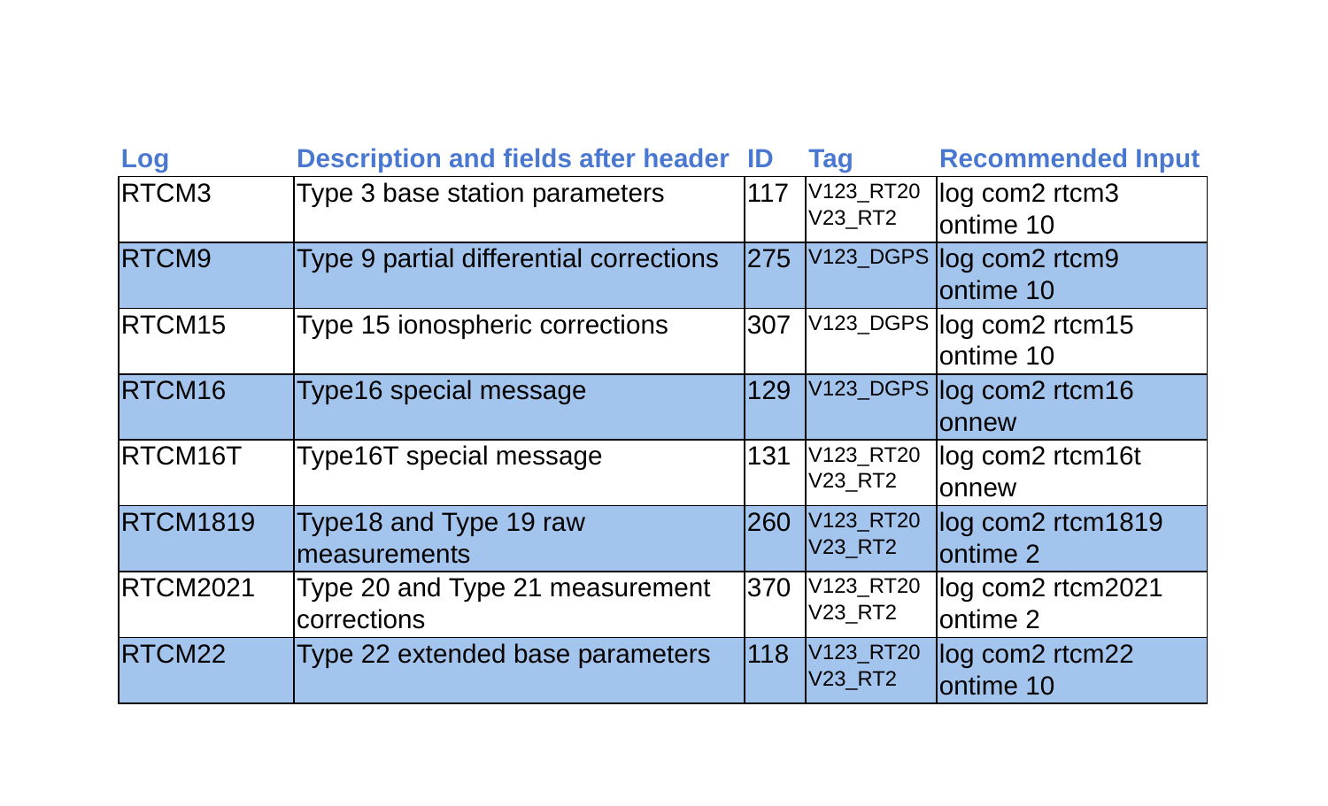| Log | Description and fields after header | ID | Tag | Recommended Input |
|---|---|---|---|---|
| RTCM3 | Type 3 base station parameters | 117 | V123_RT20 V23_RT2 | log com2 rtcm3 ontime 10 |
| RTCM9 | Type 9 partial differential corrections | 275 | V123_DGPS | log com2 rtcm9 ontime 10 |
| RTCM15 | Type 15 ionospheric corrections | 307 | V123_DGPS | log com2 rtcm15 ontime 10 |
| RTCM16 | Type16 special message | 129 | V123_DGPS | log com2 rtcm16 onnew |
| RTCM16T | Type16T special message | 131 | V123_RT20 V23_RT2 | log com2 rtcm16t onnew |
| RTCM1819 | Type18 and Type 19 raw measurements | 260 | V123_RT20 V23_RT2 | log com2 rtcm1819 ontime 2 |
| RTCM2021 | Type 20 and Type 21 measurement corrections | 370 | V123_RT20 V23_RT2 | log com2 rtcm2021 ontime 2 |
| RTCM22 | Type 22 extended base parameters | 118 | V123_RT20 V23_RT2 | log com2 rtcm22 ontime 10 |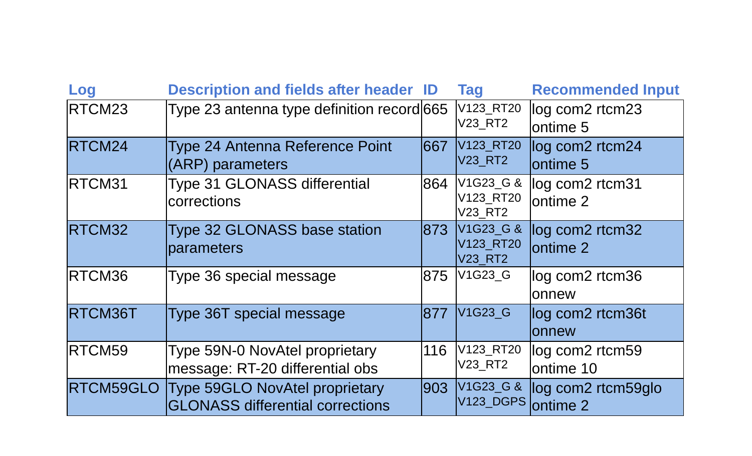| Log | Description and fields after header | ID | Tag | Recommended Input |
|---|---|---|---|---|
| RTCM23 | Type 23 antenna type definition record | 665 | V123_RT20 V23_RT2 | log com2 rtcm23 ontime 5 |
| RTCM24 | Type 24 Antenna Reference Point (ARP) parameters | 667 | V123_RT20 V23_RT2 | log com2 rtcm24 ontime 5 |
| RTCM31 | Type 31 GLONASS differential corrections | 864 | V1G23_G & V123_RT20 V23_RT2 | log com2 rtcm31 ontime 2 |
| RTCM32 | Type 32 GLONASS base station parameters | 873 | V1G23_G & V123_RT20 V23_RT2 | log com2 rtcm32 ontime 2 |
| RTCM36 | Type 36 special message | 875 | V1G23_G | log com2 rtcm36 onnew |
| RTCM36T | Type 36T special message | 877 | V1G23_G | log com2 rtcm36t onnew |
| RTCM59 | Type 59N-0 NovAtel proprietary message: RT-20 differential obs | 116 | V123_RT20 V23_RT2 | log com2 rtcm59 ontime 10 |
| RTCM59GLO | Type 59GLO NovAtel proprietary GLONASS differential corrections | 903 | V1G23_G & V123_DGPS | log com2 rtcm59glo ontime 2 |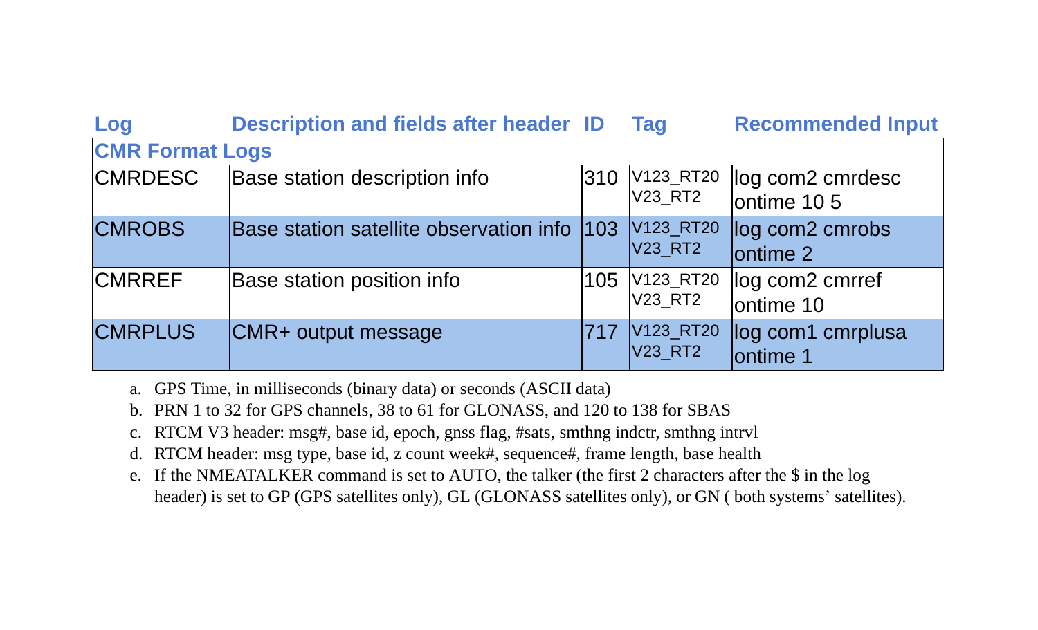| Log | Description and fields after header | ID | Tag | Recommended Input |
|---|---|---|---|---|
| **CMR Format Logs** | | | | |
| CMRDESC | Base station description info | 310 | V123_RT20 V23_RT2 | log com2 cmrdesc ontime 10 5 |
| CMROBS | Base station satellite observation info | 103 | V123_RT20 V23_RT2 | log com2 cmrobs ontime 2 |
| CMRREF | Base station position info | 105 | V123_RT20 V23_RT2 | log com2 cmrref ontime 10 |
| CMRPLUS | CMR+ output message | 717 | V123_RT20 V23_RT2 | log com1 cmrplusa ontime 1 |

a. GPS Time, in milliseconds (binary data) or seconds (ASCII data)

b. PRN 1 to 32 for GPS channels, 38 to 61 for GLONASS, and 120 to 138 for SBAS

c. RTCM V3 header: msg#, base id, epoch, gnss flag, #sats, smthng indctr, smthng intrvl

d. RTCM header: msg type, base id, z count week#, sequence#, frame length, base health

e. If the NMEATALKER command is set to AUTO, the talker (the first 2 characters after the $ in the log header) is set to GP (GPS satellites only), GL (GLONASS satellites only), or GN ( both systems' satellites).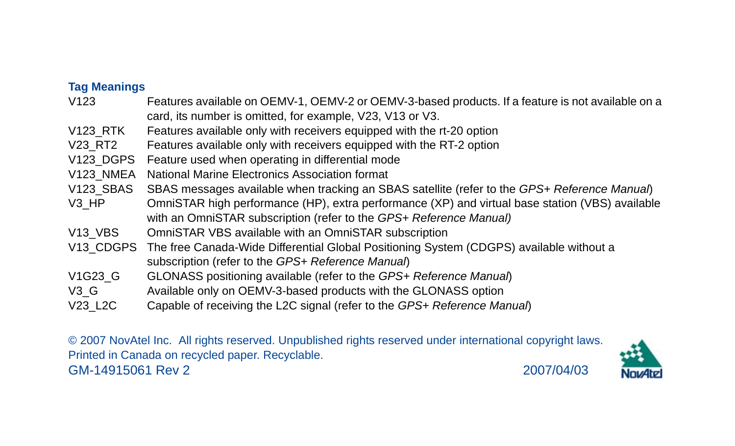## Tag Meanings

| | |
|---|---|
| V123 | Features available on OEMV-1, OEMV-2 or OEMV-3-based products. If a feature is not available on a card, its number is omitted, for example, V23, V13 or V3. |
| V123_RTK | Features available only with receivers equipped with the rt-20 option |
| V23_RT2 | Features available only with receivers equipped with the RT-2 option |
| V123_DGPS | Feature used when operating in differential mode |
| V123_NMEA | National Marine Electronics Association format |
| V123_SBAS | SBAS messages available when tracking an SBAS satellite (refer to the *GPS+ Reference Manual*) |
| V3_HP | OmniSTAR high performance (HP), extra performance (XP) and virtual base station (VBS) available with an OmniSTAR subscription (refer to the *GPS+ Reference Manual)* |
| V13_VBS | OmniSTAR VBS available with an OmniSTAR subscription |
| V13_CDGPS | The free Canada-Wide Differential Global Positioning System (CDGPS) available without a subscription (refer to the *GPS+ Reference Manual*) |
| V1G23_G | GLONASS positioning available (refer to the *GPS+ Reference Manual*) |
| V3_G | Available only on OEMV-3-based products with the GLONASS option |
| V23_L2C | Capable of receiving the L2C signal (refer to the *GPS+ Reference Manual*) |

© 2007 NovAtel Inc. All rights reserved. Unpublished rights reserved under international copyright laws.
Printed in Canada on recycled paper. Recyclable.
GM-14915061 Rev 2 2007/04/03

NovAtel